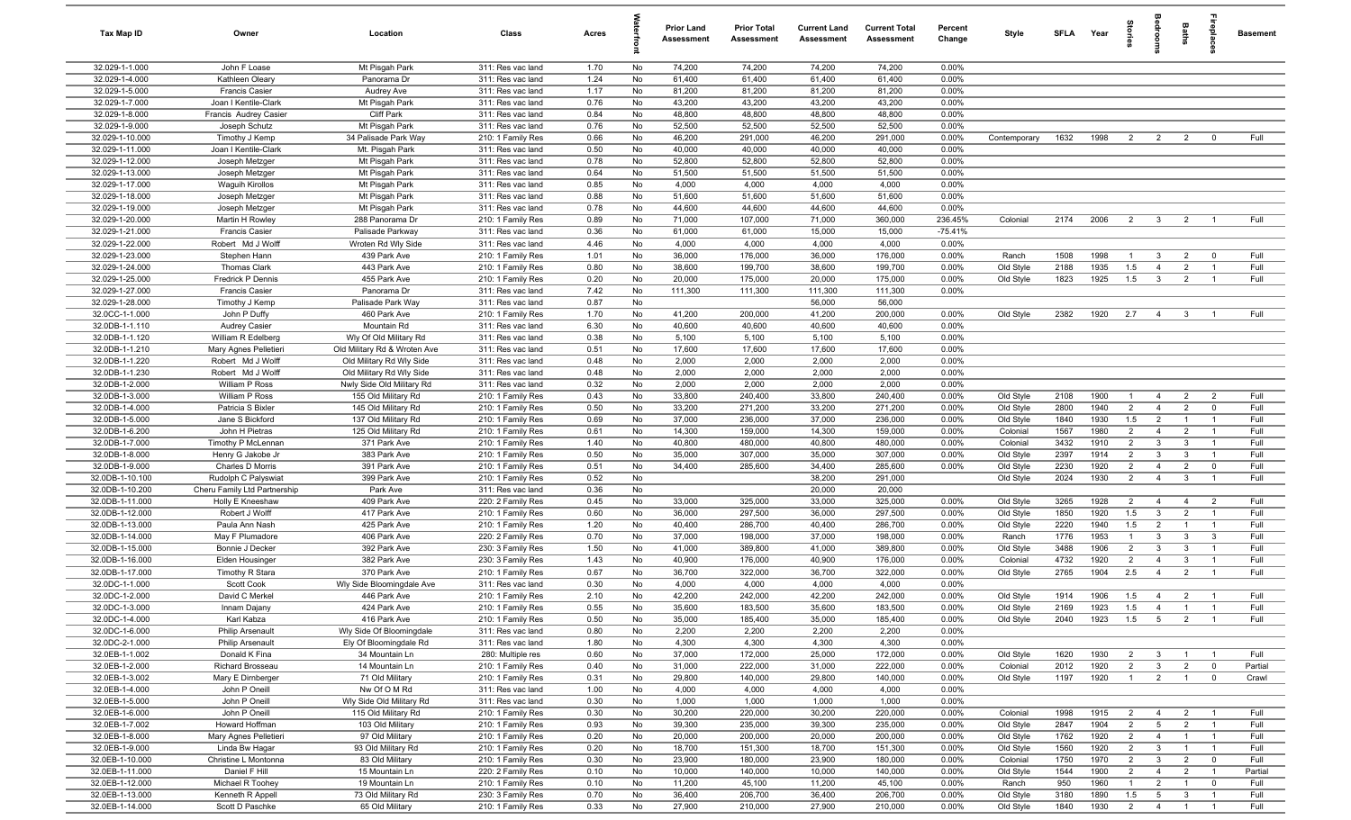| Tax Map ID | Owner | Location | Class | Acres | Waterfront | Prior Land Assessment | Prior Total Assessment | Current Land Assessment | Current Total Assessment | Percent Change | Style | SFLA | Year | Stories | Bedrooms | Baths | Fireplaces | Basement |
|---|---|---|---|---|---|---|---|---|---|---|---|---|---|---|---|---|---|---|
| 32.029-1-1.000 | John F Loase | Mt Pisgah Park | 311: Res vac land | 1.70 | No | 74,200 | 74,200 | 74,200 | 74,200 | 0.00% | | | | | | | | |
| 32.029-1-4.000 | Kathleen Oleary | Panorama Dr | 311: Res vac land | 1.24 | No | 61,400 | 61,400 | 61,400 | 61,400 | 0.00% | | | | | | | | |
| 32.029-1-5.000 | Francis Casier | Audrey Ave | 311: Res vac land | 1.17 | No | 81,200 | 81,200 | 81,200 | 81,200 | 0.00% | | | | | | | | |
| 32.029-1-7.000 | Joan I Kentile-Clark | Mt Pisgah Park | 311: Res vac land | 0.76 | No | 43,200 | 43,200 | 43,200 | 43,200 | 0.00% | | | | | | | | |
| 32.029-1-8.000 | Francis Audrey Casier | Cliff Park | 311: Res vac land | 0.84 | No | 48,800 | 48,800 | 48,800 | 48,800 | 0.00% | | | | | | | | |
| 32.029-1-9.000 | Joseph Schutz | Mt Pisgah Park | 311: Res vac land | 0.76 | No | 52,500 | 52,500 | 52,500 | 52,500 | 0.00% | | | | | | | | |
| 32.029-1-10.000 | Timothy J Kemp | 34 Palisade Park Way | 210: 1 Family Res | 0.66 | No | 46,200 | 291,000 | 46,200 | 291,000 | 0.00% | Contemporary | 1632 | 1998 | 2 | 2 | 2 | 0 | Full |
| 32.029-1-11.000 | Joan I Kentile-Clark | Mt. Pisgah Park | 311: Res vac land | 0.50 | No | 40,000 | 40,000 | 40,000 | 40,000 | 0.00% | | | | | | | | |
| 32.029-1-12.000 | Joseph Metzger | Mt Pisgah Park | 311: Res vac land | 0.78 | No | 52,800 | 52,800 | 52,800 | 52,800 | 0.00% | | | | | | | | |
| 32.029-1-13.000 | Joseph Metzger | Mt Pisgah Park | 311: Res vac land | 0.64 | No | 51,500 | 51,500 | 51,500 | 51,500 | 0.00% | | | | | | | | |
| 32.029-1-17.000 | Waguih Kirollos | Mt Pisgah Park | 311: Res vac land | 0.85 | No | 4,000 | 4,000 | 4,000 | 4,000 | 0.00% | | | | | | | | |
| 32.029-1-18.000 | Joseph Metzger | Mt Pisgah Park | 311: Res vac land | 0.88 | No | 51,600 | 51,600 | 51,600 | 51,600 | 0.00% | | | | | | | | |
| 32.029-1-19.000 | Joseph Metzger | Mt Pisgah Park | 311: Res vac land | 0.78 | No | 44,600 | 44,600 | 44,600 | 44,600 | 0.00% | | | | | | | | |
| 32.029-1-20.000 | Martin H Rowley | 288 Panorama Dr | 210: 1 Family Res | 0.89 | No | 71,000 | 107,000 | 71,000 | 360,000 | 236.45% | Colonial | 2174 | 2006 | 2 | 3 | 2 | 1 | Full |
| 32.029-1-21.000 | Francis Casier | Palisade Parkway | 311: Res vac land | 0.36 | No | 61,000 | 61,000 | 15,000 | 15,000 | -75.41% | | | | | | | | |
| 32.029-1-22.000 | Robert Md J Wolff | Wroten Rd Wly Side | 311: Res vac land | 4.46 | No | 4,000 | 4,000 | 4,000 | 4,000 | 0.00% | | | | | | | | |
| 32.029-1-23.000 | Stephen Hann | 439 Park Ave | 210: 1 Family Res | 1.01 | No | 36,000 | 176,000 | 36,000 | 176,000 | 0.00% | Ranch | 1508 | 1998 | 1 | 3 | 2 | 0 | Full |
| 32.029-1-24.000 | Thomas Clark | 443 Park Ave | 210: 1 Family Res | 0.80 | No | 38,600 | 199,700 | 38,600 | 199,700 | 0.00% | Old Style | 2188 | 1935 | 1.5 | 4 | 2 | 1 | Full |
| 32.029-1-25.000 | Fredrick P Dennis | 455 Park Ave | 210: 1 Family Res | 0.20 | No | 20,000 | 175,000 | 20,000 | 175,000 | 0.00% | Old Style | 1823 | 1925 | 1.5 | 3 | 2 | 1 | Full |
| 32.029-1-27.000 | Francis Casier | Panorama Dr | 311: Res vac land | 7.42 | No | 111,300 | 111,300 | 111,300 | 111,300 | 0.00% | | | | | | | | |
| 32.029-1-28.000 | Timothy J Kemp | Palisade Park Way | 311: Res vac land | 0.87 | No | | | 56,000 | 56,000 | | | | | | | | | |
| 32.0CC-1-1.000 | John P Duffy | 460 Park Ave | 210: 1 Family Res | 1.70 | No | 41,200 | 200,000 | 41,200 | 200,000 | 0.00% | Old Style | 2382 | 1920 | 2.7 | 4 | 3 | 1 | Full |
| 32.0DB-1-1.110 | Audrey Casier | Mountain Rd | 311: Res vac land | 6.30 | No | 40,600 | 40,600 | 40,600 | 40,600 | 0.00% | | | | | | | | |
| 32.0DB-1-1.120 | William R Edelberg | Wly Of Old Military Rd | 311: Res vac land | 0.38 | No | 5,100 | 5,100 | 5,100 | 5,100 | 0.00% | | | | | | | | |
| 32.0DB-1-1.210 | Mary Agnes Pelletieri | Old Military Rd & Wroten Ave | 311: Res vac land | 0.51 | No | 17,600 | 17,600 | 17,600 | 17,600 | 0.00% | | | | | | | | |
| 32.0DB-1-1.220 | Robert Md J Wolff | Old Military Rd Wly Side | 311: Res vac land | 0.48 | No | 2,000 | 2,000 | 2,000 | 2,000 | 0.00% | | | | | | | | |
| 32.0DB-1-1.230 | Robert Md J Wolff | Old Military Rd Wly Side | 311: Res vac land | 0.48 | No | 2,000 | 2,000 | 2,000 | 2,000 | 0.00% | | | | | | | | |
| 32.0DB-1-2.000 | William P Ross | Nwly Side Old Military Rd | 311: Res vac land | 0.32 | No | 2,000 | 2,000 | 2,000 | 2,000 | 0.00% | | | | | | | | |
| 32.0DB-1-3.000 | William P Ross | 155 Old Military Rd | 210: 1 Family Res | 0.43 | No | 33,800 | 240,400 | 33,800 | 240,400 | 0.00% | Old Style | 2108 | 1900 | 1 | 4 | 2 | 2 | Full |
| 32.0DB-1-4.000 | Patricia S Bixler | 145 Old Military Rd | 210: 1 Family Res | 0.50 | No | 33,200 | 271,200 | 33,200 | 271,200 | 0.00% | Old Style | 2800 | 1940 | 2 | 4 | 2 | 0 | Full |
| 32.0DB-1-5.000 | Jane S Bickford | 137 Old Military Rd | 210: 1 Family Res | 0.69 | No | 37,000 | 236,000 | 37,000 | 236,000 | 0.00% | Old Style | 1840 | 1930 | 1.5 | 2 | 1 | 1 | Full |
| 32.0DB-1-6.200 | John H Pietras | 125 Old Military Rd | 210: 1 Family Res | 0.61 | No | 14,300 | 159,000 | 14,300 | 159,000 | 0.00% | Colonial | 1567 | 1980 | 2 | 4 | 2 | 1 | Full |
| 32.0DB-1-7.000 | Timothy P McLennan | 371 Park Ave | 210: 1 Family Res | 1.40 | No | 40,800 | 480,000 | 40,800 | 480,000 | 0.00% | Colonial | 3432 | 1910 | 2 | 3 | 3 | 1 | Full |
| 32.0DB-1-8.000 | Henry G Jakobe Jr | 383 Park Ave | 210: 1 Family Res | 0.50 | No | 35,000 | 307,000 | 35,000 | 307,000 | 0.00% | Old Style | 2397 | 1914 | 2 | 3 | 3 | 1 | Full |
| 32.0DB-1-9.000 | Charles D Morris | 391 Park Ave | 210: 1 Family Res | 0.51 | No | 34,400 | 285,600 | 34,400 | 285,600 | 0.00% | Old Style | 2230 | 1920 | 2 | 4 | 2 | 0 | Full |
| 32.0DB-1-10.100 | Rudolph C Palyswiat | 399 Park Ave | 210: 1 Family Res | 0.52 | No | | | 38,200 | 291,000 | | Old Style | 2024 | 1930 | 2 | 4 | 3 | 1 | Full |
| 32.0DB-1-10.200 | Cheru Family Ltd Partnership | Park Ave | 311: Res vac land | 0.36 | No | | | 20,000 | 20,000 | | | | | | | | | |
| 32.0DB-1-11.000 | Holly E Kneeshaw | 409 Park Ave | 220: 2 Family Res | 0.45 | No | 33,000 | 325,000 | 33,000 | 325,000 | 0.00% | Old Style | 3265 | 1928 | 2 | 4 | 4 | 2 | Full |
| 32.0DB-1-12.000 | Robert J Wolff | 417 Park Ave | 210: 1 Family Res | 0.60 | No | 36,000 | 297,500 | 36,000 | 297,500 | 0.00% | Old Style | 1850 | 1920 | 1.5 | 3 | 2 | 1 | Full |
| 32.0DB-1-13.000 | Paula Ann Nash | 425 Park Ave | 210: 1 Family Res | 1.20 | No | 40,400 | 286,700 | 40,400 | 286,700 | 0.00% | Old Style | 2220 | 1940 | 1.5 | 2 | 1 | 1 | Full |
| 32.0DB-1-14.000 | May F Plumadore | 406 Park Ave | 220: 2 Family Res | 0.70 | No | 37,000 | 198,000 | 37,000 | 198,000 | 0.00% | Ranch | 1776 | 1953 | 1 | 3 | 3 | 3 | Full |
| 32.0DB-1-15.000 | Bonnie J Decker | 392 Park Ave | 230: 3 Family Res | 1.50 | No | 41,000 | 389,800 | 41,000 | 389,800 | 0.00% | Old Style | 3488 | 1906 | 2 | 3 | 3 | 1 | Full |
| 32.0DB-1-16.000 | Elden Housinger | 382 Park Ave | 230: 3 Family Res | 1.43 | No | 40,900 | 176,000 | 40,900 | 176,000 | 0.00% | Colonial | 4732 | 1920 | 2 | 4 | 3 | 1 | Full |
| 32.0DB-1-17.000 | Timothy R Stara | 370 Park Ave | 210: 1 Family Res | 0.67 | No | 36,700 | 322,000 | 36,700 | 322,000 | 0.00% | Old Style | 2765 | 1904 | 2.5 | 4 | 2 | 1 | Full |
| 32.0DC-1-1.000 | Scott Cook | Wly Side Bloomingdale Ave | 311: Res vac land | 0.30 | No | 4,000 | 4,000 | 4,000 | 4,000 | 0.00% | | | | | | | | |
| 32.0DC-1-2.000 | David C Merkel | 446 Park Ave | 210: 1 Family Res | 2.10 | No | 42,200 | 242,000 | 42,200 | 242,000 | 0.00% | Old Style | 1914 | 1906 | 1.5 | 4 | 2 | 1 | Full |
| 32.0DC-1-3.000 | Innam Dajany | 424 Park Ave | 210: 1 Family Res | 0.55 | No | 35,600 | 183,500 | 35,600 | 183,500 | 0.00% | Old Style | 2169 | 1923 | 1.5 | 4 | 1 | 1 | Full |
| 32.0DC-1-4.000 | Karl Kabza | 416 Park Ave | 210: 1 Family Res | 0.50 | No | 35,000 | 185,400 | 35,000 | 185,400 | 0.00% | Old Style | 2040 | 1923 | 1.5 | 5 | 2 | 1 | Full |
| 32.0DC-1-6.000 | Philip Arsenault | Wly Side Of Bloomingdale | 311: Res vac land | 0.80 | No | 2,200 | 2,200 | 2,200 | 2,200 | 0.00% | | | | | | | | |
| 32.0DC-2-1.000 | Philip Arsenault | Ely Of Bloomingdale Rd | 311: Res vac land | 1.80 | No | 4,300 | 4,300 | 4,300 | 4,300 | 0.00% | | | | | | | | |
| 32.0EB-1-1.002 | Donald K Fina | 34 Mountain Ln | 280: Multiple res | 0.60 | No | 37,000 | 172,000 | 25,000 | 172,000 | 0.00% | Old Style | 1620 | 1930 | 2 | 3 | 1 | 1 | Full |
| 32.0EB-1-2.000 | Richard Brosseau | 14 Mountain Ln | 210: 1 Family Res | 0.40 | No | 31,000 | 222,000 | 31,000 | 222,000 | 0.00% | Colonial | 2012 | 1920 | 2 | 3 | 2 | 0 | Partial |
| 32.0EB-1-3.002 | Mary E Dirnberger | 71 Old Military | 210: 1 Family Res | 0.31 | No | 29,800 | 140,000 | 29,800 | 140,000 | 0.00% | Old Style | 1197 | 1920 | 1 | 2 | 1 | 0 | Crawl |
| 32.0EB-1-4.000 | John P Oneill | Nw Of O M Rd | 311: Res vac land | 1.00 | No | 4,000 | 4,000 | 4,000 | 4,000 | 0.00% | | | | | | | | |
| 32.0EB-1-5.000 | John P Oneill | Wly Side Old Military Rd | 311: Res vac land | 0.30 | No | 1,000 | 1,000 | 1,000 | 1,000 | 0.00% | | | | | | | | |
| 32.0EB-1-6.000 | John P Oneill | 115 Old Military Rd | 210: 1 Family Res | 0.30 | No | 30,200 | 220,000 | 30,200 | 220,000 | 0.00% | Colonial | 1998 | 1915 | 2 | 4 | 2 | 1 | Full |
| 32.0EB-1-7.002 | Howard Hoffman | 103 Old Military | 210: 1 Family Res | 0.93 | No | 39,300 | 235,000 | 39,300 | 235,000 | 0.00% | Old Style | 2847 | 1904 | 2 | 5 | 2 | 1 | Full |
| 32.0EB-1-8.000 | Mary Agnes Pelletieri | 97 Old Military | 210: 1 Family Res | 0.20 | No | 20,000 | 200,000 | 20,000 | 200,000 | 0.00% | Old Style | 1762 | 1920 | 2 | 4 | 1 | 1 | Full |
| 32.0EB-1-9.000 | Linda Bw Hagar | 93 Old Military Rd | 210: 1 Family Res | 0.20 | No | 18,700 | 151,300 | 18,700 | 151,300 | 0.00% | Old Style | 1560 | 1920 | 2 | 3 | 1 | 1 | Full |
| 32.0EB-1-10.000 | Christine L Montonna | 83 Old Military | 210: 1 Family Res | 0.30 | No | 23,900 | 180,000 | 23,900 | 180,000 | 0.00% | Colonial | 1750 | 1970 | 2 | 3 | 2 | 0 | Full |
| 32.0EB-1-11.000 | Daniel F Hill | 15 Mountain Ln | 220: 2 Family Res | 0.10 | No | 10,000 | 140,000 | 10,000 | 140,000 | 0.00% | Old Style | 1544 | 1900 | 2 | 4 | 2 | 1 | Partial |
| 32.0EB-1-12.000 | Michael R Toohey | 19 Mountain Ln | 210: 1 Family Res | 0.10 | No | 11,200 | 45,100 | 11,200 | 45,100 | 0.00% | Ranch | 950 | 1960 | 1 | 2 | 1 | 0 | Full |
| 32.0EB-1-13.000 | Kenneth R Appell | 73 Old Military Rd | 230: 3 Family Res | 0.70 | No | 36,400 | 206,700 | 36,400 | 206,700 | 0.00% | Old Style | 3180 | 1890 | 1.5 | 5 | 3 | 1 | Full |
| 32.0EB-1-14.000 | Scott D Paschke | 65 Old Military | 210: 1 Family Res | 0.33 | No | 27,900 | 210,000 | 27,900 | 210,000 | 0.00% | Old Style | 1840 | 1930 | 2 | 4 | 1 | 1 | Full |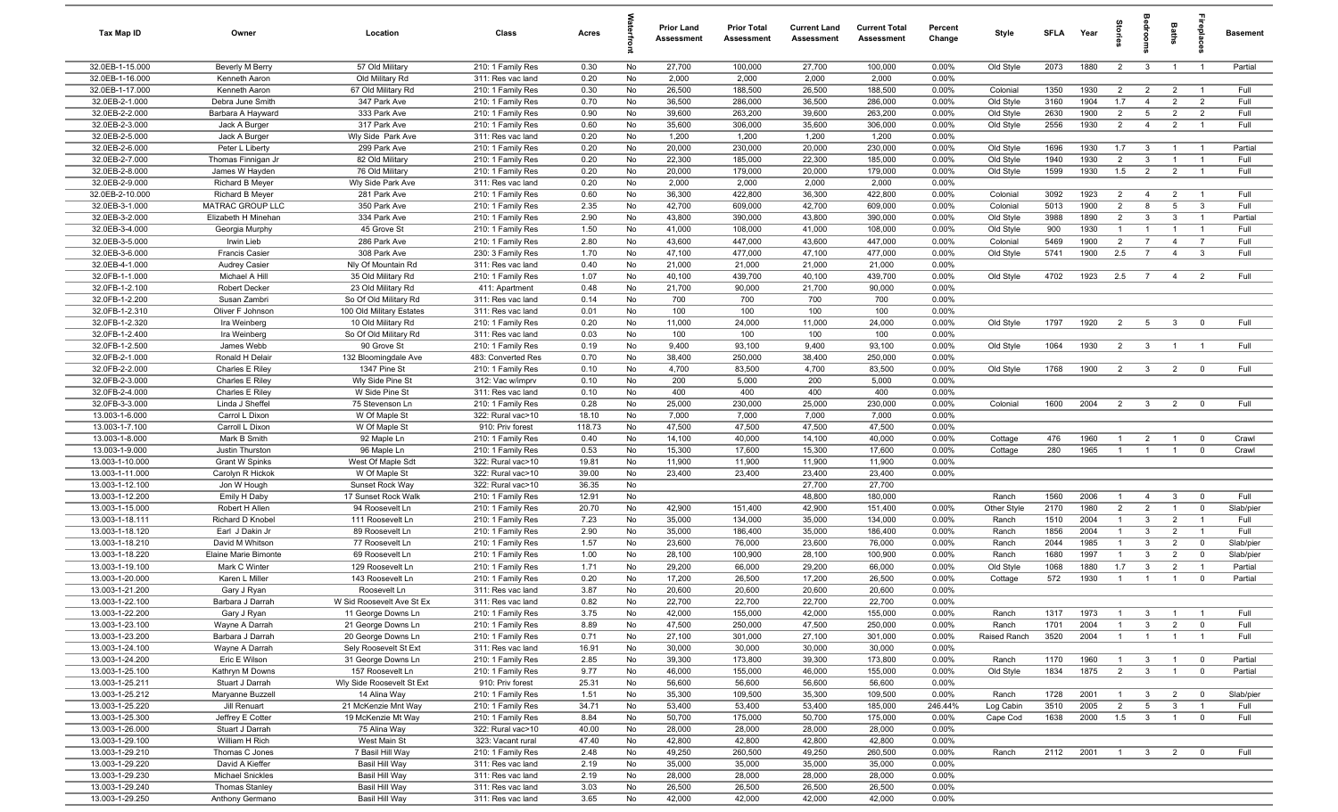| Tax Map ID | Owner | Location | Class | Acres | Waterfront | Prior Land Assessment | Prior Total Assessment | Current Land Assessment | Current Total Assessment | Percent Change | Style | SFLA | Year | Stories | Bedrooms | Baths | Fireplaces | Basement |
|---|---|---|---|---|---|---|---|---|---|---|---|---|---|---|---|---|---|---|
| 32.0EB-1-15.000 | Beverly M Berry | 57 Old Military | 210: 1 Family Res | 0.30 | No | 27,700 | 100,000 | 27,700 | 100,000 | 0.00% | Old Style | 2073 | 1880 | 2 | 3 | 1 | 1 | Partial |
| 32.0EB-1-16.000 | Kenneth Aaron | Old Military Rd | 311: Res vac land | 0.20 | No | 2,000 | 2,000 | 2,000 | 2,000 | 0.00% | | | | | | | | |
| 32.0EB-1-17.000 | Kenneth Aaron | 67 Old Military Rd | 210: 1 Family Res | 0.30 | No | 26,500 | 188,500 | 26,500 | 188,500 | 0.00% | Colonial | 1350 | 1930 | 2 | 2 | 2 | 1 | Full |
| 32.0EB-2-1.000 | Debra June Smith | 347 Park Ave | 210: 1 Family Res | 0.70 | No | 36,500 | 286,000 | 36,500 | 286,000 | 0.00% | Old Style | 3160 | 1904 | 1.7 | 4 | 2 | 2 | Full |
| 32.0EB-2-2.000 | Barbara A Hayward | 333 Park Ave | 210: 1 Family Res | 0.90 | No | 39,600 | 263,200 | 39,600 | 263,200 | 0.00% | Old Style | 2630 | 1900 | 2 | 5 | 2 | 2 | Full |
| 32.0EB-2-3.000 | Jack A Burger | 317 Park Ave | 210: 1 Family Res | 0.60 | No | 35,600 | 306,000 | 35,600 | 306,000 | 0.00% | Old Style | 2556 | 1930 | 2 | 4 | 2 | 1 | Full |
| 32.0EB-2-5.000 | Jack A Burger | Wly Side Park Ave | 311: Res vac land | 0.20 | No | 1,200 | 1,200 | 1,200 | 1,200 | 0.00% | | | | | | | | |
| 32.0EB-2-6.000 | Peter L Liberty | 299 Park Ave | 210: 1 Family Res | 0.20 | No | 20,000 | 230,000 | 20,000 | 230,000 | 0.00% | Old Style | 1696 | 1930 | 1.7 | 3 | 1 | 1 | Partial |
| 32.0EB-2-7.000 | Thomas Finnigan Jr | 82 Old Military | 210: 1 Family Res | 0.20 | No | 22,300 | 185,000 | 22,300 | 185,000 | 0.00% | Old Style | 1940 | 1930 | 2 | 3 | 1 | 1 | Full |
| 32.0EB-2-8.000 | James W Hayden | 76 Old Military | 210: 1 Family Res | 0.20 | No | 20,000 | 179,000 | 20,000 | 179,000 | 0.00% | Old Style | 1599 | 1930 | 1.5 | 2 | 2 | 1 | Full |
| 32.0EB-2-9.000 | Richard B Meyer | Wly Side Park Ave | 311: Res vac land | 0.20 | No | 2,000 | 2,000 | 2,000 | 2,000 | 0.00% | | | | | | | | |
| 32.0EB-2-10.000 | Richard B Meyer | 281 Park Ave | 210: 1 Family Res | 0.60 | No | 36,300 | 422,800 | 36,300 | 422,800 | 0.00% | Colonial | 3092 | 1923 | 2 | 4 | 2 | 1 | Full |
| 32.0EB-3-1.000 | MATRAC GROUP LLC | 350 Park Ave | 210: 1 Family Res | 2.35 | No | 42,700 | 609,000 | 42,700 | 609,000 | 0.00% | Colonial | 5013 | 1900 | 2 | 8 | 5 | 3 | Full |
| 32.0EB-3-2.000 | Elizabeth H Minehan | 334 Park Ave | 210: 1 Family Res | 2.90 | No | 43,800 | 390,000 | 43,800 | 390,000 | 0.00% | Old Style | 3988 | 1890 | 2 | 3 | 3 | 1 | Partial |
| 32.0EB-3-4.000 | Georgia Murphy | 45 Grove St | 210: 1 Family Res | 1.50 | No | 41,000 | 108,000 | 41,000 | 108,000 | 0.00% | Old Style | 900 | 1930 | 1 | 1 | 1 | 1 | Full |
| 32.0EB-3-5.000 | Irwin Lieb | 286 Park Ave | 210: 1 Family Res | 2.80 | No | 43,600 | 447,000 | 43,600 | 447,000 | 0.00% | Colonial | 5469 | 1900 | 2 | 7 | 4 | 7 | Full |
| 32.0EB-3-6.000 | Francis Casier | 308 Park Ave | 230: 3 Family Res | 1.70 | No | 47,100 | 477,000 | 47,100 | 477,000 | 0.00% | Old Style | 5741 | 1900 | 2.5 | 7 | 4 | 3 | Full |
| 32.0EB-4-1.000 | Audrey Casier | Nly Of Mountain Rd | 311: Res vac land | 0.40 | No | 21,000 | 21,000 | 21,000 | 21,000 | 0.00% | | | | | | | | |
| 32.0FB-1-1.000 | Michael A Hill | 35 Old Military Rd | 210: 1 Family Res | 1.07 | No | 40,100 | 439,700 | 40,100 | 439,700 | 0.00% | Old Style | 4702 | 1923 | 2.5 | 7 | 4 | 2 | Full |
| 32.0FB-1-2.100 | Robert Decker | 23 Old Military Rd | 411: Apartment | 0.48 | No | 21,700 | 90,000 | 21,700 | 90,000 | 0.00% | | | | | | | | |
| 32.0FB-1-2.200 | Susan Zambri | So Of Old Military Rd | 311: Res vac land | 0.14 | No | 700 | 700 | 700 | 700 | 0.00% | | | | | | | | |
| 32.0FB-1-2.310 | Oliver F Johnson | 100 Old Military Estates | 311: Res vac land | 0.01 | No | 100 | 100 | 100 | 100 | 0.00% | | | | | | | | |
| 32.0FB-1-2.320 | Ira Weinberg | 10 Old Military Rd | 210: 1 Family Res | 0.20 | No | 11,000 | 24,000 | 11,000 | 24,000 | 0.00% | Old Style | 1797 | 1920 | 2 | 5 | 3 | 0 | Full |
| 32.0FB-1-2.400 | Ira Weinberg | So Of Old Military Rd | 311: Res vac land | 0.03 | No | 100 | 100 | 100 | 100 | 0.00% | | | | | | | | |
| 32.0FB-1-2.500 | James Webb | 90 Grove St | 210: 1 Family Res | 0.19 | No | 9,400 | 93,100 | 9,400 | 93,100 | 0.00% | Old Style | 1064 | 1930 | 2 | 3 | 1 | 1 | Full |
| 32.0FB-2-1.000 | Ronald H Delair | 132 Bloomingdale Ave | 483: Converted Res | 0.70 | No | 38,400 | 250,000 | 38,400 | 250,000 | 0.00% | | | | | | | | |
| 32.0FB-2-2.000 | Charles E Riley | 1347 Pine St | 210: 1 Family Res | 0.10 | No | 4,700 | 83,500 | 4,700 | 83,500 | 0.00% | Old Style | 1768 | 1900 | 2 | 3 | 2 | 0 | Full |
| 32.0FB-2-3.000 | Charles E Riley | Wly Side Pine St | 312: Vac w/imprv | 0.10 | No | 200 | 5,000 | 200 | 5,000 | 0.00% | | | | | | | | |
| 32.0FB-2-4.000 | Charles E Riley | W Side Pine St | 311: Res vac land | 0.10 | No | 400 | 400 | 400 | 400 | 0.00% | | | | | | | | |
| 32.0FB-3-3.000 | Linda J Sheffel | 75 Stevenson Ln | 210: 1 Family Res | 0.28 | No | 25,000 | 230,000 | 25,000 | 230,000 | 0.00% | Colonial | 1600 | 2004 | 2 | 3 | 2 | 0 | Full |
| 13.003-1-6.000 | Carrol L Dixon | W Of Maple St | 322: Rural vac>10 | 18.10 | No | 7,000 | 7,000 | 7,000 | 7,000 | 0.00% | | | | | | | | |
| 13.003-1-7.100 | Carroll L Dixon | W Of Maple St | 910: Priv forest | 118.73 | No | 47,500 | 47,500 | 47,500 | 47,500 | 0.00% | | | | | | | | |
| 13.003-1-8.000 | Mark B Smith | 92 Maple Ln | 210: 1 Family Res | 0.40 | No | 14,100 | 40,000 | 14,100 | 40,000 | 0.00% | Cottage | 476 | 1960 | 1 | 2 | 1 | 0 | Crawl |
| 13.003-1-9.000 | Justin Thurston | 96 Maple Ln | 210: 1 Family Res | 0.53 | No | 15,300 | 17,600 | 15,300 | 17,600 | 0.00% | Cottage | 280 | 1965 | 1 | 1 | 1 | 0 | Crawl |
| 13.003-1-10.000 | Grant W Spinks | West Of Maple Sdt | 322: Rural vac>10 | 19.81 | No | 11,900 | 11,900 | 11,900 | 11,900 | 0.00% | | | | | | | | |
| 13.003-1-11.000 | Carolyn R Hickok | W Of Maple St | 322: Rural vac>10 | 39.00 | No | 23,400 | 23,400 | 23,400 | 23,400 | 0.00% | | | | | | | | |
| 13.003-1-12.100 | Jon W Hough | Sunset Rock Way | 322: Rural vac>10 | 36.35 | No | | | 27,700 | 27,700 | | | | | | | | | |
| 13.003-1-12.200 | Emily H Daby | 17 Sunset Rock Walk | 210: 1 Family Res | 12.91 | No | | | 48,800 | 180,000 | | Ranch | 1560 | 2006 | 1 | 4 | 3 | 0 | Full |
| 13.003-1-15.000 | Robert H Allen | 94 Roosevelt Ln | 210: 1 Family Res | 20.70 | No | 42,900 | 151,400 | 42,900 | 151,400 | 0.00% | Other Style | 2170 | 1980 | 2 | 2 | 1 | 0 | Slab/pier |
| 13.003-1-18.111 | Richard D Knobel | 111 Roosevelt Ln | 210: 1 Family Res | 7.23 | No | 35,000 | 134,000 | 35,000 | 134,000 | 0.00% | Ranch | 1510 | 2004 | 1 | 3 | 2 | 1 | Full |
| 13.003-1-18.120 | Earl J Dakin Jr | 89 Roosevelt Ln | 210: 1 Family Res | 2.90 | No | 35,000 | 186,400 | 35,000 | 186,400 | 0.00% | Ranch | 1856 | 2004 | 1 | 3 | 2 | 1 | Full |
| 13.003-1-18.210 | David M Whitson | 77 Roosevelt Ln | 210: 1 Family Res | 1.57 | No | 23,600 | 76,000 | 23,600 | 76,000 | 0.00% | Ranch | 2044 | 1985 | 1 | 3 | 2 | 0 | Slab/pier |
| 13.003-1-18.220 | Elaine Marie Bimonte | 69 Roosevelt Ln | 210: 1 Family Res | 1.00 | No | 28,100 | 100,900 | 28,100 | 100,900 | 0.00% | Ranch | 1680 | 1997 | 1 | 3 | 2 | 0 | Slab/pier |
| 13.003-1-19.100 | Mark C Winter | 129 Roosevelt Ln | 210: 1 Family Res | 1.71 | No | 29,200 | 66,000 | 29,200 | 66,000 | 0.00% | Old Style | 1068 | 1880 | 1.7 | 3 | 2 | 1 | Partial |
| 13.003-1-20.000 | Karen L Miller | 143 Roosevelt Ln | 210: 1 Family Res | 0.20 | No | 17,200 | 26,500 | 17,200 | 26,500 | 0.00% | Cottage | 572 | 1930 | 1 | 1 | 1 | 0 | Partial |
| 13.003-1-21.200 | Gary J Ryan | Roosevelt Ln | 311: Res vac land | 3.87 | No | 20,600 | 20,600 | 20,600 | 20,600 | 0.00% | | | | | | | | |
| 13.003-1-22.100 | Barbara J Darrah | W Sid Roosevelt Ave St Ex | 311: Res vac land | 0.82 | No | 22,700 | 22,700 | 22,700 | 22,700 | 0.00% | | | | | | | | |
| 13.003-1-22.200 | Gary J Ryan | 11 George Downs Ln | 210: 1 Family Res | 3.75 | No | 42,000 | 155,000 | 42,000 | 155,000 | 0.00% | Ranch | 1317 | 1973 | 1 | 3 | 1 | 1 | Full |
| 13.003-1-23.100 | Wayne A Darrah | 21 George Downs Ln | 210: 1 Family Res | 8.89 | No | 47,500 | 250,000 | 47,500 | 250,000 | 0.00% | Ranch | 1701 | 2004 | 1 | 3 | 2 | 0 | Full |
| 13.003-1-23.200 | Barbara J Darrah | 20 George Downs Ln | 210: 1 Family Res | 0.71 | No | 27,100 | 301,000 | 27,100 | 301,000 | 0.00% | Raised Ranch | 3520 | 2004 | 1 | 1 | 1 | 1 | Full |
| 13.003-1-24.100 | Wayne A Darrah | Sely Roosevelt St Ext | 311: Res vac land | 16.91 | No | 30,000 | 30,000 | 30,000 | 30,000 | 0.00% | | | | | | | | |
| 13.003-1-24.200 | Eric E Wilson | 31 George Downs Ln | 210: 1 Family Res | 2.85 | No | 39,300 | 173,800 | 39,300 | 173,800 | 0.00% | Ranch | 1170 | 1960 | 1 | 3 | 1 | 0 | Partial |
| 13.003-1-25.100 | Kathryn M Downs | 157 Roosevelt Ln | 210: 1 Family Res | 9.77 | No | 46,000 | 155,000 | 46,000 | 155,000 | 0.00% | Old Style | 1834 | 1875 | 2 | 3 | 1 | 0 | Partial |
| 13.003-1-25.211 | Stuart J Darrah | Wly Side Roosevelt St Ext | 910: Priv forest | 25.31 | No | 56,600 | 56,600 | 56,600 | 56,600 | 0.00% | | | | | | | | |
| 13.003-1-25.212 | Maryanne Buzzell | 14 Alina Way | 210: 1 Family Res | 1.51 | No | 35,300 | 109,500 | 35,300 | 109,500 | 0.00% | Ranch | 1728 | 2001 | 1 | 3 | 2 | 0 | Slab/pier |
| 13.003-1-25.220 | Jill Renuart | 21 McKenzie Mnt Way | 210: 1 Family Res | 34.71 | No | 53,400 | 53,400 | 53,400 | 185,000 | 246.44% | Log Cabin | 3510 | 2005 | 2 | 5 | 3 | 1 | Full |
| 13.003-1-25.300 | Jeffrey E Cotter | 19 McKenzie Mt Way | 210: 1 Family Res | 8.84 | No | 50,700 | 175,000 | 50,700 | 175,000 | 0.00% | Cape Cod | 1638 | 2000 | 1.5 | 3 | 1 | 0 | Full |
| 13.003-1-26.000 | Stuart J Darrah | 75 Alina Way | 322: Rural vac>10 | 40.00 | No | 28,000 | 28,000 | 28,000 | 28,000 | 0.00% | | | | | | | | |
| 13.003-1-29.100 | William H Rich | West Main St | 323: Vacant rural | 47.40 | No | 42,800 | 42,800 | 42,800 | 42,800 | 0.00% | | | | | | | | |
| 13.003-1-29.210 | Thomas C Jones | 7 Basil Hill Way | 210: 1 Family Res | 2.48 | No | 49,250 | 260,500 | 49,250 | 260,500 | 0.00% | Ranch | 2112 | 2001 | 1 | 3 | 2 | 0 | Full |
| 13.003-1-29.220 | David A Kieffer | Basil Hill Way | 311: Res vac land | 2.19 | No | 35,000 | 35,000 | 35,000 | 35,000 | 0.00% | | | | | | | | |
| 13.003-1-29.230 | Michael Snickles | Basil Hill Way | 311: Res vac land | 2.19 | No | 28,000 | 28,000 | 28,000 | 28,000 | 0.00% | | | | | | | | |
| 13.003-1-29.240 | Thomas Stanley | Basil Hill Way | 311: Res vac land | 3.03 | No | 26,500 | 26,500 | 26,500 | 26,500 | 0.00% | | | | | | | | |
| 13.003-1-29.250 | Anthony Germano | Basil Hill Way | 311: Res vac land | 3.65 | No | 42,000 | 42,000 | 42,000 | 42,000 | 0.00% | | | | | | | | |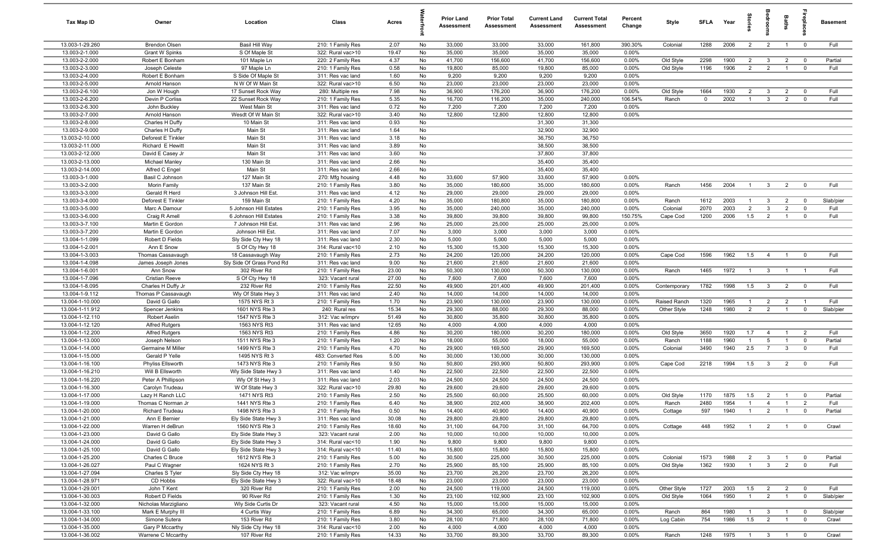| Tax Map ID | Owner | Location | Class | Acres | Waterfront | Prior Land Assessment | Prior Total Assessment | Current Land Assessment | Current Total Assessment | Percent Change | Style | SFLA | Year | Stories | Bedrooms | Baths | Fireplaces | Basement |
|---|---|---|---|---|---|---|---|---|---|---|---|---|---|---|---|---|---|---|
| 13.003-1-29.260 | Brendon Olsen | Basil Hill Way | 210: 1 Family Res | 2.07 | No | 33,000 | 33,000 | 33,000 | 161,800 | 390.30% | Colonial | 1288 | 2006 | 2 | 2 | 1 | 0 | Full |
| 13.003-2-1.000 | Grant W Spinks | S Of Maple St | 322: Rural vac>10 | 19.47 | No | 35,000 | 35,000 | 35,000 | 35,000 | 0.00% | | | | | | | | |
| 13.003-2-2.000 | Robert E Bonham | 101 Maple Ln | 220: 2 Family Res | 4.37 | No | 41,700 | 156,600 | 41,700 | 156,600 | 0.00% | Old Style | 2298 | 1900 | 2 | 3 | 2 | 0 | Partial |
| 13.003-2-3.000 | Joseph Celeste | 97 Maple Ln | 210: 1 Family Res | 0.58 | No | 19,800 | 85,000 | 19,800 | 85,000 | 0.00% | Old Style | 1196 | 1906 | 2 | 2 | 1 | 0 | Full |
| 13.003-2-4.000 | Robert E Bonham | S Side Of Maple St | 311: Res vac land | 1.60 | No | 9,200 | 9,200 | 9,200 | 9,200 | 0.00% | | | | | | | | |
| 13.003-2-5.000 | Arnold Hanson | N W Of W Main St | 322: Rural vac>10 | 6.50 | No | 23,000 | 23,000 | 23,000 | 23,000 | 0.00% | | | | | | | | |
| 13.003-2-6.100 | Jon W Hough | 17 Sunset Rock Way | 280: Multiple res | 7.98 | No | 36,900 | 176,200 | 36,900 | 176,200 | 0.00% | Old Style | 1664 | 1930 | 2 | 3 | 2 | 0 | Full |
| 13.003-2-6.200 | Devin P Corliss | 22 Sunset Rock Way | 210: 1 Family Res | 5.35 | No | 16,700 | 116,200 | 35,000 | 240,000 | 106.54% | Ranch | 0 | 2002 | 1 | 3 | 2 | 0 | Full |
| 13.003-2-6.300 | John Buckley | West Main St | 311: Res vac land | 0.72 | No | 7,200 | 7,200 | 7,200 | 7,200 | 0.00% | | | | | | | | |
| 13.003-2-7.000 | Arnold Hanson | Wesdt Of W Main St | 322: Rural vac>10 | 3.40 | No | 12,800 | 12,800 | 12,800 | 12,800 | 0.00% | | | | | | | | |
| 13.003-2-8.000 | Charles H Duffy | 10 Main St | 311: Res vac land | 0.93 | No | | | 31,300 | 31,300 | | | | | | | | | |
| 13.003-2-9.000 | Charles H Duffy | Main St | 311: Res vac land | 1.64 | No | | | 32,900 | 32,900 | | | | | | | | | |
| 13.003-2-10.000 | Deforest E Tinkler | Main St | 311: Res vac land | 3.18 | No | | | 36,750 | 36,750 | | | | | | | | | |
| 13.003-2-11.000 | Richard E Hewitt | Main St | 311: Res vac land | 3.89 | No | | | 38,500 | 38,500 | | | | | | | | | |
| 13.003-2-12.000 | David E Casey Jr | Main St | 311: Res vac land | 3.60 | No | | | 37,800 | 37,800 | | | | | | | | | |
| 13.003-2-13.000 | Michael Manley | 130 Main St | 311: Res vac land | 2.66 | No | | | 35,400 | 35,400 | | | | | | | | | |
| 13.003-2-14.000 | Alfred C Engel | Main St | 311: Res vac land | 2.66 | No | | | 35,400 | 35,400 | | | | | | | | | |
| 13.003-3-1.000 | Basil C Johnson | 127 Main St | 270: Mfg housing | 4.48 | No | 33,600 | 57,900 | 33,600 | 57,900 | 0.00% | | | | | | | | |
| 13.003-3-2.000 | Morin Family | 137 Main St | 210: 1 Family Res | 3.80 | No | 35,000 | 180,600 | 35,000 | 180,600 | 0.00% | Ranch | 1456 | 2004 | 1 | 3 | 2 | 0 | Full |
| 13.003-3-3.000 | Gerald R Herd | 3 Johnson Hill Est. | 311: Res vac land | 4.12 | No | 29,000 | 29,000 | 29,000 | 29,000 | 0.00% | | | | | | | | |
| 13.003-3-4.000 | Deforest E Tinkler | 159 Main St | 210: 1 Family Res | 4.20 | No | 35,000 | 180,800 | 35,000 | 180,800 | 0.00% | Ranch | 1612 | 2003 | 1 | 3 | 2 | 0 | Slab/pier |
| 13.003-3-5.000 | Marc A Damour | 5 Johnson Hill Estates | 210: 1 Family Res | 3.95 | No | 35,000 | 240,000 | 35,000 | 240,000 | 0.00% | Colonial | 2070 | 2003 | 2 | 3 | 2 | 0 | Full |
| 13.003-3-6.000 | Craig R Amell | 6 Johnson Hill Estates | 210: 1 Family Res | 3.38 | No | 39,800 | 39,800 | 39,800 | 99,800 | 150.75% | Cape Cod | 1200 | 2006 | 1.5 | 2 | 1 | 0 | Full |
| 13.003-3-7.100 | Martin E Gordon | 7 Johnson Hill Est. | 311: Res vac land | 2.96 | No | 25,000 | 25,000 | 25,000 | 25,000 | 0.00% | | | | | | | | |
| 13.003-3-7.200 | Martin E Gordon | Johnson Hill Est. | 311: Res vac land | 7.07 | No | 3,000 | 3,000 | 3,000 | 3,000 | 0.00% | | | | | | | | |
| 13.004-1-1.099 | Robert D Fields | Sly Side Cty Hwy 18 | 311: Res vac land | 2.30 | No | 5,000 | 5,000 | 5,000 | 5,000 | 0.00% | | | | | | | | |
| 13.004-1-2.001 | Ann E Snow | S Of Cty Hwy 18 | 314: Rural vac<10 | 2.10 | No | 15,300 | 15,300 | 15,300 | 15,300 | 0.00% | | | | | | | | |
| 13.004-1-3.003 | Thomas Cassavaugh | 18 Cassavaugh Way | 210: 1 Family Res | 2.73 | No | 24,200 | 120,000 | 24,200 | 120,000 | 0.00% | Cape Cod | 1596 | 1962 | 1.5 | 4 | 1 | 0 | Full |
| 13.004-1-4.098 | James Joseph Jones | Sly Side Of Grass Pond Rd | 311: Res vac land | 9.00 | No | 21,600 | 21,600 | 21,600 | 21,600 | 0.00% | | | | | | | | |
| 13.004-1-6.001 | Ann Snow | 302 River Rd | 210: 1 Family Res | 23.00 | No | 50,300 | 130,000 | 50,300 | 130,000 | 0.00% | Ranch | 1465 | 1972 | 1 | 3 | 1 | 1 | Full |
| 13.004-1-7.096 | Cristian Reeve | S Of Cty Hwy 18 | 323: Vacant rural | 27.00 | No | 7,600 | 7,600 | 7,600 | 7,600 | 0.00% | | | | | | | | |
| 13.004-1-8.095 | Charles H Duffy Jr | 232 River Rd | 210: 1 Family Res | 22.50 | No | 49,900 | 201,400 | 49,900 | 201,400 | 0.00% | Contemporary | 1782 | 1998 | 1.5 | 3 | 2 | 0 | Full |
| 13.004-1-9.112 | Thomas P Cassavaugh | Wly Of State Hwy 3 | 311: Res vac land | 2.40 | No | 14,000 | 14,000 | 14,000 | 14,000 | 0.00% | | | | | | | | |
| 13.004-1-10.000 | David G Gallo | 1575 NYS Rt 3 | 210: 1 Family Res | 1.70 | No | 23,900 | 130,000 | 23,900 | 130,000 | 0.00% | Raised Ranch | 1320 | 1965 | 1 | 2 | 2 | 1 | Full |
| 13.004-1-11.912 | Spencer Jenkins | 1601 NYS Rte 3 | 240: Rural res | 15.34 | No | 29,300 | 88,000 | 29,300 | 88,000 | 0.00% | Other Style | 1248 | 1980 | 2 | 2 | 1 | 0 | Slab/pier |
| 13.004-1-12.110 | Robert Aselin | 1547 NYS Rte 3 | 312: Vac w/imprv | 51.49 | No | 30,800 | 35,800 | 30,800 | 35,800 | 0.00% | | | | | | | | |
| 13.004-1-12.120 | Alfred Rutgers | 1563 NYS Rt3 | 311: Res vac land | 12.65 | No | 4,000 | 4,000 | 4,000 | 4,000 | 0.00% | | | | | | | | |
| 13.004-1-12.200 | Alfred Rutgers | 1563 NYS Rt3 | 210: 1 Family Res | 4.86 | No | 30,200 | 180,000 | 30,200 | 180,000 | 0.00% | Old Style | 3650 | 1920 | 1.7 | 4 | 1 | 2 | Full |
| 13.004-1-13.000 | Joseph Nelson | 1511 NYS Rte 3 | 210: 1 Family Res | 1.20 | No | 18,000 | 55,000 | 18,000 | 55,000 | 0.00% | Ranch | 1188 | 1960 | 1 | 5 | 1 | 0 | Partial |
| 13.004-1-14.000 | Germaine M Miller | 1499 NYS Rte 3 | 210: 1 Family Res | 4.70 | No | 29,900 | 169,500 | 29,900 | 169,500 | 0.00% | Colonial | 3490 | 1940 | 2.5 | 7 | 3 | 0 | Full |
| 13.004-1-15.000 | Gerald P Yelle | 1495 NYS Rt 3 | 483: Converted Res | 5.00 | No | 30,000 | 130,000 | 30,000 | 130,000 | 0.00% | | | | | | | | |
| 13.004-1-16.100 | Phyliss Ellsworth | 1473 NYS Rte 3 | 210: 1 Family Res | 9.50 | No | 50,800 | 293,900 | 50,800 | 293,900 | 0.00% | Cape Cod | 2218 | 1994 | 1.5 | 3 | 2 | 0 | Full |
| 13.004-1-16.210 | Will B Ellsworth | Wly Side State Hwy 3 | 311: Res vac land | 1.40 | No | 22,500 | 22,500 | 22,500 | 22,500 | 0.00% | | | | | | | | |
| 13.004-1-16.220 | Peter A Phillipson | Wly Of St Hwy 3 | 311: Res vac land | 2.03 | No | 24,500 | 24,500 | 24,500 | 24,500 | 0.00% | | | | | | | | |
| 13.004-1-16.300 | Carolyn Trudeau | W Of State Hwy 3 | 322: Rural vac>10 | 29.80 | No | 29,600 | 29,600 | 29,600 | 29,600 | 0.00% | | | | | | | | |
| 13.004-1-17.000 | Lazy H Ranch LLC | 1471 NYS Rt3 | 210: 1 Family Res | 2.50 | No | 25,500 | 60,000 | 25,500 | 60,000 | 0.00% | Old Style | 1170 | 1875 | 1.5 | 2 | 1 | 0 | Partial |
| 13.004-1-19.000 | Thomas C Norman Jr | 1441 NYS Rte 3 | 210: 1 Family Res | 6.40 | No | 38,900 | 202,400 | 38,900 | 202,400 | 0.00% | Ranch | 2480 | 1954 | 1 | 4 | 1 | 2 | Full |
| 13.004-1-20.000 | Richard Trudeau | 1498 NYS Rte 3 | 210: 1 Family Res | 0.50 | No | 14,400 | 40,900 | 14,400 | 40,900 | 0.00% | Cottage | 597 | 1940 | 1 | 2 | 1 | 0 | Partial |
| 13.004-1-21.000 | Ann E Bernier | Ely Side State Hwy 3 | 311: Res vac land | 30.08 | No | 29,800 | 29,800 | 29,800 | 29,800 | 0.00% | | | | | | | | |
| 13.004-1-22.000 | Warren H deBrun | 1560 NYS Rte 3 | 210: 1 Family Res | 18.60 | No | 31,100 | 64,700 | 31,100 | 64,700 | 0.00% | Cottage | 448 | 1952 | 1 | 2 | 1 | 0 | Crawl |
| 13.004-1-23.000 | David G Gallo | Ely Side State Hwy 3 | 323: Vacant rural | 2.00 | No | 10,000 | 10,000 | 10,000 | 10,000 | 0.00% | | | | | | | | |
| 13.004-1-24.000 | David G Gallo | Ely Side State Hwy 3 | 314: Rural vac<10 | 1.90 | No | 9,800 | 9,800 | 9,800 | 9,800 | 0.00% | | | | | | | | |
| 13.004-1-25.100 | David G Gallo | Ely Side State Hwy 3 | 314: Rural vac<10 | 11.40 | No | 15,800 | 15,800 | 15,800 | 15,800 | 0.00% | | | | | | | | |
| 13.004-1-25.200 | Charles C Bruce | 1612 NYS Rte 3 | 210: 1 Family Res | 5.00 | No | 30,500 | 225,000 | 30,500 | 225,000 | 0.00% | Colonial | 1573 | 1988 | 2 | 3 | 1 | 0 | Partial |
| 13.004-1-26.027 | Paul C Wagner | 1624 NYS Rt 3 | 210: 1 Family Res | 2.70 | No | 25,900 | 85,100 | 25,900 | 85,100 | 0.00% | Old Style | 1362 | 1930 | 1 | 3 | 2 | 0 | Full |
| 13.004-1-27.094 | Charles S Tyler | Sly Side Cty Hwy 18 | 312: Vac w/imprv | 35.00 | No | 23,700 | 26,200 | 23,700 | 26,200 | 0.00% | | | | | | | | |
| 13.004-1-28.971 | CD Hobbs | Ely Side State Hwy 3 | 322: Rural vac>10 | 18.48 | No | 23,000 | 23,000 | 23,000 | 23,000 | 0.00% | | | | | | | | |
| 13.004-1-29.001 | John T Kent | 320 River Rd | 210: 1 Family Res | 2.00 | No | 24,500 | 119,000 | 24,500 | 119,000 | 0.00% | Other Style | 1727 | 2003 | 1.5 | 2 | 2 | 0 | Full |
| 13.004-1-30.003 | Robert D Fields | 90 River Rd | 210: 1 Family Res | 1.30 | No | 23,100 | 102,900 | 23,100 | 102,900 | 0.00% | Old Style | 1064 | 1950 | 1 | 2 | 1 | 0 | Slab/pier |
| 13.004-1-32.000 | Nicholas Marzigliano | Wly Side Curtis Dr | 323: Vacant rural | 4.50 | No | 15,000 | 15,000 | 15,000 | 15,000 | 0.00% | | | | | | | | |
| 13.004-1-33.100 | Mark E Murphy III | 4 Curtis Way | 210: 1 Family Res | 6.89 | No | 34,300 | 65,000 | 34,300 | 65,000 | 0.00% | Ranch | 864 | 1980 | 1 | 3 | 1 | 0 | Slab/pier |
| 13.004-1-34.000 | Simone Sutera | 153 River Rd | 210: 1 Family Res | 3.80 | No | 28,100 | 71,800 | 28,100 | 71,800 | 0.00% | Log Cabin | 754 | 1986 | 1.5 | 2 | 1 | 0 | Crawl |
| 13.004-1-35.000 | Gary P Mccarthy | Nly Side Cty Hwy 18 | 314: Rural vac<10 | 2.00 | No | 4,000 | 4,000 | 4,000 | 4,000 | 0.00% | | | | | | | | |
| 13.004-1-36.002 | Warrene C Mccarthy | 107 River Rd | 210: 1 Family Res | 14.33 | No | 33,700 | 89,300 | 33,700 | 89,300 | 0.00% | Ranch | 1248 | 1975 | 1 | 3 | 1 | 0 | Crawl |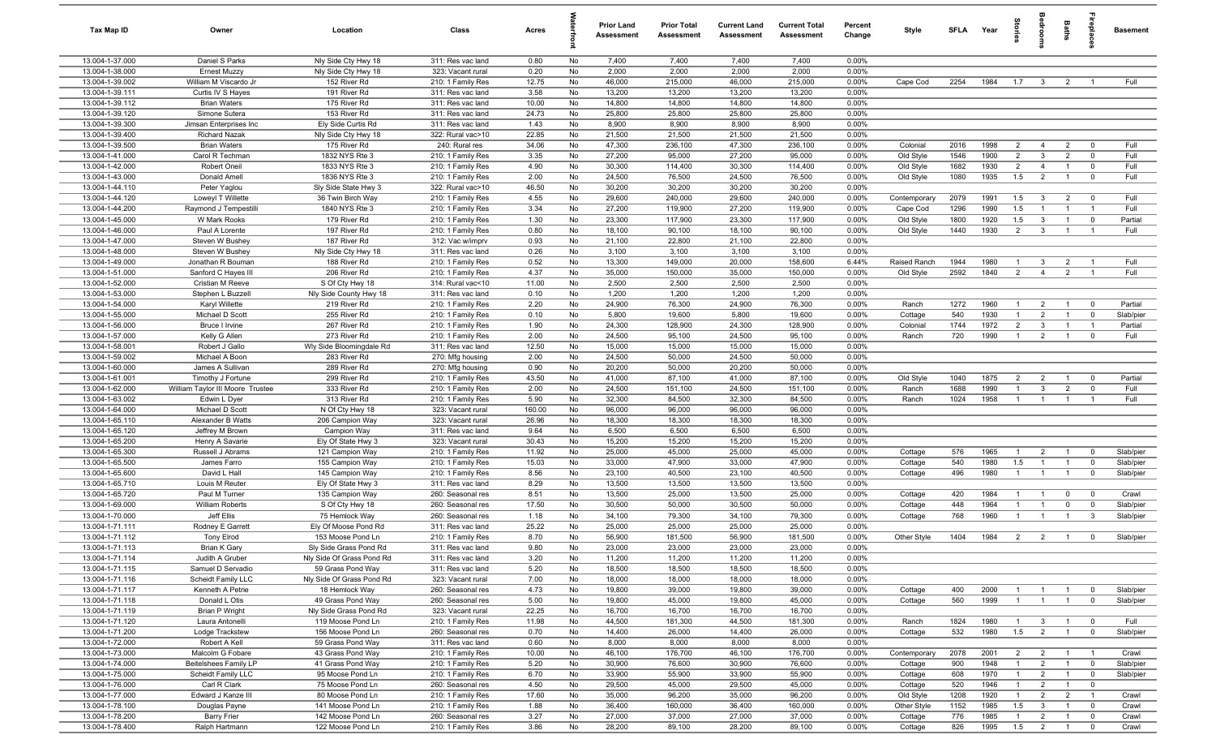| Tax Map ID | Owner | Location | Class | Acres | Waterfront | Prior Land Assessment | Prior Total Assessment | Current Land Assessment | Current Total Assessment | Percent Change | Style | SFLA | Year | Stories | Bedrooms | Baths | Fireplaces | Basement |
|---|---|---|---|---|---|---|---|---|---|---|---|---|---|---|---|---|---|---|
| 13.004-1-37.000 | Daniel S Parks | Nly Side Cty Hwy 18 | 311: Res vac land | 0.80 | No | 7,400 | 7,400 | 7,400 | 7,400 | 0.00% | | | | | | | | |
| 13.004-1-38.000 | Ernest Muzzy | Nly Side Cty Hwy 18 | 323: Vacant rural | 0.20 | No | 2,000 | 2,000 | 2,000 | 2,000 | 0.00% | | | | | | | | |
| 13.004-1-39.002 | William M Viscardo Jr | 152 River Rd | 210: 1 Family Res | 12.75 | No | 46,000 | 215,000 | 46,000 | 215,000 | 0.00% | Cape Cod | 2254 | 1984 | 1.7 | 3 | 2 | 1 | Full |
| 13.004-1-39.111 | Curtis IV S Hayes | 191 River Rd | 311: Res vac land | 3.58 | No | 13,200 | 13,200 | 13,200 | 13,200 | 0.00% | | | | | | | | |
| 13.004-1-39.112 | Brian Waters | 175 River Rd | 311: Res vac land | 10.00 | No | 14,800 | 14,800 | 14,800 | 14,800 | 0.00% | | | | | | | | |
| 13.004-1-39.120 | Simone Sutera | 153 River Rd | 311: Res vac land | 24.73 | No | 25,800 | 25,800 | 25,800 | 25,800 | 0.00% | | | | | | | | |
| 13.004-1-39.300 | Jimsan Enterprises Inc | Ely Side Curtis Rd | 311: Res vac land | 1.43 | No | 8,900 | 8,900 | 8,900 | 8,900 | 0.00% | | | | | | | | |
| 13.004-1-39.400 | Richard Nazak | Nly Side Cty Hwy 18 | 322: Rural vac>10 | 22.85 | No | 21,500 | 21,500 | 21,500 | 21,500 | 0.00% | | | | | | | | |
| 13.004-1-39.500 | Brian Waters | 175 River Rd | 240: Rural res | 34.06 | No | 47,300 | 236,100 | 47,300 | 236,100 | 0.00% | Colonial | 2016 | 1998 | 2 | 4 | 2 | 0 | Full |
| 13.004-1-41.000 | Carol R Techman | 1832 NYS Rte 3 | 210: 1 Family Res | 3.35 | No | 27,200 | 95,000 | 27,200 | 95,000 | 0.00% | Old Style | 1546 | 1900 | 2 | 3 | 2 | 0 | Full |
| 13.004-1-42.000 | Robert Oneil | 1833 NYS Rte 3 | 210: 1 Family Res | 4.90 | No | 30,300 | 114,400 | 30,300 | 114,400 | 0.00% | Old Style | 1682 | 1930 | 2 | 4 | 1 | 0 | Full |
| 13.004-1-43.000 | Donald Amell | 1836 NYS Rte 3 | 210: 1 Family Res | 2.00 | No | 24,500 | 76,500 | 24,500 | 76,500 | 0.00% | Old Style | 1080 | 1935 | 1.5 | 2 | 1 | 0 | Full |
| 13.004-1-44.110 | Peter Yaglou | Sly Side State Hwy 3 | 322: Rural vac>10 | 46.50 | No | 30,200 | 30,200 | 30,200 | 30,200 | 0.00% | | | | | | | | |
| 13.004-1-44.120 | Loweyl T Willette | 36 Twin Birch Way | 210: 1 Family Res | 4.55 | No | 29,600 | 240,000 | 29,600 | 240,000 | 0.00% | Contemporary | 2079 | 1991 | 1.5 | 3 | 2 | 0 | Full |
| 13.004-1-44.200 | Raymond J Tempestilli | 1840 NYS Rte 3 | 210: 1 Family Res | 3.34 | No | 27,200 | 119,900 | 27,200 | 119,900 | 0.00% | Cape Cod | 1296 | 1990 | 1.5 | 1 | 1 | 1 | Full |
| 13.004-1-45.000 | W Mark Rooks | 179 River Rd | 210: 1 Family Res | 1.30 | No | 23,300 | 117,900 | 23,300 | 117,900 | 0.00% | Old Style | 1800 | 1920 | 1.5 | 3 | 1 | 0 | Partial |
| 13.004-1-46.000 | Paul A Lorente | 197 River Rd | 210: 1 Family Res | 0.80 | No | 18,100 | 90,100 | 18,100 | 90,100 | 0.00% | Old Style | 1440 | 1930 | 2 | 3 | 1 | 1 | Full |
| 13.004-1-47.000 | Steven W Bushey | 187 River Rd | 312: Vac w/imprv | 0.93 | No | 21,100 | 22,800 | 21,100 | 22,800 | 0.00% | | | | | | | | |
| 13.004-1-48.000 | Steven W Bushey | Nly Side Cty Hwy 18 | 311: Res vac land | 0.26 | No | 3,100 | 3,100 | 3,100 | 3,100 | 0.00% | | | | | | | | |
| 13.004-1-49.000 | Jonathan R Bouman | 188 River Rd | 210: 1 Family Res | 0.52 | No | 13,300 | 149,000 | 20,000 | 158,600 | 6.44% | Raised Ranch | 1944 | 1980 | 1 | 3 | 2 | 1 | Full |
| 13.004-1-51.000 | Sanford C Hayes III | 206 River Rd | 210: 1 Family Res | 4.37 | No | 35,000 | 150,000 | 35,000 | 150,000 | 0.00% | Old Style | 2592 | 1840 | 2 | 4 | 2 | 1 | Full |
| 13.004-1-52.000 | Cristian M Reeve | S Of Cty Hwy 18 | 314: Rural vac<10 | 11.00 | No | 2,500 | 2,500 | 2,500 | 2,500 | 0.00% | | | | | | | | |
| 13.004-1-53.000 | Stephen L Buzzell | Nly Side County Hwy 18 | 311: Res vac land | 0.10 | No | 1,200 | 1,200 | 1,200 | 1,200 | 0.00% | | | | | | | | |
| 13.004-1-54.000 | Karyl Willette | 219 River Rd | 210: 1 Family Res | 2.20 | No | 24,900 | 76,300 | 24,900 | 76,300 | 0.00% | Ranch | 1272 | 1960 | 1 | 2 | 1 | 0 | Partial |
| 13.004-1-55.000 | Michael D Scott | 255 River Rd | 210: 1 Family Res | 0.10 | No | 5,800 | 19,600 | 5,800 | 19,600 | 0.00% | Cottage | 540 | 1930 | 1 | 2 | 1 | 0 | Slab/pier |
| 13.004-1-56.000 | Bruce I Irvine | 267 River Rd | 210: 1 Family Res | 1.90 | No | 24,300 | 128,900 | 24,300 | 128,900 | 0.00% | Colonial | 1744 | 1972 | 2 | 3 | 1 | 1 | Partial |
| 13.004-1-57.000 | Kelly G Allen | 273 River Rd | 210: 1 Family Res | 2.00 | No | 24,500 | 95,100 | 24,500 | 95,100 | 0.00% | Ranch | 720 | 1990 | 1 | 2 | 1 | 0 | Full |
| 13.004-1-58.001 | Robert J Gallo | Wly Side Bloomingdale Rd | 311: Res vac land | 12.50 | No | 15,000 | 15,000 | 15,000 | 15,000 | 0.00% | | | | | | | | |
| 13.004-1-59.002 | Michael A Boon | 283 River Rd | 270: Mfg housing | 2.00 | No | 24,500 | 50,000 | 24,500 | 50,000 | 0.00% | | | | | | | | |
| 13.004-1-60.000 | James A Sullivan | 289 River Rd | 270: Mfg housing | 0.90 | No | 20,200 | 50,000 | 20,200 | 50,000 | 0.00% | | | | | | | | |
| 13.004-1-61.001 | Timothy J Fortune | 299 River Rd | 210: 1 Family Res | 43.50 | No | 41,000 | 87,100 | 41,000 | 87,100 | 0.00% | Old Style | 1040 | 1875 | 2 | 2 | 1 | 0 | Partial |
| 13.004-1-62.000 | William Taylor III Moore Trustee | 333 River Rd | 210: 1 Family Res | 2.00 | No | 24,500 | 151,100 | 24,500 | 151,100 | 0.00% | Ranch | 1688 | 1990 | 1 | 3 | 2 | 0 | Full |
| 13.004-1-63.002 | Edwin L Dyer | 313 River Rd | 210: 1 Family Res | 5.90 | No | 32,300 | 84,500 | 32,300 | 84,500 | 0.00% | Ranch | 1024 | 1958 | 1 | 1 | 1 | 1 | Full |
| 13.004-1-64.000 | Michael D Scott | N Of Cty Hwy 18 | 323: Vacant rural | 160.00 | No | 96,000 | 96,000 | 96,000 | 96,000 | 0.00% | | | | | | | | |
| 13.004-1-65.110 | Alexander B Watts | 206 Campion Way | 323: Vacant rural | 26.96 | No | 18,300 | 18,300 | 18,300 | 18,300 | 0.00% | | | | | | | | |
| 13.004-1-65.120 | Jeffrey M Brown | Campion Way | 311: Res vac land | 9.64 | No | 6,500 | 6,500 | 6,500 | 6,500 | 0.00% | | | | | | | | |
| 13.004-1-65.200 | Henry A Savarie | Ely Of State Hwy 3 | 323: Vacant rural | 30.43 | No | 15,200 | 15,200 | 15,200 | 15,200 | 0.00% | | | | | | | | |
| 13.004-1-65.300 | Russell J Abrams | 121 Campion Way | 210: 1 Family Res | 11.92 | No | 25,000 | 45,000 | 25,000 | 45,000 | 0.00% | Cottage | 576 | 1965 | 1 | 2 | 1 | 0 | Slab/pier |
| 13.004-1-65.500 | James Farro | 155 Campion Way | 210: 1 Family Res | 15.03 | No | 33,000 | 47,900 | 33,000 | 47,900 | 0.00% | Cottage | 540 | 1980 | 1.5 | 1 | 1 | 0 | Slab/pier |
| 13.004-1-65.600 | David L Hall | 145 Campion Way | 210: 1 Family Res | 8.56 | No | 23,100 | 40,500 | 23,100 | 40,500 | 0.00% | Cottage | 496 | 1980 | 1 | 1 | 1 | 0 | Slab/pier |
| 13.004-1-65.710 | Louis M Reuter | Ely Of State Hwy 3 | 311: Res vac land | 8.29 | No | 13,500 | 13,500 | 13,500 | 13,500 | 0.00% | | | | | | | | |
| 13.004-1-65.720 | Paul M Turner | 135 Campion Way | 260: Seasonal res | 8.51 | No | 13,500 | 25,000 | 13,500 | 25,000 | 0.00% | Cottage | 420 | 1984 | 1 | 1 | 0 | 0 | Crawl |
| 13.004-1-69.000 | William Roberts | S Of Cty Hwy 18 | 260: Seasonal res | 17.50 | No | 30,500 | 50,000 | 30,500 | 50,000 | 0.00% | Cottage | 448 | 1964 | 1 | 1 | 0 | 0 | Slab/pier |
| 13.004-1-70.000 | Jeff Ellis | 75 Hemlock Way | 260: Seasonal res | 1.18 | No | 34,100 | 79,300 | 34,100 | 79,300 | 0.00% | Cottage | 768 | 1960 | 1 | 1 | 1 | 3 | Slab/pier |
| 13.004-1-71.111 | Rodney E Garrett | Ely Of Moose Pond Rd | 311: Res vac land | 25.22 | No | 25,000 | 25,000 | 25,000 | 25,000 | 0.00% | | | | | | | | |
| 13.004-1-71.112 | Tony Elrod | 153 Moose Pond Ln | 210: 1 Family Res | 8.70 | No | 56,900 | 181,500 | 56,900 | 181,500 | 0.00% | Other Style | 1404 | 1984 | 2 | 2 | 1 | 0 | Slab/pier |
| 13.004-1-71.113 | Brian K Gary | Sly Side Grass Pond Rd | 311: Res vac land | 9.80 | No | 23,000 | 23,000 | 23,000 | 23,000 | 0.00% | | | | | | | | |
| 13.004-1-71.114 | Judith A Gruber | Nly Side Of Grass Pond Rd | 311: Res vac land | 3.20 | No | 11,200 | 11,200 | 11,200 | 11,200 | 0.00% | | | | | | | | |
| 13.004-1-71.115 | Samuel D Servadio | 59 Grass Pond Way | 311: Res vac land | 5.20 | No | 18,500 | 18,500 | 18,500 | 18,500 | 0.00% | | | | | | | | |
| 13.004-1-71.116 | Scheidt Family LLC | Nly Side Of Grass Pond Rd | 323: Vacant rural | 7.00 | No | 18,000 | 18,000 | 18,000 | 18,000 | 0.00% | | | | | | | | |
| 13.004-1-71.117 | Kenneth A Petrie | 18 Hemlock Way | 260: Seasonal res | 4.73 | No | 19,800 | 39,000 | 19,800 | 39,000 | 0.00% | Cottage | 400 | 2000 | 1 | 1 | 1 | 0 | Slab/pier |
| 13.004-1-71.118 | Donald L Otis | 49 Grass Pond Way | 260: Seasonal res | 5.00 | No | 19,800 | 45,000 | 19,800 | 45,000 | 0.00% | Cottage | 560 | 1999 | 1 | 1 | 1 | 0 | Slab/pier |
| 13.004-1-71.119 | Brian P Wright | Nly Side Grass Pond Rd | 323: Vacant rural | 22.25 | No | 16,700 | 16,700 | 16,700 | 16,700 | 0.00% | | | | | | | | |
| 13.004-1-71.120 | Laura Antonelli | 119 Moose Pond Ln | 210: 1 Family Res | 11.98 | No | 44,500 | 181,300 | 44,500 | 181,300 | 0.00% | Ranch | 1824 | 1980 | 1 | 3 | 1 | 0 | Full |
| 13.004-1-71.200 | Lodge Trackstew | 156 Moose Pond Ln | 260: Seasonal res | 0.70 | No | 14,400 | 26,000 | 14,400 | 26,000 | 0.00% | Cottage | 532 | 1980 | 1.5 | 2 | 1 | 0 | Slab/pier |
| 13.004-1-72.000 | Robert A Kell | 59 Grass Pond Way | 311: Res vac land | 0.60 | No | 8,000 | 8,000 | 8,000 | 8,000 | 0.00% | | | | | | | | |
| 13.004-1-73.000 | Malcolm G Fobare | 43 Grass Pond Way | 210: 1 Family Res | 10.00 | No | 46,100 | 176,700 | 46,100 | 176,700 | 0.00% | Contemporary | 2078 | 2001 | 2 | 2 | 1 | 1 | Crawl |
| 13.004-1-74.000 | Beitelshees Family LP | 41 Grass Pond Way | 210: 1 Family Res | 5.20 | No | 30,900 | 76,600 | 30,900 | 76,600 | 0.00% | Cottage | 900 | 1948 | 1 | 2 | 1 | 0 | Slab/pier |
| 13.004-1-75.000 | Scheidt Family LLC | 95 Moose Pond Ln | 210: 1 Family Res | 6.70 | No | 33,900 | 55,900 | 33,900 | 55,900 | 0.00% | Cottage | 608 | 1970 | 1 | 2 | 1 | 0 | Slab/pier |
| 13.004-1-76.000 | Carl R Clark | 75 Moose Pond Ln | 260: Seasonal res | 4.50 | No | 29,500 | 45,000 | 29,500 | 45,000 | 0.00% | Cottage | 520 | 1946 | 1 | 2 | 1 | 0 | |
| 13.004-1-77.000 | Edward J Kanze III | 80 Moose Pond Ln | 210: 1 Family Res | 17.60 | No | 35,000 | 96,200 | 35,000 | 96,200 | 0.00% | Old Style | 1208 | 1920 | 1 | 2 | 2 | 1 | Crawl |
| 13.004-1-78.100 | Douglas Payne | 141 Moose Pond Ln | 210: 1 Family Res | 1.88 | No | 36,400 | 160,000 | 36,400 | 160,000 | 0.00% | Other Style | 1152 | 1985 | 1.5 | 3 | 1 | 0 | Crawl |
| 13.004-1-78.200 | Barry Frier | 142 Moose Pond Ln | 260: Seasonal res | 3.27 | No | 27,000 | 37,000 | 27,000 | 37,000 | 0.00% | Cottage | 776 | 1985 | 1 | 2 | 1 | 0 | Crawl |
| 13.004-1-78.400 | Ralph Hartmann | 122 Moose Pond Ln | 210: 1 Family Res | 3.86 | No | 28,200 | 89,100 | 28,200 | 89,100 | 0.00% | Cottage | 826 | 1995 | 1.5 | 2 | 1 | 0 | Crawl |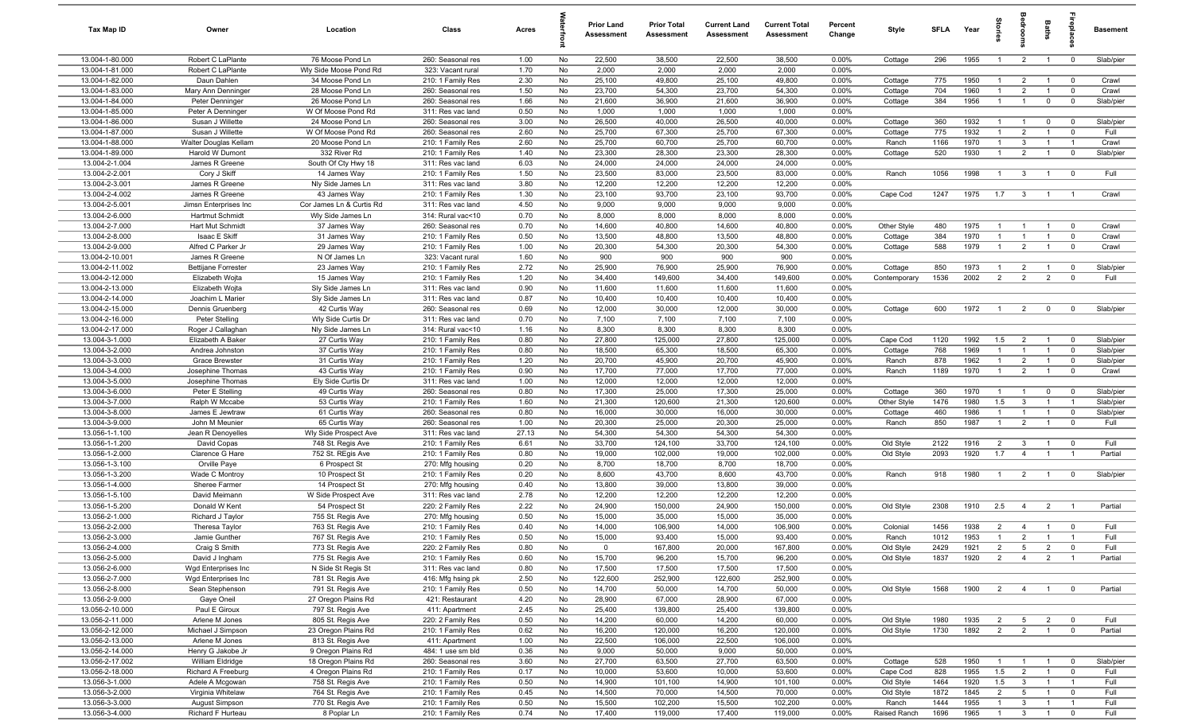| Tax Map ID | Owner | Location | Class | Acres | Waterfront | Prior Land Assessment | Prior Total Assessment | Current Land Assessment | Current Total Assessment | Percent Change | Style | SFLA | Year | Stories | Bedrooms | Baths | Fireplaces | Basement |
|---|---|---|---|---|---|---|---|---|---|---|---|---|---|---|---|---|---|---|
| 13.004-1-80.000 | Robert C LaPlante | 76 Moose Pond Ln | 260: Seasonal res | 1.00 | No | 22,500 | 38,500 | 22,500 | 38,500 | 0.00% | Cottage | 296 | 1955 | 1 | 2 | 1 | 0 | Slab/pier |
| 13.004-1-81.000 | Robert C LaPlante | Wly Side Moose Pond Rd | 323: Vacant rural | 1.70 | No | 2,000 | 2,000 | 2,000 | 2,000 | 0.00% | | | | | | | | |
| 13.004-1-82.000 | Daun Dahlen | 34 Moose Pond Ln | 210: 1 Family Res | 2.30 | No | 25,100 | 49,800 | 25,100 | 49,800 | 0.00% | Cottage | 775 | 1950 | 1 | 2 | 1 | 0 | Crawl |
| 13.004-1-83.000 | Mary Ann Denninger | 28 Moose Pond Ln | 260: Seasonal res | 1.50 | No | 23,700 | 54,300 | 23,700 | 54,300 | 0.00% | Cottage | 704 | 1960 | 1 | 2 | 1 | 0 | Crawl |
| 13.004-1-84.000 | Peter Denninger | 26 Moose Pond Ln | 260: Seasonal res | 1.66 | No | 21,600 | 36,900 | 21,600 | 36,900 | 0.00% | Cottage | 384 | 1956 | 1 | 1 | 0 | 0 | Slab/pier |
| 13.004-1-85.000 | Peter A Denninger | W Of Moose Pond Rd | 311: Res vac land | 0.50 | No | 1,000 | 1,000 | 1,000 | 1,000 | 0.00% | | | | | | | | |
| 13.004-1-86.000 | Susan J Willette | 24 Moose Pond Ln | 260: Seasonal res | 3.00 | No | 26,500 | 40,000 | 26,500 | 40,000 | 0.00% | Cottage | 360 | 1932 | 1 | 1 | 0 | 0 | Slab/pier |
| 13.004-1-87.000 | Susan J Willette | W Of Moose Pond Rd | 260: Seasonal res | 2.60 | No | 25,700 | 67,300 | 25,700 | 67,300 | 0.00% | Cottage | 775 | 1932 | 1 | 2 | 1 | 0 | Full |
| 13.004-1-88.000 | Walter Douglas Kellam | 20 Moose Pond Ln | 210: 1 Family Res | 2.60 | No | 25,700 | 60,700 | 25,700 | 60,700 | 0.00% | Ranch | 1166 | 1970 | 1 | 3 | 1 | 1 | Crawl |
| 13.004-1-89.000 | Harold W Dumont | 332 River Rd | 210: 1 Family Res | 1.40 | No | 23,300 | 28,300 | 23,300 | 28,300 | 0.00% | Cottage | 520 | 1930 | 1 | 2 | 1 | 0 | Slab/pier |
| 13.004-2-1.004 | James R Greene | South Of Cty Hwy 18 | 311: Res vac land | 6.03 | No | 24,000 | 24,000 | 24,000 | 24,000 | 0.00% | | | | | | | | |
| 13.004-2-2.001 | Cory J Skiff | 14 James Way | 210: 1 Family Res | 1.50 | No | 23,500 | 83,000 | 23,500 | 83,000 | 0.00% | Ranch | 1056 | 1998 | 1 | 3 | 1 | 0 | Full |
| 13.004-2-3.001 | James R Greene | Nly Side James Ln | 311: Res vac land | 3.80 | No | 12,200 | 12,200 | 12,200 | 12,200 | 0.00% | | | | | | | | |
| 13.004-2-4.002 | James R Greene | 43 James Way | 210: 1 Family Res | 1.30 | No | 23,100 | 93,700 | 23,100 | 93,700 | 0.00% | Cape Cod | 1247 | 1975 | 1.7 | 3 | 1 | 1 | Crawl |
| 13.004-2-5.001 | Jimsn Enterprises Inc | Cor James Ln & Curtis Rd | 311: Res vac land | 4.50 | No | 9,000 | 9,000 | 9,000 | 9,000 | 0.00% | | | | | | | | |
| 13.004-2-6.000 | Hartmut Schmidt | Wly Side James Ln | 314: Rural vac<10 | 0.70 | No | 8,000 | 8,000 | 8,000 | 8,000 | 0.00% | | | | | | | | |
| 13.004-2-7.000 | Hart Mut Schmidt | 37 James Way | 260: Seasonal res | 0.70 | No | 14,600 | 40,800 | 14,600 | 40,800 | 0.00% | Other Style | 480 | 1975 | 1 | 1 | 1 | 0 | Crawl |
| 13.004-2-8.000 | Isaac E Skiff | 31 James Way | 210: 1 Family Res | 0.50 | No | 13,500 | 48,800 | 13,500 | 48,800 | 0.00% | Cottage | 384 | 1970 | 1 | 1 | 1 | 0 | Crawl |
| 13.004-2-9.000 | Alfred C Parker Jr | 29 James Way | 210: 1 Family Res | 1.00 | No | 20,300 | 54,300 | 20,300 | 54,300 | 0.00% | Cottage | 588 | 1979 | 1 | 2 | 1 | 0 | Crawl |
| 13.004-2-10.001 | James R Greene | N Of James Ln | 323: Vacant rural | 1.60 | No | 900 | 900 | 900 | 900 | 0.00% | | | | | | | | |
| 13.004-2-11.002 | Bettijane Forrester | 23 James Way | 210: 1 Family Res | 2.72 | No | 25,900 | 76,900 | 25,900 | 76,900 | 0.00% | Cottage | 850 | 1973 | 1 | 2 | 1 | 0 | Slab/pier |
| 13.004-2-12.000 | Elizabeth Wojta | 15 James Way | 210: 1 Family Res | 1.20 | No | 34,400 | 149,600 | 34,400 | 149,600 | 0.00% | Contemporary | 1536 | 2002 | 2 | 2 | 2 | 0 | Full |
| 13.004-2-13.000 | Elizabeth Wojta | Sly Side James Ln | 311: Res vac land | 0.90 | No | 11,600 | 11,600 | 11,600 | 11,600 | 0.00% | | | | | | | | |
| 13.004-2-14.000 | Joachim L Marier | Sly Side James Ln | 311: Res vac land | 0.87 | No | 10,400 | 10,400 | 10,400 | 10,400 | 0.00% | | | | | | | | |
| 13.004-2-15.000 | Dennis Gruenberg | 42 Curtis Way | 260: Seasonal res | 0.69 | No | 12,000 | 30,000 | 12,000 | 30,000 | 0.00% | Cottage | 600 | 1972 | 1 | 2 | 0 | 0 | Slab/pier |
| 13.004-2-16.000 | Peter Stelling | Wly Side Curtis Dr | 311: Res vac land | 0.70 | No | 7,100 | 7,100 | 7,100 | 7,100 | 0.00% | | | | | | | | |
| 13.004-2-17.000 | Roger J Callaghan | Nly Side James Ln | 314: Rural vac<10 | 1.16 | No | 8,300 | 8,300 | 8,300 | 8,300 | 0.00% | | | | | | | | |
| 13.004-3-1.000 | Elizabeth A Baker | 27 Curtis Way | 210: 1 Family Res | 0.80 | No | 27,800 | 125,000 | 27,800 | 125,000 | 0.00% | Cape Cod | 1120 | 1992 | 1.5 | 2 | 1 | 0 | Slab/pier |
| 13.004-3-2.000 | Andrea Johnston | 37 Curtis Way | 210: 1 Family Res | 0.80 | No | 18,500 | 65,300 | 18,500 | 65,300 | 0.00% | Cottage | 768 | 1969 | 1 | 1 | 1 | 0 | Slab/pier |
| 13.004-3-3.000 | Grace Brewster | 31 Curtis Way | 210: 1 Family Res | 1.20 | No | 20,700 | 45,900 | 20,700 | 45,900 | 0.00% | Ranch | 878 | 1962 | 1 | 2 | 1 | 0 | Slab/pier |
| 13.004-3-4.000 | Josephine Thomas | 43 Curtis Way | 210: 1 Family Res | 0.90 | No | 17,700 | 77,000 | 17,700 | 77,000 | 0.00% | Ranch | 1189 | 1970 | 1 | 2 | 1 | 0 | Crawl |
| 13.004-3-5.000 | Josephine Thomas | Ely Side Curtis Dr | 311: Res vac land | 1.00 | No | 12,000 | 12,000 | 12,000 | 12,000 | 0.00% | | | | | | | | |
| 13.004-3-6.000 | Peter E Stelling | 49 Curtis Way | 260: Seasonal res | 0.80 | No | 17,300 | 25,000 | 17,300 | 25,000 | 0.00% | Cottage | 360 | 1970 | 1 | 1 | 0 | 0 | Slab/pier |
| 13.004-3-7.000 | Ralph W Mccabe | 53 Curtis Way | 210: 1 Family Res | 1.60 | No | 21,300 | 120,600 | 21,300 | 120,600 | 0.00% | Other Style | 1476 | 1980 | 1.5 | 3 | 1 | 1 | Slab/pier |
| 13.004-3-8.000 | James E Jewtraw | 61 Curtis Way | 260: Seasonal res | 0.80 | No | 16,000 | 30,000 | 16,000 | 30,000 | 0.00% | Cottage | 460 | 1986 | 1 | 1 | 1 | 0 | Slab/pier |
| 13.004-3-9.000 | John M Meunier | 65 Curtis Way | 260: Seasonal res | 1.00 | No | 20,300 | 25,000 | 20,300 | 25,000 | 0.00% | Ranch | 850 | 1987 | 1 | 2 | 1 | 0 | Full |
| 13.056-1-1.100 | Jean R Denoyelles | Wly Side Prospect Ave | 311: Res vac land | 27.13 | No | 54,300 | 54,300 | 54,300 | 54,300 | 0.00% | | | | | | | | |
| 13.056-1-1.200 | David Copas | 748 St. Regis Ave | 210: 1 Family Res | 6.61 | No | 33,700 | 124,100 | 33,700 | 124,100 | 0.00% | Old Style | 2122 | 1916 | 2 | 3 | 1 | 0 | Full |
| 13.056-1-2.000 | Clarence G Hare | 752 St. REgis Ave | 210: 1 Family Res | 0.80 | No | 19,000 | 102,000 | 19,000 | 102,000 | 0.00% | Old Style | 2093 | 1920 | 1.7 | 4 | 1 | 1 | Partial |
| 13.056-1-3.100 | Orville Paye | 6 Prospect St | 270: Mfg housing | 0.20 | No | 8,700 | 18,700 | 8,700 | 18,700 | 0.00% | | | | | | | | |
| 13.056-1-3.200 | Wade C Montroy | 10 Prospect St | 210: 1 Family Res | 0.20 | No | 8,600 | 43,700 | 8,600 | 43,700 | 0.00% | Ranch | 918 | 1980 | 1 | 2 | 1 | 0 | Slab/pier |
| 13.056-1-4.000 | Sheree Farmer | 14 Prospect St | 270: Mfg housing | 0.40 | No | 13,800 | 39,000 | 13,800 | 39,000 | 0.00% | | | | | | | | |
| 13.056-1-5.100 | David Meimann | W Side Prospect Ave | 311: Res vac land | 2.78 | No | 12,200 | 12,200 | 12,200 | 12,200 | 0.00% | | | | | | | | |
| 13.056-1-5.200 | Donald W Kent | 54 Prospect St | 220: 2 Family Res | 2.22 | No | 24,900 | 150,000 | 24,900 | 150,000 | 0.00% | Old Style | 2308 | 1910 | 2.5 | 4 | 2 | 1 | Partial |
| 13.056-2-1.000 | Richard J Taylor | 755 St. Regis Ave | 270: Mfg housing | 0.50 | No | 15,000 | 35,000 | 15,000 | 35,000 | 0.00% | | | | | | | | |
| 13.056-2-2.000 | Theresa Taylor | 763 St. Regis Ave | 210: 1 Family Res | 0.40 | No | 14,000 | 106,900 | 14,000 | 106,900 | 0.00% | Colonial | 1456 | 1938 | 2 | 4 | 1 | 0 | Full |
| 13.056-2-3.000 | Jamie Gunther | 767 St. Regis Ave | 210: 1 Family Res | 0.50 | No | 15,000 | 93,400 | 15,000 | 93,400 | 0.00% | Ranch | 1012 | 1953 | 1 | 2 | 1 | 1 | Full |
| 13.056-2-4.000 | Craig S Smith | 773 St. Regis Ave | 220: 2 Family Res | 0.80 | No | 0 | 167,800 | 20,000 | 167,800 | 0.00% | Old Style | 2429 | 1921 | 2 | 5 | 2 | 0 | Full |
| 13.056-2-5.000 | David J Ingham | 775 St. Regis Ave | 210: 1 Family Res | 0.60 | No | 15,700 | 96,200 | 15,700 | 96,200 | 0.00% | Old Style | 1837 | 1920 | 2 | 4 | 2 | 1 | Partial |
| 13.056-2-6.000 | Wgd Enterprises Inc | N Side St Regis St | 311: Res vac land | 0.80 | No | 17,500 | 17,500 | 17,500 | 17,500 | 0.00% | | | | | | | | |
| 13.056-2-7.000 | Wgd Enterprises Inc | 781 St. Regis Ave | 416: Mfg hsing pk | 2.50 | No | 122,600 | 252,900 | 122,600 | 252,900 | 0.00% | | | | | | | | |
| 13.056-2-8.000 | Sean Stephenson | 791 St. Regis Ave | 210: 1 Family Res | 0.50 | No | 14,700 | 50,000 | 14,700 | 50,000 | 0.00% | Old Style | 1568 | 1900 | 2 | 4 | 1 | 0 | Partial |
| 13.056-2-9.000 | Gaye Oneil | 27 Oregon Plains Rd | 421: Restaurant | 4.20 | No | 28,900 | 67,000 | 28,900 | 67,000 | 0.00% | | | | | | | | |
| 13.056-2-10.000 | Paul E Giroux | 797 St. Regis Ave | 411: Apartment | 2.45 | No | 25,400 | 139,800 | 25,400 | 139,800 | 0.00% | | | | | | | | |
| 13.056-2-11.000 | Arlene M Jones | 805 St. Regis Ave | 220: 2 Family Res | 0.50 | No | 14,200 | 60,000 | 14,200 | 60,000 | 0.00% | Old Style | 1980 | 1935 | 2 | 5 | 2 | 0 | Full |
| 13.056-2-12.000 | Michael J Simpson | 23 Oregon Plains Rd | 210: 1 Family Res | 0.62 | No | 16,200 | 120,000 | 16,200 | 120,000 | 0.00% | Old Style | 1730 | 1892 | 2 | 2 | 1 | 0 | Partial |
| 13.056-2-13.000 | Arlene M Jones | 813 St. Regis Ave | 411: Apartment | 1.00 | No | 22,500 | 106,000 | 22,500 | 106,000 | 0.00% | | | | | | | | |
| 13.056-2-14.000 | Henry G Jakobe Jr | 9 Oregon Plains Rd | 484: 1 use sm bld | 0.36 | No | 9,000 | 50,000 | 9,000 | 50,000 | 0.00% | | | | | | | | |
| 13.056-2-17.002 | William Eldridge | 18 Oregon Plains Rd | 260: Seasonal res | 3.60 | No | 27,700 | 63,500 | 27,700 | 63,500 | 0.00% | Cottage | 528 | 1950 | 1 | 1 | 1 | 0 | Slab/pier |
| 13.056-2-18.000 | Richard A Freeburg | 4 Oregon Plains Rd | 210: 1 Family Res | 0.17 | No | 10,000 | 53,600 | 10,000 | 53,600 | 0.00% | Cape Cod | 828 | 1955 | 1.5 | 2 | 1 | 0 | Full |
| 13.056-3-1.000 | Adele A Mcgowan | 758 St. Regis Ave | 210: 1 Family Res | 0.50 | No | 14,900 | 101,100 | 14,900 | 101,100 | 0.00% | Old Style | 1464 | 1920 | 1.5 | 3 | 1 | 1 | Full |
| 13.056-3-2.000 | Virginia Whitelaw | 764 St. Regis Ave | 210: 1 Family Res | 0.45 | No | 14,500 | 70,000 | 14,500 | 70,000 | 0.00% | Old Style | 1872 | 1845 | 2 | 5 | 1 | 0 | Full |
| 13.056-3-3.000 | August Simpson | 770 St. Regis Ave | 210: 1 Family Res | 0.50 | No | 15,500 | 102,200 | 15,500 | 102,200 | 0.00% | Ranch | 1444 | 1955 | 1 | 3 | 1 | 1 | Full |
| 13.056-3-4.000 | Richard F Hurteau | 8 Poplar Ln | 210: 1 Family Res | 0.74 | No | 17,400 | 119,000 | 17,400 | 119,000 | 0.00% | Raised Ranch | 1696 | 1965 | 1 | 3 | 1 | 0 | Full |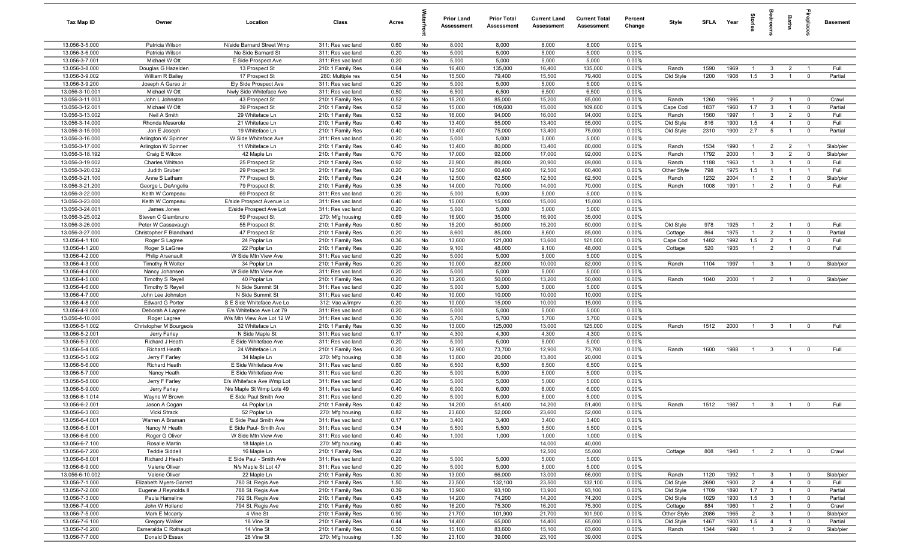| Tax Map ID | Owner | Location | Class | Acres | Waterfront | Prior Land Assessment | Prior Total Assessment | Current Land Assessment | Current Total Assessment | Percent Change | Style | SFLA | Year | Stories | Bedrooms | Baths | Fireplaces | Basement |
|---|---|---|---|---|---|---|---|---|---|---|---|---|---|---|---|---|---|---|
| 13.056-3-5.000 | Patricia Wilson | N/side Barnard Street Wmp | 311: Res vac land | 0.60 | No | 8,000 | 8,000 | 8,000 | 8,000 | 0.00% | | | | | | | | |
| 13.056-3-6.000 | Patricia Wilson | Ne Side Barnard St | 311: Res vac land | 0.20 | No | 5,000 | 5,000 | 5,000 | 5,000 | 0.00% | | | | | | | | |
| 13.056-3-7.001 | Michael W Ott | E Side Prospect Ave | 311: Res vac land | 0.20 | No | 5,000 | 5,000 | 5,000 | 5,000 | 0.00% | | | | | | | | |
| 13.056-3-8.000 | Douglas G Hazelden | 13 Prospect St | 210: 1 Family Res | 0.64 | No | 16,400 | 135,000 | 16,400 | 135,000 | 0.00% | Ranch | 1590 | 1969 | 1 | 3 | 2 | 1 | Full |
| 13.056-3-9.002 | William R Bailey | 17 Prospect St | 280: Multiple res | 0.54 | No | 15,500 | 79,400 | 15,500 | 79,400 | 0.00% | Old Style | 1200 | 1908 | 1.5 | 3 | 1 | 0 | Partial |
| 13.056-3-9.200 | Joseph A Garso Jr | Ely Side Prospect Ave | 311: Res vac land | 0.20 | No | 5,000 | 5,000 | 5,000 | 5,000 | 0.00% | | | | | | | | |
| 13.056-3-10.001 | Michael W Ott | Nwly Side Whiteface Ave | 311: Res vac land | 0.50 | No | 6,500 | 6,500 | 6,500 | 6,500 | 0.00% | | | | | | | | |
| 13.056-3-11.003 | John L Johnston | 43 Prospect St | 210: 1 Family Res | 0.52 | No | 15,200 | 85,000 | 15,200 | 85,000 | 0.00% | Ranch | 1260 | 1995 | 1 | 2 | 1 | 0 | Crawl |
| 13.056-3-12.001 | Michael W Ott | 39 Prospect St | 210: 1 Family Res | 0.52 | No | 15,000 | 109,600 | 15,000 | 109,600 | 0.00% | Cape Cod | 1837 | 1960 | 1.7 | 3 | 1 | 0 | Partial |
| 13.056-3-13.002 | Neil A Smith | 29 Whiteface Ln | 210: 1 Family Res | 0.52 | No | 16,000 | 94,000 | 16,000 | 94,000 | 0.00% | Ranch | 1560 | 1997 | 1 | 3 | 2 | 0 | Full |
| 13.056-3-14.000 | Rhonda Meserole | 21 Whiteface Ln | 210: 1 Family Res | 0.40 | No | 13,400 | 55,000 | 13,400 | 55,000 | 0.00% | Old Style | 816 | 1900 | 1.5 | 4 | 1 | 0 | Full |
| 13.056-3-15.000 | Jon E Joseph | 19 Whiteface Ln | 210: 1 Family Res | 0.40 | No | 13,400 | 75,000 | 13,400 | 75,000 | 0.00% | Old Style | 2310 | 1900 | 2.7 | 5 | 1 | 0 | Partial |
| 13.056-3-16.000 | Arlington W Spinner | W Side Whiteface Ave | 311: Res vac land | 0.20 | No | 5,000 | 5,000 | 5,000 | 5,000 | 0.00% | | | | | | | | |
| 13.056-3-17.000 | Arlington W Spinner | 11 Whiteface Ln | 210: 1 Family Res | 0.40 | No | 13,400 | 80,000 | 13,400 | 80,000 | 0.00% | Ranch | 1534 | 1990 | 1 | 2 | 2 | 1 | Slab/pier |
| 13.056-3-18.192 | Craig E Wilcox | 42 Maple Ln | 210: 1 Family Res | 0.70 | No | 17,000 | 92,000 | 17,000 | 92,000 | 0.00% | Ranch | 1792 | 2000 | 1 | 3 | 2 | 0 | Slab/pier |
| 13.056-3-19.002 | Charles Whitson | 25 Prospect St | 210: 1 Family Res | 0.92 | No | 20,900 | 89,000 | 20,900 | 89,000 | 0.00% | Ranch | 1188 | 1963 | 1 | 3 | 1 | 0 | Full |
| 13.056-3-20.032 | Judith Gruber | 29 Prospect St | 210: 1 Family Res | 0.20 | No | 12,500 | 60,400 | 12,500 | 60,400 | 0.00% | Other Style | 798 | 1975 | 1.5 | 1 | 1 | 1 | Full |
| 13.056-3-21.100 | Anne S Latham | 77 Prospect St | 210: 1 Family Res | 0.24 | No | 12,500 | 62,500 | 12,500 | 62,500 | 0.00% | Ranch | 1232 | 2004 | 1 | 2 | 1 | 0 | Slab/pier |
| 13.056-3-21.200 | George L DeAngelis | 79 Prospect St | 210: 1 Family Res | 0.35 | No | 14,000 | 70,000 | 14,000 | 70,000 | 0.00% | Ranch | 1008 | 1991 | 1 | 2 | 1 | 0 | Full |
| 13.056-3-22.000 | Keith W Compeau | 69 Prospect St | 311: Res vac land | 0.20 | No | 5,000 | 5,000 | 5,000 | 5,000 | 0.00% | | | | | | | | |
| 13.056-3-23.000 | Keith W Compeau | E/side Prospect Avenue Lo | 311: Res vac land | 0.40 | No | 15,000 | 15,000 | 15,000 | 15,000 | 0.00% | | | | | | | | |
| 13.056-3-24.001 | James Jones | E/side Prospect Ave Lot | 311: Res vac land | 0.20 | No | 5,000 | 5,000 | 5,000 | 5,000 | 0.00% | | | | | | | | |
| 13.056-3-25.002 | Steven C Giambruno | 59 Prospect St | 270: Mfg housing | 0.69 | No | 16,900 | 35,000 | 16,900 | 35,000 | 0.00% | | | | | | | | |
| 13.056-3-26.000 | Peter W Cassavaugh | 55 Prospect St | 210: 1 Family Res | 0.50 | No | 15,200 | 50,000 | 15,200 | 50,000 | 0.00% | Old Style | 978 | 1925 | 1 | 2 | 1 | 0 | Full |
| 13.056-3-27.000 | Christopher F Blanchard | 47 Prospect St | 210: 1 Family Res | 0.20 | No | 8,600 | 85,000 | 8,600 | 85,000 | 0.00% | Cottage | 864 | 1975 | 1 | 2 | 1 | 0 | Partial |
| 13.056-4-1.100 | Roger S Lagree | 24 Poplar Ln | 210: 1 Family Res | 0.36 | No | 13,600 | 121,000 | 13,600 | 121,000 | 0.00% | Cape Cod | 1482 | 1992 | 1.5 | 2 | 1 | 0 | Full |
| 13.056-4-1.200 | Roger S LaGree | 22 Poplar Ln | 210: 1 Family Res | 0.20 | No | 9,100 | 48,000 | 9,100 | 48,000 | 0.00% | Cottage | 520 | 1935 | 1 | 2 | 1 | 0 | Full |
| 13.056-4-2.000 | Philip Arsenault | W Side Mtn View Ave | 311: Res vac land | 0.20 | No | 5,000 | 5,000 | 5,000 | 5,000 | 0.00% | | | | | | | | |
| 13.056-4-3.000 | Timothy R Wolter | 34 Poplar Ln | 210: 1 Family Res | 0.20 | No | 10,000 | 82,000 | 10,000 | 82,000 | 0.00% | Ranch | 1104 | 1997 | 1 | 3 | 1 | 0 | Slab/pier |
| 13.056-4-4.000 | Nancy Johansen | W Side Mtn View Ave | 311: Res vac land | 0.20 | No | 5,000 | 5,000 | 5,000 | 5,000 | 0.00% | | | | | | | | |
| 13.056-4-5.000 | Timothy S Reyell | 40 Poplar Ln | 210: 1 Family Res | 0.20 | No | 13,200 | 50,000 | 13,200 | 50,000 | 0.00% | Ranch | 1040 | 2000 | 1 | 2 | 1 | 0 | Slab/pier |
| 13.056-4-6.000 | Timothy S Reyell | N Side Summit St | 311: Res vac land | 0.20 | No | 5,000 | 5,000 | 5,000 | 5,000 | 0.00% | | | | | | | | |
| 13.056-4-7.000 | John Lee Johnston | N Side Summit St | 311: Res vac land | 0.40 | No | 10,000 | 10,000 | 10,000 | 10,000 | 0.00% | | | | | | | | |
| 13.056-4-8.000 | Edward G Porter | S E Side Whiteface Ave Lo | 312: Vac w/imprv | 0.20 | No | 10,000 | 15,000 | 10,000 | 15,000 | 0.00% | | | | | | | | |
| 13.056-4-9.000 | Deborah A Lagree | E/s Whiteface Ave Lot 79 | 311: Res vac land | 0.20 | No | 5,000 | 5,000 | 5,000 | 5,000 | 0.00% | | | | | | | | |
| 13.056-4-10.000 | Roger Lagree | W/s Mtn View Ave Lot 12 W | 311: Res vac land | 0.30 | No | 5,700 | 5,700 | 5,700 | 5,700 | 0.00% | | | | | | | | |
| 13.056-5-1.002 | Christopher M Bourgeois | 32 Whiteface Ln | 210: 1 Family Res | 0.30 | No | 13,000 | 125,000 | 13,000 | 125,000 | 0.00% | Ranch | 1512 | 2000 | 1 | 3 | 1 | 0 | Full |
| 13.056-5-2.001 | Jerry Farley | N Side Maple St | 311: Res vac land | 0.17 | No | 4,300 | 4,300 | 4,300 | 4,300 | 0.00% | | | | | | | | |
| 13.056-5-3.000 | Richard J Heath | E Side Whiteface Ave | 311: Res vac land | 0.20 | No | 5,000 | 5,000 | 5,000 | 5,000 | 0.00% | | | | | | | | |
| 13.056-5-4.005 | Richard Heath | 24 Whiteface Ln | 210: 1 Family Res | 0.20 | No | 12,900 | 73,700 | 12,900 | 73,700 | 0.00% | Ranch | 1600 | 1988 | 1 | 3 | 1 | 0 | Full |
| 13.056-5-5.002 | Jerry F Farley | 34 Maple Ln | 270: Mfg housing | 0.38 | No | 13,800 | 20,000 | 13,800 | 20,000 | 0.00% | | | | | | | | |
| 13.056-5-6.000 | Richard Heath | E Side Whiteface Ave | 311: Res vac land | 0.60 | No | 6,500 | 6,500 | 6,500 | 6,500 | 0.00% | | | | | | | | |
| 13.056-5-7.000 | Nancy Heath | E Side Whiteface Ave | 311: Res vac land | 0.20 | No | 5,000 | 5,000 | 5,000 | 5,000 | 0.00% | | | | | | | | |
| 13.056-5-8.000 | Jerry F Farley | E/s Whiteface Ave Wmp Lot | 311: Res vac land | 0.20 | No | 5,000 | 5,000 | 5,000 | 5,000 | 0.00% | | | | | | | | |
| 13.056-5-9.000 | Jerry Farley | N/s Maple St Wmp Lots 49 | 311: Res vac land | 0.40 | No | 6,000 | 6,000 | 6,000 | 6,000 | 0.00% | | | | | | | | |
| 13.056-6-1.014 | Wayne W Brown | E Side Paul Smith Ave | 311: Res vac land | 0.20 | No | 5,000 | 5,000 | 5,000 | 5,000 | 0.00% | | | | | | | | |
| 13.056-6-2.001 | Jason A Cogan | 44 Poplar Ln | 210: 1 Family Res | 0.42 | No | 14,200 | 51,400 | 14,200 | 51,400 | 0.00% | Ranch | 1512 | 1987 | 1 | 3 | 1 | 0 | Full |
| 13.056-6-3.003 | Vicki Strack | 52 Poplar Ln | 270: Mfg housing | 0.82 | No | 23,600 | 52,000 | 23,600 | 52,000 | 0.00% | | | | | | | | |
| 13.056-6-4.001 | Warren A Braman | E Side Paul Smith Ave | 311: Res vac land | 0.17 | No | 3,400 | 3,400 | 3,400 | 3,400 | 0.00% | | | | | | | | |
| 13.056-6-5.001 | Nancy M Heath | E Side Paul- Smith Ave | 311: Res vac land | 0.34 | No | 5,500 | 5,500 | 5,500 | 5,500 | 0.00% | | | | | | | | |
| 13.056-6-6.000 | Roger G Oliver | W Side Mtn View Ave | 311: Res vac land | 0.40 | No | 1,000 | 1,000 | 1,000 | 1,000 | 0.00% | | | | | | | | |
| 13.056-6-7.100 | Rosalie Martin | 18 Maple Ln | 270: Mfg housing | 0.40 | No | | | 14,000 | 40,000 | | | | | | | | | |
| 13.056-6-7.200 | Teddie Siddell | 16 Maple Ln | 210: 1 Family Res | 0.22 | No | | | 12,500 | 55,000 | | Cottage | 808 | 1940 | 1 | 2 | 1 | 0 | Crawl |
| 13.056-6-8.001 | Richard J Heath | E Side Paul - Smith Ave | 311: Res vac land | 0.20 | No | 5,000 | 5,000 | 5,000 | 5,000 | 0.00% | | | | | | | | |
| 13.056-6-9.000 | Valerie Oliver | N/s Maple St Lot 47 | 311: Res vac land | 0.20 | No | 5,000 | 5,000 | 5,000 | 5,000 | 0.00% | | | | | | | | |
| 13.056-6-10.002 | Valerie Oliver | 22 Maple Ln | 210: 1 Family Res | 0.30 | No | 13,000 | 66,000 | 13,000 | 66,000 | 0.00% | Ranch | 1120 | 1992 | 1 | 3 | 1 | 0 | Slab/pier |
| 13.056-7-1.000 | Elizabeth Myers-Garrett | 780 St. Regis Ave | 210: 1 Family Res | 1.50 | No | 23,500 | 132,100 | 23,500 | 132,100 | 0.00% | Old Style | 2690 | 1900 | 2 | 4 | 1 | 0 | Full |
| 13.056-7-2.000 | Eugene J Reynolds II | 788 St. Regis Ave | 210: 1 Family Res | 0.39 | No | 13,900 | 93,100 | 13,900 | 93,100 | 0.00% | Old Style | 1709 | 1890 | 1.7 | 3 | 1 | 0 | Partial |
| 13.056-7-3.000 | Paula Hameline | 792 St. Regis Ave | 210: 1 Family Res | 0.43 | No | 14,200 | 74,200 | 14,200 | 74,200 | 0.00% | Old Style | 1029 | 1930 | 1.5 | 3 | 1 | 0 | Partial |
| 13.056-7-4.000 | John W Holland | 794 St. Regis Ave | 210: 1 Family Res | 0.60 | No | 16,200 | 75,300 | 16,200 | 75,300 | 0.00% | Cottage | 884 | 1960 | 1 | 2 | 1 | 0 | Crawl |
| 13.056-7-5.000 | Mark E Mccarty | 4 Vine St | 210: 1 Family Res | 0.90 | No | 21,700 | 101,900 | 21,700 | 101,900 | 0.00% | Other Style | 2086 | 1965 | 2 | 3 | 1 | 0 | Slab/pier |
| 13.056-7-6.100 | Gregory Walker | 18 Vine St | 210: 1 Family Res | 0.44 | No | 14,400 | 65,000 | 14,400 | 65,000 | 0.00% | Old Style | 1467 | 1900 | 1.5 | 4 | 1 | 0 | Partial |
| 13.056-7-6.200 | Esmeralda C Rothaupt | 14 Vine St | 210: 1 Family Res | 0.50 | No | 15,100 | 83,600 | 15,100 | 83,600 | 0.00% | Ranch | 1344 | 1990 | 1 | 3 | 2 | 0 | Slab/pier |
| 13.056-7-7.000 | Donald D Essex | 28 Vine St | 270: Mfg housing | 1.30 | No | 23,100 | 39,000 | 23,100 | 39,000 | 0.00% | | | | | | | | |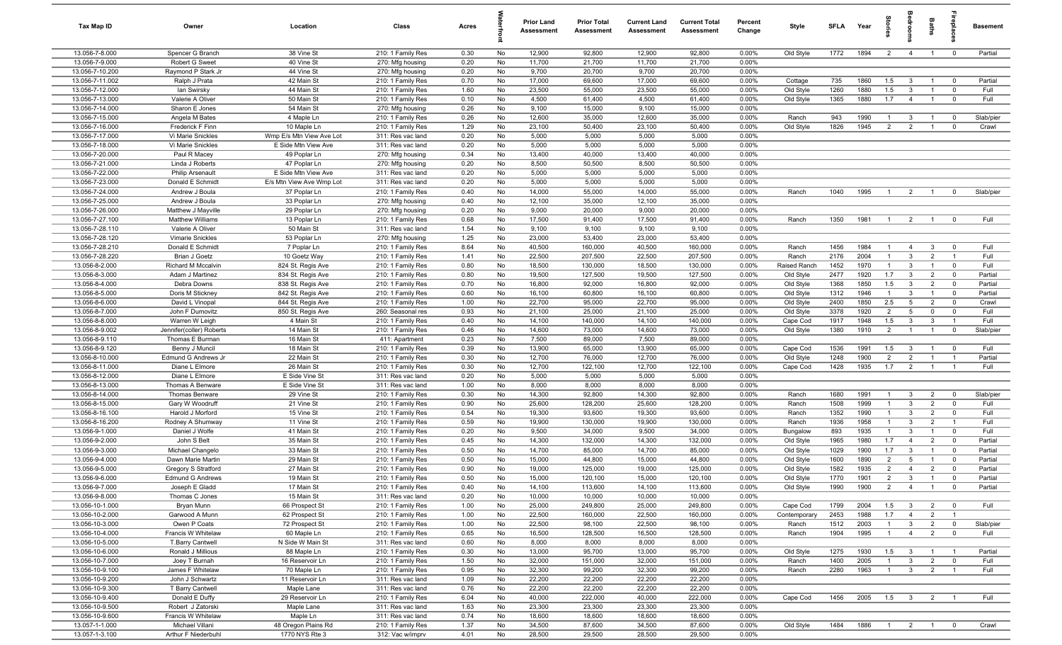| Tax Map ID | Owner | Location | Class | Acres | Waterfront | Prior Land Assessment | Prior Total Assessment | Current Land Assessment | Current Total Assessment | Percent Change | Style | SFLA | Year | Stories | Bedrooms | Baths | Fireplaces | Basement |
|---|---|---|---|---|---|---|---|---|---|---|---|---|---|---|---|---|---|---|
| 13.056-7-8.000 | Spencer G Branch | 38 Vine St | 210: 1 Family Res | 0.30 | No | 12,900 | 92,800 | 12,900 | 92,800 | 0.00% | Old Style | 1772 | 1894 | 2 | 4 | 1 | 0 | Partial |
| 13.056-7-9.000 | Robert G Sweet | 40 Vine St | 270: Mfg housing | 0.20 | No | 11,700 | 21,700 | 11,700 | 21,700 | 0.00% | | | | | | | | |
| 13.056-7-10.200 | Raymond P Stark Jr | 44 Vine St | 270: Mfg housing | 0.20 | No | 9,700 | 20,700 | 9,700 | 20,700 | 0.00% | | | | | | | | |
| 13.056-7-11.002 | Ralph J Prata | 42 Main St | 210: 1 Family Res | 0.70 | No | 17,000 | 69,600 | 17,000 | 69,600 | 0.00% | Cottage | 735 | 1860 | 1.5 | 3 | 1 | 0 | Partial |
| 13.056-7-12.000 | Ian Swirsky | 44 Main St | 210: 1 Family Res | 1.60 | No | 23,500 | 55,000 | 23,500 | 55,000 | 0.00% | Old Style | 1260 | 1880 | 1.5 | 3 | 1 | 0 | Full |
| 13.056-7-13.000 | Valerie A Oliver | 50 Main St | 210: 1 Family Res | 0.10 | No | 4,500 | 61,400 | 4,500 | 61,400 | 0.00% | Old Style | 1365 | 1880 | 1.7 | 4 | 1 | 0 | Full |
| 13.056-7-14.000 | Sharon E Jones | 54 Main St | 270: Mfg housing | 0.26 | No | 9,100 | 15,000 | 9,100 | 15,000 | 0.00% | | | | | | | | |
| 13.056-7-15.000 | Angela M Bates | 4 Maple Ln | 210: 1 Family Res | 0.26 | No | 12,600 | 35,000 | 12,600 | 35,000 | 0.00% | Ranch | 943 | 1990 | 1 | 3 | 1 | 0 | Slab/pier |
| 13.056-7-16.000 | Frederick F Finn | 10 Maple Ln | 210: 1 Family Res | 1.29 | No | 23,100 | 50,400 | 23,100 | 50,400 | 0.00% | Old Style | 1826 | 1945 | 2 | 2 | 1 | 0 | Crawl |
| 13.056-7-17.000 | Vi Marie Snickles | Wmp E/s Mtn View Ave Lot | 311: Res vac land | 0.20 | No | 5,000 | 5,000 | 5,000 | 5,000 | 0.00% | | | | | | | | |
| 13.056-7-18.000 | Vi Marie Snickles | E Side Mtn View Ave | 311: Res vac land | 0.20 | No | 5,000 | 5,000 | 5,000 | 5,000 | 0.00% | | | | | | | | |
| 13.056-7-20.000 | Paul R Macey | 49 Poplar Ln | 270: Mfg housing | 0.34 | No | 13,400 | 40,000 | 13,400 | 40,000 | 0.00% | | | | | | | | |
| 13.056-7-21.000 | Linda J Roberts | 47 Poplar Ln | 270: Mfg housing | 0.20 | No | 8,500 | 50,500 | 8,500 | 50,500 | 0.00% | | | | | | | | |
| 13.056-7-22.000 | Philip Arsenault | E Side Mtn View Ave | 311: Res vac land | 0.20 | No | 5,000 | 5,000 | 5,000 | 5,000 | 0.00% | | | | | | | | |
| 13.056-7-23.000 | Donald E Schmidt | E/s Mtn View Ave Wmp Lot | 311: Res vac land | 0.20 | No | 5,000 | 5,000 | 5,000 | 5,000 | 0.00% | | | | | | | | |
| 13.056-7-24.000 | Andrew J Boula | 37 Poplar Ln | 210: 1 Family Res | 0.40 | No | 14,000 | 55,000 | 14,000 | 55,000 | 0.00% | Ranch | 1040 | 1995 | 1 | 2 | 1 | 0 | Slab/pier |
| 13.056-7-25.000 | Andrew J Boula | 33 Poplar Ln | 270: Mfg housing | 0.40 | No | 12,100 | 35,000 | 12,100 | 35,000 | 0.00% | | | | | | | | |
| 13.056-7-26.000 | Matthew J Mayville | 29 Poplar Ln | 270: Mfg housing | 0.20 | No | 9,000 | 20,000 | 9,000 | 20,000 | 0.00% | | | | | | | | |
| 13.056-7-27.100 | Matthew Williams | 13 Poplar Ln | 210: 1 Family Res | 0.68 | No | 17,500 | 91,400 | 17,500 | 91,400 | 0.00% | Ranch | 1350 | 1981 | 1 | 2 | 1 | 0 | Full |
| 13.056-7-28.110 | Valerie A Oliver | 50 Main St | 311: Res vac land | 1.54 | No | 9,100 | 9,100 | 9,100 | 9,100 | 0.00% | | | | | | | | |
| 13.056-7-28.120 | Vimarie Snickles | 53 Poplar Ln | 270: Mfg housing | 1.25 | No | 23,000 | 53,400 | 23,000 | 53,400 | 0.00% | | | | | | | | |
| 13.056-7-28.210 | Donald E Schmidt | 7 Poplar Ln | 210: 1 Family Res | 8.64 | No | 40,500 | 160,000 | 40,500 | 160,000 | 0.00% | Ranch | 1456 | 1984 | 1 | 4 | 3 | 0 | Full |
| 13.056-7-28.220 | Brian J Goetz | 10 Goetz Way | 210: 1 Family Res | 1.41 | No | 22,500 | 207,500 | 22,500 | 207,500 | 0.00% | Ranch | 2176 | 2004 | 1 | 3 | 2 | 1 | Full |
| 13.056-8-2.000 | Richard M Mccalvin | 824 St. Regis Ave | 210: 1 Family Res | 0.80 | No | 18,500 | 130,000 | 18,500 | 130,000 | 0.00% | Raised Ranch | 1452 | 1970 | 1 | 3 | 1 | 0 | Full |
| 13.056-8-3.000 | Adam J Martinez | 834 St. Regis Ave | 210: 1 Family Res | 0.80 | No | 19,500 | 127,500 | 19,500 | 127,500 | 0.00% | Old Style | 2477 | 1920 | 1.7 | 3 | 2 | 0 | Partial |
| 13.056-8-4.000 | Debra Downs | 838 St. Regis Ave | 210: 1 Family Res | 0.70 | No | 16,800 | 92,000 | 16,800 | 92,000 | 0.00% | Old Style | 1368 | 1850 | 1.5 | 3 | 2 | 0 | Partial |
| 13.056-8-5.000 | Doris M Stickney | 842 St. Regis Ave | 210: 1 Family Res | 0.60 | No | 16,100 | 60,800 | 16,100 | 60,800 | 0.00% | Old Style | 1312 | 1946 | 1 | 3 | 1 | 0 | Partial |
| 13.056-8-6.000 | David L Vinopal | 844 St. Regis Ave | 210: 1 Family Res | 1.00 | No | 22,700 | 95,000 | 22,700 | 95,000 | 0.00% | Old Style | 2400 | 1850 | 2.5 | 5 | 2 | 0 | Crawl |
| 13.056-8-7.000 | John F Dumovitz | 850 St. Regis Ave | 260: Seasonal res | 0.93 | No | 21,100 | 25,000 | 21,100 | 25,000 | 0.00% | Old Style | 3378 | 1920 | 2 | 5 | 0 | 0 | Full |
| 13.056-8-8.000 | Warren W Leigh | 4 Main St | 210: 1 Family Res | 0.40 | No | 14,100 | 140,000 | 14,100 | 140,000 | 0.00% | Cape Cod | 1917 | 1948 | 1.5 | 3 | 3 | 1 | Full |
| 13.056-8-9.002 | Jennifer(coller) Roberts | 14 Main St | 210: 1 Family Res | 0.46 | No | 14,600 | 73,000 | 14,600 | 73,000 | 0.00% | Old Style | 1380 | 1910 | 2 | 1 | 1 | 0 | Slab/pier |
| 13.056-8-9.110 | Thomas E Burman | 16 Main St | 411: Apartment | 0.23 | No | 7,500 | 89,000 | 7,500 | 89,000 | 0.00% | | | | | | | | |
| 13.056-8-9.120 | Benny J Muncil | 18 Main St | 210: 1 Family Res | 0.39 | No | 13,900 | 65,000 | 13,900 | 65,000 | 0.00% | Cape Cod | 1536 | 1991 | 1.5 | 3 | 1 | 0 | Full |
| 13.056-8-10.000 | Edmund G Andrews Jr | 22 Main St | 210: 1 Family Res | 0.30 | No | 12,700 | 76,000 | 12,700 | 76,000 | 0.00% | Old Style | 1248 | 1900 | 2 | 2 | 1 | 1 | Partial |
| 13.056-8-11.000 | Diane L Elmore | 26 Main St | 210: 1 Family Res | 0.30 | No | 12,700 | 122,100 | 12,700 | 122,100 | 0.00% | Cape Cod | 1428 | 1935 | 1.7 | 2 | 1 | 1 | Full |
| 13.056-8-12.000 | Diane L Elmore | E Side Vine St | 311: Res vac land | 0.20 | No | 5,000 | 5,000 | 5,000 | 5,000 | 0.00% | | | | | | | | |
| 13.056-8-13.000 | Thomas A Benware | E Side Vine St | 311: Res vac land | 1.00 | No | 8,000 | 8,000 | 8,000 | 8,000 | 0.00% | | | | | | | | |
| 13.056-8-14.000 | Thomas Benware | 29 Vine St | 210: 1 Family Res | 0.30 | No | 14,300 | 92,800 | 14,300 | 92,800 | 0.00% | Ranch | 1680 | 1991 | 1 | 3 | 2 | 0 | Slab/pier |
| 13.056-8-15.000 | Gary W Woodruff | 21 Vine St | 210: 1 Family Res | 0.90 | No | 25,600 | 128,200 | 25,600 | 128,200 | 0.00% | Ranch | 1508 | 1999 | 1 | 3 | 2 | 0 | Full |
| 13.056-8-16.100 | Harold J Morford | 15 Vine St | 210: 1 Family Res | 0.54 | No | 19,300 | 93,600 | 19,300 | 93,600 | 0.00% | Ranch | 1352 | 1990 | 1 | 3 | 2 | 0 | Full |
| 13.056-8-16.200 | Rodney A Shumway | 11 Vine St | 210: 1 Family Res | 0.59 | No | 19,900 | 130,000 | 19,900 | 130,000 | 0.00% | Ranch | 1936 | 1958 | 1 | 3 | 2 | 1 | Full |
| 13.056-9-1.000 | Daniel J Wolfe | 41 Main St | 210: 1 Family Res | 0.20 | No | 9,500 | 34,000 | 9,500 | 34,000 | 0.00% | Bungalow | 893 | 1935 | 1 | 3 | 1 | 0 | Full |
| 13.056-9-2.000 | John S Belt | 35 Main St | 210: 1 Family Res | 0.45 | No | 14,300 | 132,000 | 14,300 | 132,000 | 0.00% | Old Style | 1965 | 1980 | 1.7 | 4 | 2 | 0 | Partial |
| 13.056-9-3.000 | Michael Changelo | 33 Main St | 210: 1 Family Res | 0.50 | No | 14,700 | 85,000 | 14,700 | 85,000 | 0.00% | Old Style | 1029 | 1900 | 1.7 | 3 | 1 | 0 | Partial |
| 13.056-9-4.000 | Dawn Marie Martin | 29 Main St | 210: 1 Family Res | 0.50 | No | 15,000 | 44,800 | 15,000 | 44,800 | 0.00% | Old Style | 1600 | 1890 | 2 | 5 | 1 | 0 | Partial |
| 13.056-9-5.000 | Gregory S Stratford | 27 Main St | 210: 1 Family Res | 0.90 | No | 19,000 | 125,000 | 19,000 | 125,000 | 0.00% | Old Style | 1582 | 1935 | 2 | 4 | 2 | 0 | Partial |
| 13.056-9-6.000 | Edmund G Andrews | 19 Main St | 210: 1 Family Res | 0.50 | No | 15,000 | 120,100 | 15,000 | 120,100 | 0.00% | Old Style | 1770 | 1901 | 2 | 3 | 1 | 0 | Partial |
| 13.056-9-7.000 | Joseph E Gladd | 17 Main St | 210: 1 Family Res | 0.40 | No | 14,100 | 113,600 | 14,100 | 113,600 | 0.00% | Old Style | 1990 | 1900 | 2 | 4 | 1 | 0 | Partial |
| 13.056-9-8.000 | Thomas C Jones | 15 Main St | 311: Res vac land | 0.20 | No | 10,000 | 10,000 | 10,000 | 10,000 | 0.00% | | | | | | | | |
| 13.056-10-1.000 | Bryan Munn | 66 Prospect St | 210: 1 Family Res | 1.00 | No | 25,000 | 249,800 | 25,000 | 249,800 | 0.00% | Cape Cod | 1799 | 2004 | 1.5 | 3 | 2 | 0 | Full |
| 13.056-10-2.000 | Garwood A Munn | 62 Prospect St | 210: 1 Family Res | 1.00 | No | 22,500 | 160,000 | 22,500 | 160,000 | 0.00% | Contemporary | 2453 | 1988 | 1.7 | 4 | 2 | 1 | |
| 13.056-10-3.000 | Owen P Coats | 72 Prospect St | 210: 1 Family Res | 1.00 | No | 22,500 | 98,100 | 22,500 | 98,100 | 0.00% | Ranch | 1512 | 2003 | 1 | 3 | 2 | 0 | Slab/pier |
| 13.056-10-4.000 | Francis W Whitelaw | 60 Maple Ln | 210: 1 Family Res | 0.65 | No | 16,500 | 128,500 | 16,500 | 128,500 | 0.00% | Ranch | 1904 | 1995 | 1 | 4 | 2 | 0 | Full |
| 13.056-10-5.000 | T.Barry Cantwell | N Side W Main St | 311: Res vac land | 0.60 | No | 8,000 | 8,000 | 8,000 | 8,000 | 0.00% | | | | | | | | |
| 13.056-10-6.000 | Ronald J Millious | 88 Maple Ln | 210: 1 Family Res | 0.30 | No | 13,000 | 95,700 | 13,000 | 95,700 | 0.00% | Old Style | 1275 | 1930 | 1.5 | 3 | 1 | 1 | Partial |
| 13.056-10-7.000 | Joey T Burnah | 16 Reservoir Ln | 210: 1 Family Res | 1.50 | No | 32,000 | 151,000 | 32,000 | 151,000 | 0.00% | Ranch | 1400 | 2005 | 1 | 3 | 2 | 0 | Full |
| 13.056-10-9.100 | James F Whitelaw | 70 Maple Ln | 210: 1 Family Res | 0.95 | No | 32,300 | 99,200 | 32,300 | 99,200 | 0.00% | Ranch | 2280 | 1963 | 1 | 3 | 2 | 1 | Full |
| 13.056-10-9.200 | John J Schwartz | 11 Reservoir Ln | 311: Res vac land | 1.09 | No | 22,200 | 22,200 | 22,200 | 22,200 | 0.00% | | | | | | | | |
| 13.056-10-9.300 | T Barry Cantwell | Maple Lane | 311: Res vac land | 0.76 | No | 22,200 | 22,200 | 22,200 | 22,200 | 0.00% | | | | | | | | |
| 13.056-10-9.400 | Donald E Duffy | 29 Reservoir Ln | 210: 1 Family Res | 6.04 | No | 40,000 | 222,000 | 40,000 | 222,000 | 0.00% | Cape Cod | 1456 | 2005 | 1.5 | 3 | 2 | 1 | Full |
| 13.056-10-9.500 | Robert J Zatorski | Maple Lane | 311: Res vac land | 1.63 | No | 23,300 | 23,300 | 23,300 | 23,300 | 0.00% | | | | | | | | |
| 13.056-10-9.600 | Francis W Whitelaw | Maple Ln | 311: Res vac land | 0.74 | No | 18,600 | 18,600 | 18,600 | 18,600 | 0.00% | | | | | | | | |
| 13.057-1-1.000 | Michael Villani | 48 Oregon Plains Rd | 210: 1 Family Res | 1.37 | No | 34,500 | 87,600 | 34,500 | 87,600 | 0.00% | Old Style | 1484 | 1886 | 1 | 2 | 1 | 0 | Crawl |
| 13.057-1-3.100 | Arthur F Niederbuhl | 1770 NYS Rte 3 | 312: Vac w/imprv | 4.01 | No | 28,500 | 29,500 | 28,500 | 29,500 | 0.00% | | | | | | | | |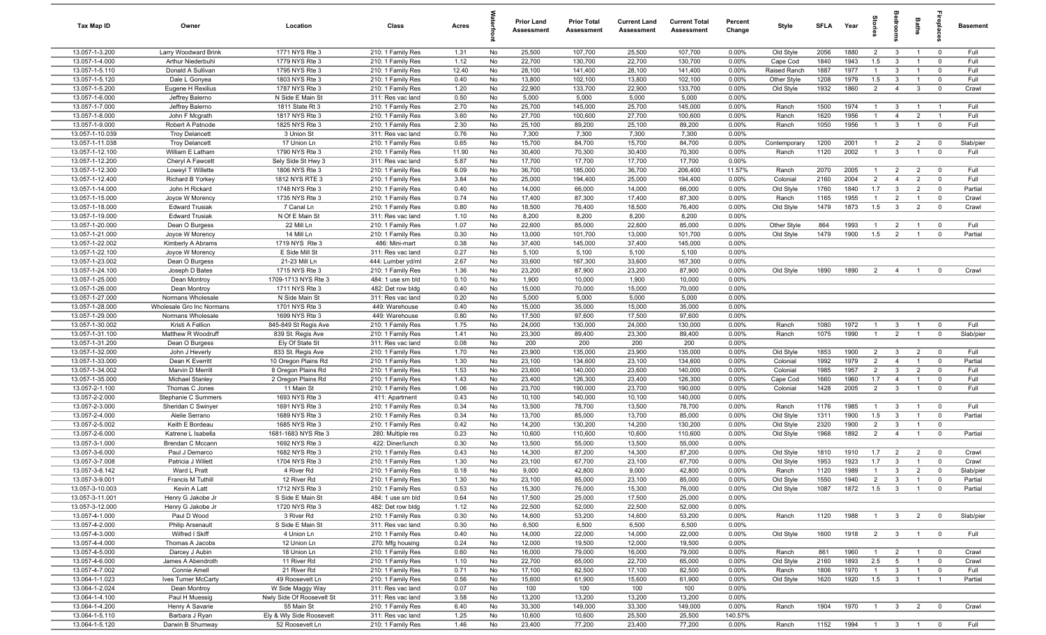| Tax Map ID | Owner | Location | Class | Acres | Waterfront | Prior Land Assessment | Prior Total Assessment | Current Land Assessment | Current Total Assessment | Percent Change | Style | SFLA | Year | Stories | Bedrooms | Baths | Fireplaces | Basement |
|---|---|---|---|---|---|---|---|---|---|---|---|---|---|---|---|---|---|---|
| 13.057-1-3.200 | Larry Woodward Brink | 1771 NYS Rte 3 | 210: 1 Family Res | 1.31 | No | 25,500 | 107,700 | 25,500 | 107,700 | 0.00% | Old Style | 2056 | 1880 | 2 | 3 | 1 | 0 | Full |
| 13.057-1-4.000 | Arthur Niederbuhl | 1779 NYS Rte 3 | 210: 1 Family Res | 1.12 | No | 22,700 | 130,700 | 22,700 | 130,700 | 0.00% | Cape Cod | 1840 | 1943 | 1.5 | 3 | 1 | 0 | Full |
| 13.057-1-5.110 | Donald A Sullivan | 1795 NYS Rte 3 | 210: 1 Family Res | 12.40 | No | 28,100 | 141,400 | 28,100 | 141,400 | 0.00% | Raised Ranch | 1887 | 1977 | 1 | 3 | 1 | 0 | Full |
| 13.057-1-5.120 | Dale L Gonyea | 1803 NYS Rte 3 | 210: 1 Family Res | 0.40 | No | 13,800 | 102,100 | 13,800 | 102,100 | 0.00% | Other Style | 1208 | 1979 | 1.5 | 3 | 1 | 0 | Full |
| 13.057-1-5.200 | Eugene H Rexilius | 1787 NYS Rte 3 | 210: 1 Family Res | 1.20 | No | 22,900 | 133,700 | 22,900 | 133,700 | 0.00% | Old Style | 1932 | 1860 | 2 | 4 | 3 | 0 | Crawl |
| 13.057-1-6.000 | Jeffrey Balerno | N Side E Main St | 311: Res vac land | 0.50 | No | 5,000 | 5,000 | 5,000 | 5,000 | 0.00% | | | | | | | | |
| 13.057-1-7.000 | Jeffrey Balerno | 1811 State Rt 3 | 210: 1 Family Res | 2.70 | No | 25,700 | 145,000 | 25,700 | 145,000 | 0.00% | Ranch | 1500 | 1974 | 1 | 3 | 1 | 1 | Full |
| 13.057-1-8.000 | John F Mcgrath | 1817 NYS Rte 3 | 210: 1 Family Res | 3.60 | No | 27,700 | 100,600 | 27,700 | 100,600 | 0.00% | Ranch | 1620 | 1956 | 1 | 4 | 2 | 1 | Full |
| 13.057-1-9.000 | Robert A Patnode | 1825 NYS Rte 3 | 210: 1 Family Res | 2.30 | No | 25,100 | 89,200 | 25,100 | 89,200 | 0.00% | Ranch | 1050 | 1956 | 1 | 3 | 1 | 0 | Full |
| 13.057-1-10.039 | Troy Delancett | 3 Union St | 311: Res vac land | 0.76 | No | 7,300 | 7,300 | 7,300 | 7,300 | 0.00% | | | | | | | | |
| 13.057-1-11.038 | Troy Delancett | 17 Union Ln | 210: 1 Family Res | 0.65 | No | 15,700 | 84,700 | 15,700 | 84,700 | 0.00% | Contemporary | 1200 | 2001 | 1 | 2 | 2 | 0 | Slab/pier |
| 13.057-1-12.100 | William E Latham | 1790 NYS Rte 3 | 210: 1 Family Res | 11.90 | No | 30,400 | 70,300 | 30,400 | 70,300 | 0.00% | Ranch | 1120 | 2002 | 1 | 3 | 1 | 0 | Full |
| 13.057-1-12.200 | Cheryl A Fawcett | Sely Side St Hwy 3 | 311: Res vac land | 5.87 | No | 17,700 | 17,700 | 17,700 | 17,700 | 0.00% | | | | | | | | |
| 13.057-1-12.300 | Loweyl T Willette | 1806 NYS Rte 3 | 210: 1 Family Res | 6.09 | No | 36,700 | 185,000 | 36,700 | 206,400 | 11.57% | Ranch | 2070 | 2005 | 1 | 2 | 2 | 0 | Full |
| 13.057-1-12.400 | Richard B Yorkey | 1812 NYS RTE 3 | 210: 1 Family Res | 3.84 | No | 25,000 | 194,400 | 25,000 | 194,400 | 0.00% | Colonial | 2160 | 2004 | 2 | 4 | 2 | 0 | Full |
| 13.057-1-14.000 | John H Rickard | 1748 NYS Rte 3 | 210: 1 Family Res | 0.40 | No | 14,000 | 66,000 | 14,000 | 66,000 | 0.00% | Old Style | 1760 | 1840 | 1.7 | 3 | 2 | 0 | Partial |
| 13.057-1-15.000 | Joyce W Morency | 1735 NYS Rte 3 | 210: 1 Family Res | 0.74 | No | 17,400 | 87,300 | 17,400 | 87,300 | 0.00% | Ranch | 1165 | 1955 | 1 | 2 | 1 | 0 | Crawl |
| 13.057-1-18.000 | Edward Trusiak | 7 Canal Ln | 210: 1 Family Res | 0.80 | No | 18,500 | 76,400 | 18,500 | 76,400 | 0.00% | Old Style | 1479 | 1873 | 1.5 | 3 | 2 | 0 | Crawl |
| 13.057-1-19.000 | Edward Trusiak | N Of E Main St | 311: Res vac land | 1.10 | No | 8,200 | 8,200 | 8,200 | 8,200 | 0.00% | | | | | | | | |
| 13.057-1-20.000 | Dean O Burgess | 22 Mill Ln | 210: 1 Family Res | 1.07 | No | 22,600 | 85,000 | 22,600 | 85,000 | 0.00% | Other Style | 864 | 1993 | 1 | 2 | 1 | 0 | Full |
| 13.057-1-21.000 | Joyce W Morency | 14 Mill Ln | 210: 1 Family Res | 0.30 | No | 13,000 | 101,700 | 13,000 | 101,700 | 0.00% | Old Style | 1479 | 1900 | 1.5 | 2 | 1 | 0 | Partial |
| 13.057-1-22.002 | Kimberly A Abrams | 1719 NYS Rte 3 | 486: Mini-mart | 0.38 | No | 37,400 | 145,000 | 37,400 | 145,000 | 0.00% | | | | | | | | |
| 13.057-1-22.100 | Joyce W Morency | E Side Mill St | 311: Res vac land | 0.27 | No | 5,100 | 5,100 | 5,100 | 5,100 | 0.00% | | | | | | | | |
| 13.057-1-23.002 | Dean O Burgess | 21-23 Mill Ln | 444: Lumber yd/ml | 2.67 | No | 33,600 | 167,300 | 33,600 | 167,300 | 0.00% | | | | | | | | |
| 13.057-1-24.100 | Joseph D Bates | 1715 NYS Rte 3 | 210: 1 Family Res | 1.36 | No | 23,200 | 87,900 | 23,200 | 87,900 | 0.00% | Old Style | 1890 | 1890 | 2 | 4 | 1 | 0 | Crawl |
| 13.057-1-25.000 | Dean Montroy | 1709-1713 NYS Rte 3 | 484: 1 use sm bld | 0.10 | No | 1,900 | 10,000 | 1,900 | 10,000 | 0.00% | | | | | | | | |
| 13.057-1-26.000 | Dean Montroy | 1711 NYS Rte 3 | 482: Det row bldg | 0.40 | No | 15,000 | 70,000 | 15,000 | 70,000 | 0.00% | | | | | | | | |
| 13.057-1-27.000 | Normans Wholesale | N Side Main St | 311: Res vac land | 0.20 | No | 5,000 | 5,000 | 5,000 | 5,000 | 0.00% | | | | | | | | |
| 13.057-1-28.000 | Wholesale Gro Inc Normans | 1701 NYS Rte 3 | 449: Warehouse | 0.40 | No | 15,000 | 35,000 | 15,000 | 35,000 | 0.00% | | | | | | | | |
| 13.057-1-29.000 | Normans Wholesale | 1699 NYS Rte 3 | 449: Warehouse | 0.80 | No | 17,500 | 97,600 | 17,500 | 97,600 | 0.00% | | | | | | | | |
| 13.057-1-30.002 | Kristi A Fellion | 845-849 St Regis Ave | 210: 1 Family Res | 1.75 | No | 24,000 | 130,000 | 24,000 | 130,000 | 0.00% | Ranch | 1080 | 1972 | 1 | 3 | 1 | 0 | Full |
| 13.057-1-31.100 | Matthew R Woodruff | 839 St. Regis Ave | 210: 1 Family Res | 1.41 | No | 23,300 | 89,400 | 23,300 | 89,400 | 0.00% | Ranch | 1075 | 1990 | 1 | 2 | 1 | 0 | Slab/pier |
| 13.057-1-31.200 | Dean O Burgess | Ely Of State St | 311: Res vac land | 0.08 | No | 200 | 200 | 200 | 200 | 0.00% | | | | | | | | |
| 13.057-1-32.000 | John J Heverly | 833 St. Regis Ave | 210: 1 Family Res | 1.70 | No | 23,900 | 135,000 | 23,900 | 135,000 | 0.00% | Old Style | 1853 | 1900 | 2 | 3 | 2 | 0 | Full |
| 13.057-1-33.000 | Dean K Everritt | 10 Oregon Plains Rd | 210: 1 Family Res | 1.30 | No | 23,100 | 134,600 | 23,100 | 134,600 | 0.00% | Colonial | 1992 | 1979 | 2 | 4 | 1 | 0 | Partial |
| 13.057-1-34.002 | Marvin D Merrill | 8 Oregon Plains Rd | 210: 1 Family Res | 1.53 | No | 23,600 | 140,000 | 23,600 | 140,000 | 0.00% | Colonial | 1985 | 1957 | 2 | 3 | 2 | 0 | Full |
| 13.057-1-35.000 | Michael Stanley | 2 Oregon Plains Rd | 210: 1 Family Res | 1.43 | No | 23,400 | 126,300 | 23,400 | 126,300 | 0.00% | Cape Cod | 1660 | 1960 | 1.7 | 4 | 1 | 0 | Full |
| 13.057-2-1.100 | Thomas C Jones | 11 Main St | 210: 1 Family Res | 1.06 | No | 23,700 | 190,000 | 23,700 | 190,000 | 0.00% | Colonial | 1428 | 2005 | 2 | 3 | 1 | 0 | Full |
| 13.057-2-2.000 | Stephanie C Summers | 1693 NYS Rte 3 | 411: Apartment | 0.43 | No | 10,100 | 140,000 | 10,100 | 140,000 | 0.00% | | | | | | | | |
| 13.057-2-3.000 | Sheridan C Swinyer | 1691 NYS Rte 3 | 210: 1 Family Res | 0.34 | No | 13,500 | 78,700 | 13,500 | 78,700 | 0.00% | Ranch | 1176 | 1985 | 1 | 3 | 1 | 0 | Full |
| 13.057-2-4.000 | Alelie Serrano | 1689 NYS Rte 3 | 210: 1 Family Res | 0.34 | No | 13,700 | 85,000 | 13,700 | 85,000 | 0.00% | Old Style | 1311 | 1900 | 1.5 | 3 | 1 | 0 | Partial |
| 13.057-2-5.002 | Keith E Bordeau | 1685 NYS Rte 3 | 210: 1 Family Res | 0.42 | No | 14,200 | 130,200 | 14,200 | 130,200 | 0.00% | Old Style | 2320 | 1900 | 2 | 3 | 1 | 0 | |
| 13.057-2-6.000 | Katrene L Isabella | 1681-1683 NYS Rte 3 | 280: Multiple res | 0.23 | No | 10,600 | 110,600 | 10,600 | 110,600 | 0.00% | Old Style | 1968 | 1892 | 2 | 4 | 1 | 0 | Partial |
| 13.057-3-1.000 | Brendan C Mccann | 1692 NYS Rte 3 | 422: Diner/lunch | 0.30 | No | 13,500 | 55,000 | 13,500 | 55,000 | 0.00% | | | | | | | | |
| 13.057-3-6.000 | Paul J Demarco | 1682 NYS Rte 3 | 210: 1 Family Res | 0.43 | No | 14,300 | 87,200 | 14,300 | 87,200 | 0.00% | Old Style | 1810 | 1910 | 1.7 | 2 | 2 | 0 | Crawl |
| 13.057-3-7.008 | Patricia J Willett | 1704 NYS Rte 3 | 210: 1 Family Res | 1.30 | No | 23,100 | 67,700 | 23,100 | 67,700 | 0.00% | Old Style | 1953 | 1923 | 1.7 | 3 | 1 | 0 | Crawl |
| 13.057-3-8.142 | Ward L Pratt | 4 River Rd | 210: 1 Family Res | 0.18 | No | 9,000 | 42,800 | 9,000 | 42,800 | 0.00% | Ranch | 1120 | 1989 | 1 | 3 | 2 | 0 | Slab/pier |
| 13.057-3-9.001 | Francis M Tuthill | 12 River Rd | 210: 1 Family Res | 1.30 | No | 23,100 | 85,000 | 23,100 | 85,000 | 0.00% | Old Style | 1550 | 1940 | 2 | 3 | 1 | 0 | Partial |
| 13.057-3-10.003 | Kevin A Latt | 1712 NYS Rte 3 | 210: 1 Family Res | 0.53 | No | 15,300 | 76,000 | 15,300 | 76,000 | 0.00% | Old Style | 1087 | 1872 | 1.5 | 3 | 1 | 0 | Partial |
| 13.057-3-11.001 | Henry G Jakobe Jr | S Side E Main St | 484: 1 use sm bld | 0.64 | No | 17,500 | 25,000 | 17,500 | 25,000 | 0.00% | | | | | | | | |
| 13.057-3-12.000 | Henry G Jakobe Jr | 1720 NYS Rte 3 | 482: Det row bldg | 1.12 | No | 22,500 | 52,000 | 22,500 | 52,000 | 0.00% | | | | | | | | |
| 13.057-4-1.000 | Paul D Wood | 3 River Rd | 210: 1 Family Res | 0.30 | No | 14,600 | 53,200 | 14,600 | 53,200 | 0.00% | Ranch | 1120 | 1988 | 1 | 3 | 2 | 0 | Slab/pier |
| 13.057-4-2.000 | Philip Arsenault | S Side E Main St | 311: Res vac land | 0.30 | No | 6,500 | 6,500 | 6,500 | 6,500 | 0.00% | | | | | | | | |
| 13.057-4-3.000 | Wilfred I Skiff | 4 Union Ln | 210: 1 Family Res | 0.40 | No | 14,000 | 22,000 | 14,000 | 22,000 | 0.00% | Old Style | 1600 | 1918 | 2 | 3 | 1 | 0 | Full |
| 13.057-4-4.000 | Thomas A Jacobs | 12 Union Ln | 270: Mfg housing | 0.24 | No | 12,000 | 19,500 | 12,000 | 19,500 | 0.00% | | | | | | | | |
| 13.057-4-5.000 | Darcey J Aubin | 18 Union Ln | 210: 1 Family Res | 0.60 | No | 16,000 | 79,000 | 16,000 | 79,000 | 0.00% | Ranch | 861 | 1960 | 1 | 2 | 1 | 0 | Crawl |
| 13.057-4-6.000 | James A Abendroth | 11 River Rd | 210: 1 Family Res | 1.10 | No | 22,700 | 65,000 | 22,700 | 65,000 | 0.00% | Old Style | 2160 | 1893 | 2.5 | 5 | 1 | 0 | Crawl |
| 13.057-4-7.002 | Connie Amell | 21 River Rd | 210: 1 Family Res | 0.71 | No | 17,100 | 82,500 | 17,100 | 82,500 | 0.00% | Ranch | 1806 | 1970 | 1 | 3 | 1 | 0 | Full |
| 13.064-1-1.023 | Ives Turner McCarty | 49 Roosevelt Ln | 210: 1 Family Res | 0.56 | No | 15,600 | 61,900 | 15,600 | 61,900 | 0.00% | Old Style | 1620 | 1920 | 1.5 | 3 | 1 | 1 | Partial |
| 13.064-1-2.024 | Dean Montroy | W Side Maggy Way | 311: Res vac land | 0.07 | No | 100 | 100 | 100 | 100 | 0.00% | | | | | | | | |
| 13.064-1-4.100 | Paul H Muessig | Nwly Side Of Roosevelt St | 311: Res vac land | 3.58 | No | 13,200 | 13,200 | 13,200 | 13,200 | 0.00% | | | | | | | | |
| 13.064-1-4.200 | Henry A Savarie | 55 Main St | 210: 1 Family Res | 6.40 | No | 33,300 | 149,000 | 33,300 | 149,000 | 0.00% | Ranch | 1904 | 1970 | 1 | 3 | 2 | 0 | Crawl |
| 13.064-1-5.110 | Barbara J Ryan | Ely & Wly Side Roosevelt | 311: Res vac land | 1.25 | No | 10,600 | 10,600 | 25,500 | 25,500 | 140.57% | | | | | | | | |
| 13.064-1-5.120 | Darwin B Shumway | 52 Roosevelt Ln | 210: 1 Family Res | 1.46 | No | 23,400 | 77,200 | 23,400 | 77,200 | 0.00% | Ranch | 1152 | 1994 | 1 | 3 | 1 | 0 | Full |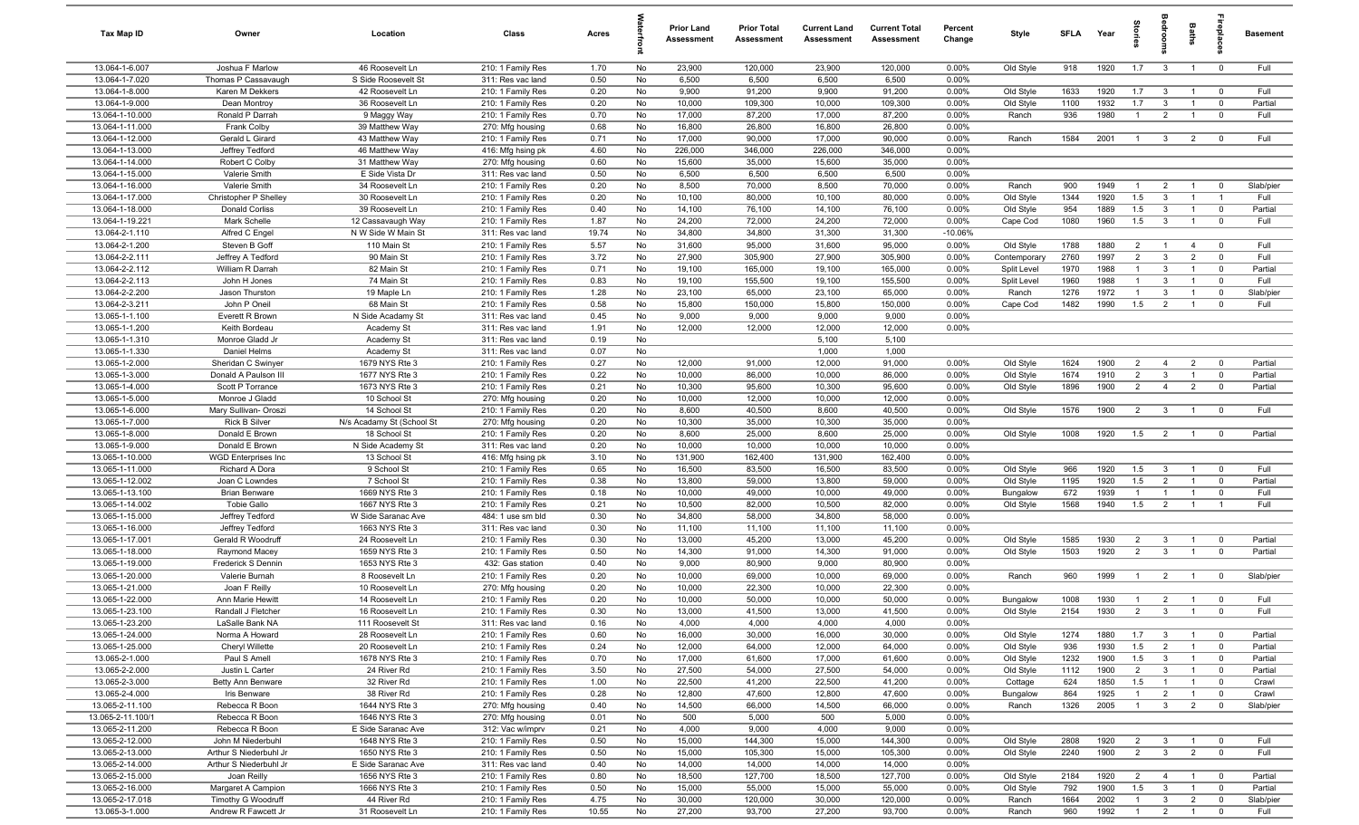| Tax Map ID | Owner | Location | Class | Acres | Waterfront | Prior Land Assessment | Prior Total Assessment | Current Land Assessment | Current Total Assessment | Percent Change | Style | SFLA | Year | Stories | Bedrooms | Baths | Fireplaces | Basement |
|---|---|---|---|---|---|---|---|---|---|---|---|---|---|---|---|---|---|---|
| 13.064-1-6.007 | Joshua F Marlow | 46 Roosevelt Ln | 210: 1 Family Res | 1.70 | No | 23,900 | 120,000 | 23,900 | 120,000 | 0.00% | Old Style | 918 | 1920 | 1.7 | 3 | 1 | 0 | Full |
| 13.064-1-7.020 | Thomas P Cassavaugh | S Side Roosevelt St | 311: Res vac land | 0.50 | No | 6,500 | 6,500 | 6,500 | 6,500 | 0.00% | | | | | | | | |
| 13.064-1-8.000 | Karen M Dekkers | 42 Roosevelt Ln | 210: 1 Family Res | 0.20 | No | 9,900 | 91,200 | 9,900 | 91,200 | 0.00% | Old Style | 1633 | 1920 | 1.7 | 3 | 1 | 0 | Full |
| 13.064-1-9.000 | Dean Montroy | 36 Roosevelt Ln | 210: 1 Family Res | 0.20 | No | 10,000 | 109,300 | 10,000 | 109,300 | 0.00% | Old Style | 1100 | 1932 | 1.7 | 3 | 1 | 0 | Partial |
| 13.064-1-10.000 | Ronald P Darrah | 9 Maggy Way | 210: 1 Family Res | 0.70 | No | 17,000 | 87,200 | 17,000 | 87,200 | 0.00% | Ranch | 936 | 1980 | 1 | 2 | 1 | 0 | Full |
| 13.064-1-11.000 | Frank Colby | 39 Matthew Way | 270: Mfg housing | 0.68 | No | 16,800 | 26,800 | 16,800 | 26,800 | 0.00% | | | | | | | | |
| 13.064-1-12.000 | Gerald L Girard | 43 Matthew Way | 210: 1 Family Res | 0.71 | No | 17,000 | 90,000 | 17,000 | 90,000 | 0.00% | Ranch | 1584 | 2001 | 1 | 3 | 2 | 0 | Full |
| 13.064-1-13.000 | Jeffrey Tedford | 46 Matthew Way | 416: Mfg hsing pk | 4.60 | No | 226,000 | 346,000 | 226,000 | 346,000 | 0.00% | | | | | | | | |
| 13.064-1-14.000 | Robert C Colby | 31 Matthew Way | 270: Mfg housing | 0.60 | No | 15,600 | 35,000 | 15,600 | 35,000 | 0.00% | | | | | | | | |
| 13.064-1-15.000 | Valerie Smith | E Side Vista Dr | 311: Res vac land | 0.50 | No | 6,500 | 6,500 | 6,500 | 6,500 | 0.00% | | | | | | | | |
| 13.064-1-16.000 | Valerie Smith | 34 Roosevelt Ln | 210: 1 Family Res | 0.20 | No | 8,500 | 70,000 | 8,500 | 70,000 | 0.00% | Ranch | 900 | 1949 | 1 | 2 | 1 | 0 | Slab/pier |
| 13.064-1-17.000 | Christopher P Shelley | 30 Roosevelt Ln | 210: 1 Family Res | 0.20 | No | 10,100 | 80,000 | 10,100 | 80,000 | 0.00% | Old Style | 1344 | 1920 | 1.5 | 3 | 1 | 1 | Full |
| 13.064-1-18.000 | Donald Corliss | 39 Roosevelt Ln | 210: 1 Family Res | 0.40 | No | 14,100 | 76,100 | 14,100 | 76,100 | 0.00% | Old Style | 954 | 1889 | 1.5 | 3 | 1 | 0 | Partial |
| 13.064-1-19.221 | Mark Schelle | 12 Cassavaugh Way | 210: 1 Family Res | 1.87 | No | 24,200 | 72,000 | 24,200 | 72,000 | 0.00% | Cape Cod | 1080 | 1960 | 1.5 | 3 | 1 | 0 | Full |
| 13.064-2-1.110 | Alfred C Engel | N W Side W Main St | 311: Res vac land | 19.74 | No | 34,800 | 34,800 | 31,300 | 31,300 | -10.06% | | | | | | | | |
| 13.064-2-1.200 | Steven B Goff | 110 Main St | 210: 1 Family Res | 5.57 | No | 31,600 | 95,000 | 31,600 | 95,000 | 0.00% | Old Style | 1788 | 1880 | 2 | 1 | 4 | 0 | Full |
| 13.064-2-2.111 | Jeffrey A Tedford | 90 Main St | 210: 1 Family Res | 3.72 | No | 27,900 | 305,900 | 27,900 | 305,900 | 0.00% | Contemporary | 2760 | 1997 | 2 | 3 | 2 | 0 | Full |
| 13.064-2-2.112 | William R Darrah | 82 Main St | 210: 1 Family Res | 0.71 | No | 19,100 | 165,000 | 19,100 | 165,000 | 0.00% | Split Level | 1970 | 1988 | 1 | 3 | 1 | 0 | Partial |
| 13.064-2-2.113 | John H Jones | 74 Main St | 210: 1 Family Res | 0.83 | No | 19,100 | 155,500 | 19,100 | 155,500 | 0.00% | Split Level | 1960 | 1988 | 1 | 3 | 1 | 0 | Full |
| 13.064-2-2.200 | Jason Thurston | 19 Maple Ln | 210: 1 Family Res | 1.28 | No | 23,100 | 65,000 | 23,100 | 65,000 | 0.00% | Ranch | 1276 | 1972 | 1 | 3 | 1 | 0 | Slab/pier |
| 13.064-2-3.211 | John P Oneil | 68 Main St | 210: 1 Family Res | 0.58 | No | 15,800 | 150,000 | 15,800 | 150,000 | 0.00% | Cape Cod | 1482 | 1990 | 1.5 | 2 | 1 | 0 | Full |
| 13.065-1-1.100 | Everett R Brown | N Side Acadamy St | 311: Res vac land | 0.45 | No | 9,000 | 9,000 | 9,000 | 9,000 | 0.00% | | | | | | | | |
| 13.065-1-1.200 | Keith Bordeau | Academy St | 311: Res vac land | 1.91 | No | 12,000 | 12,000 | 12,000 | 12,000 | 0.00% | | | | | | | | |
| 13.065-1-1.310 | Monroe Gladd Jr | Academy St | 311: Res vac land | 0.19 | No | | | 5,100 | 5,100 | | | | | | | | | |
| 13.065-1-1.330 | Daniel Helms | Academy St | 311: Res vac land | 0.07 | No | | | 1,000 | 1,000 | | | | | | | | | |
| 13.065-1-2.000 | Sheridan C Swinyer | 1679 NYS Rte 3 | 210: 1 Family Res | 0.27 | No | 12,000 | 91,000 | 12,000 | 91,000 | 0.00% | Old Style | 1624 | 1900 | 2 | 4 | 2 | 0 | Partial |
| 13.065-1-3.000 | Donald A Paulson III | 1677 NYS Rte 3 | 210: 1 Family Res | 0.22 | No | 10,000 | 86,000 | 10,000 | 86,000 | 0.00% | Old Style | 1674 | 1910 | 2 | 3 | 1 | 0 | Partial |
| 13.065-1-4.000 | Scott P Torrance | 1673 NYS Rte 3 | 210: 1 Family Res | 0.21 | No | 10,300 | 95,600 | 10,300 | 95,600 | 0.00% | Old Style | 1896 | 1900 | 2 | 4 | 2 | 0 | Partial |
| 13.065-1-5.000 | Monroe J Gladd | 10 School St | 270: Mfg housing | 0.20 | No | 10,000 | 12,000 | 10,000 | 12,000 | 0.00% | | | | | | | | |
| 13.065-1-6.000 | Mary Sullivan- Oroszi | 14 School St | 210: 1 Family Res | 0.20 | No | 8,600 | 40,500 | 8,600 | 40,500 | 0.00% | Old Style | 1576 | 1900 | 2 | 3 | 1 | 0 | Full |
| 13.065-1-7.000 | Rick B Silver | N/s Acadamy St (School St | 270: Mfg housing | 0.20 | No | 10,300 | 35,000 | 10,300 | 35,000 | 0.00% | | | | | | | | |
| 13.065-1-8.000 | Donald E Brown | 18 School St | 210: 1 Family Res | 0.20 | No | 8,600 | 25,000 | 8,600 | 25,000 | 0.00% | Old Style | 1008 | 1920 | 1.5 | 2 | 1 | 0 | Partial |
| 13.065-1-9.000 | Donald E Brown | N Side Academy St | 311: Res vac land | 0.20 | No | 10,000 | 10,000 | 10,000 | 10,000 | 0.00% | | | | | | | | |
| 13.065-1-10.000 | WGD Enterprises Inc | 13 School St | 416: Mfg hsing pk | 3.10 | No | 131,900 | 162,400 | 131,900 | 162,400 | 0.00% | | | | | | | | |
| 13.065-1-11.000 | Richard A Dora | 9 School St | 210: 1 Family Res | 0.65 | No | 16,500 | 83,500 | 16,500 | 83,500 | 0.00% | Old Style | 966 | 1920 | 1.5 | 3 | 1 | 0 | Full |
| 13.065-1-12.002 | Joan C Lowndes | 7 School St | 210: 1 Family Res | 0.38 | No | 13,800 | 59,000 | 13,800 | 59,000 | 0.00% | Old Style | 1195 | 1920 | 1.5 | 2 | 1 | 0 | Partial |
| 13.065-1-13.100 | Brian Benware | 1669 NYS Rte 3 | 210: 1 Family Res | 0.18 | No | 10,000 | 49,000 | 10,000 | 49,000 | 0.00% | Bungalow | 672 | 1939 | 1 | 1 | 1 | 0 | Full |
| 13.065-1-14.002 | Tobie Gallo | 1667 NYS Rte 3 | 210: 1 Family Res | 0.21 | No | 10,500 | 82,000 | 10,500 | 82,000 | 0.00% | Old Style | 1568 | 1940 | 1.5 | 2 | 1 | 1 | Full |
| 13.065-1-15.000 | Jeffrey Tedford | W Side Saranac Ave | 484: 1 use sm bld | 0.30 | No | 34,800 | 58,000 | 34,800 | 58,000 | 0.00% | | | | | | | | |
| 13.065-1-16.000 | Jeffrey Tedford | 1663 NYS Rte 3 | 311: Res vac land | 0.30 | No | 11,100 | 11,100 | 11,100 | 11,100 | 0.00% | | | | | | | | |
| 13.065-1-17.001 | Gerald R Woodruff | 24 Roosevelt Ln | 210: 1 Family Res | 0.30 | No | 13,000 | 45,200 | 13,000 | 45,200 | 0.00% | Old Style | 1585 | 1930 | 2 | 3 | 1 | 0 | Partial |
| 13.065-1-18.000 | Raymond Macey | 1659 NYS Rte 3 | 210: 1 Family Res | 0.50 | No | 14,300 | 91,000 | 14,300 | 91,000 | 0.00% | Old Style | 1503 | 1920 | 2 | 3 | 1 | 0 | Partial |
| 13.065-1-19.000 | Frederick S Dennin | 1653 NYS Rte 3 | 432: Gas station | 0.40 | No | 9,000 | 80,900 | 9,000 | 80,900 | 0.00% | | | | | | | | |
| 13.065-1-20.000 | Valerie Burnah | 8 Roosevelt Ln | 210: 1 Family Res | 0.20 | No | 10,000 | 69,000 | 10,000 | 69,000 | 0.00% | Ranch | 960 | 1999 | 1 | 2 | 1 | 0 | Slab/pier |
| 13.065-1-21.000 | Joan F Reilly | 10 Roosevelt Ln | 270: Mfg housing | 0.20 | No | 10,000 | 22,300 | 10,000 | 22,300 | 0.00% | | | | | | | | |
| 13.065-1-22.000 | Ann Marie Hewitt | 14 Roosevelt Ln | 210: 1 Family Res | 0.20 | No | 10,000 | 50,000 | 10,000 | 50,000 | 0.00% | Bungalow | 1008 | 1930 | 1 | 2 | 1 | 0 | Full |
| 13.065-1-23.100 | Randall J Fletcher | 16 Roosevelt Ln | 210: 1 Family Res | 0.30 | No | 13,000 | 41,500 | 13,000 | 41,500 | 0.00% | Old Style | 2154 | 1930 | 2 | 3 | 1 | 0 | Full |
| 13.065-1-23.200 | LaSalle Bank NA | 111 Roosevelt St | 311: Res vac land | 0.16 | No | 4,000 | 4,000 | 4,000 | 4,000 | 0.00% | | | | | | | | |
| 13.065-1-24.000 | Norma A Howard | 28 Roosevelt Ln | 210: 1 Family Res | 0.60 | No | 16,000 | 30,000 | 16,000 | 30,000 | 0.00% | Old Style | 1274 | 1880 | 1.7 | 3 | 1 | 0 | Partial |
| 13.065-1-25.000 | Cheryl Willette | 20 Roosevelt Ln | 210: 1 Family Res | 0.24 | No | 12,000 | 64,000 | 12,000 | 64,000 | 0.00% | Old Style | 936 | 1930 | 1.5 | 2 | 1 | 0 | Partial |
| 13.065-2-1.000 | Paul S Amell | 1678 NYS Rte 3 | 210: 1 Family Res | 0.70 | No | 17,000 | 61,600 | 17,000 | 61,600 | 0.00% | Old Style | 1232 | 1900 | 1.5 | 3 | 1 | 0 | Partial |
| 13.065-2-2.000 | Justin L Carter | 24 River Rd | 210: 1 Family Res | 3.50 | No | 27,500 | 54,000 | 27,500 | 54,000 | 0.00% | Old Style | 1112 | 1900 | 2 | 3 | 1 | 0 | Partial |
| 13.065-2-3.000 | Betty Ann Benware | 32 River Rd | 210: 1 Family Res | 1.00 | No | 22,500 | 41,200 | 22,500 | 41,200 | 0.00% | Cottage | 624 | 1850 | 1.5 | 1 | 1 | 0 | Crawl |
| 13.065-2-4.000 | Iris Benware | 38 River Rd | 210: 1 Family Res | 0.28 | No | 12,800 | 47,600 | 12,800 | 47,600 | 0.00% | Bungalow | 864 | 1925 | 1 | 2 | 1 | 0 | Crawl |
| 13.065-2-11.100 | Rebecca R Boon | 1644 NYS Rte 3 | 270: Mfg housing | 0.40 | No | 14,500 | 66,000 | 14,500 | 66,000 | 0.00% | Ranch | 1326 | 2005 | 1 | 3 | 2 | 0 | Slab/pier |
| 13.065-2-11.100/1 | Rebecca R Boon | 1646 NYS Rte 3 | 270: Mfg housing | 0.01 | No | 500 | 5,000 | 500 | 5,000 | 0.00% | | | | | | | | |
| 13.065-2-11.200 | Rebecca R Boon | E Side Saranac Ave | 312: Vac w/imprv | 0.21 | No | 4,000 | 9,000 | 4,000 | 9,000 | 0.00% | | | | | | | | |
| 13.065-2-12.000 | John M Niederbuhl | 1648 NYS Rte 3 | 210: 1 Family Res | 0.50 | No | 15,000 | 144,300 | 15,000 | 144,300 | 0.00% | Old Style | 2808 | 1920 | 2 | 3 | 1 | 0 | Full |
| 13.065-2-13.000 | Arthur S Niederbuhl Jr | 1650 NYS Rte 3 | 210: 1 Family Res | 0.50 | No | 15,000 | 105,300 | 15,000 | 105,300 | 0.00% | Old Style | 2240 | 1900 | 2 | 3 | 2 | 0 | Full |
| 13.065-2-14.000 | Arthur S Niederbuhl Jr | E Side Saranac Ave | 311: Res vac land | 0.40 | No | 14,000 | 14,000 | 14,000 | 14,000 | 0.00% | | | | | | | | |
| 13.065-2-15.000 | Joan Reilly | 1656 NYS Rte 3 | 210: 1 Family Res | 0.80 | No | 18,500 | 127,700 | 18,500 | 127,700 | 0.00% | Old Style | 2184 | 1920 | 2 | 4 | 1 | 0 | Partial |
| 13.065-2-16.000 | Margaret A Campion | 1666 NYS Rte 3 | 210: 1 Family Res | 0.50 | No | 15,000 | 55,000 | 15,000 | 55,000 | 0.00% | Old Style | 792 | 1900 | 1.5 | 3 | 1 | 0 | Partial |
| 13.065-2-17.018 | Timothy G Woodruff | 44 River Rd | 210: 1 Family Res | 4.75 | No | 30,000 | 120,000 | 30,000 | 120,000 | 0.00% | Ranch | 1664 | 2002 | 1 | 3 | 2 | 0 | Slab/pier |
| 13.065-3-1.000 | Andrew R Fawcett Jr | 31 Roosevelt Ln | 210: 1 Family Res | 10.55 | No | 27,200 | 93,700 | 27,200 | 93,700 | 0.00% | Ranch | 960 | 1992 | 1 | 2 | 1 | 0 | Full |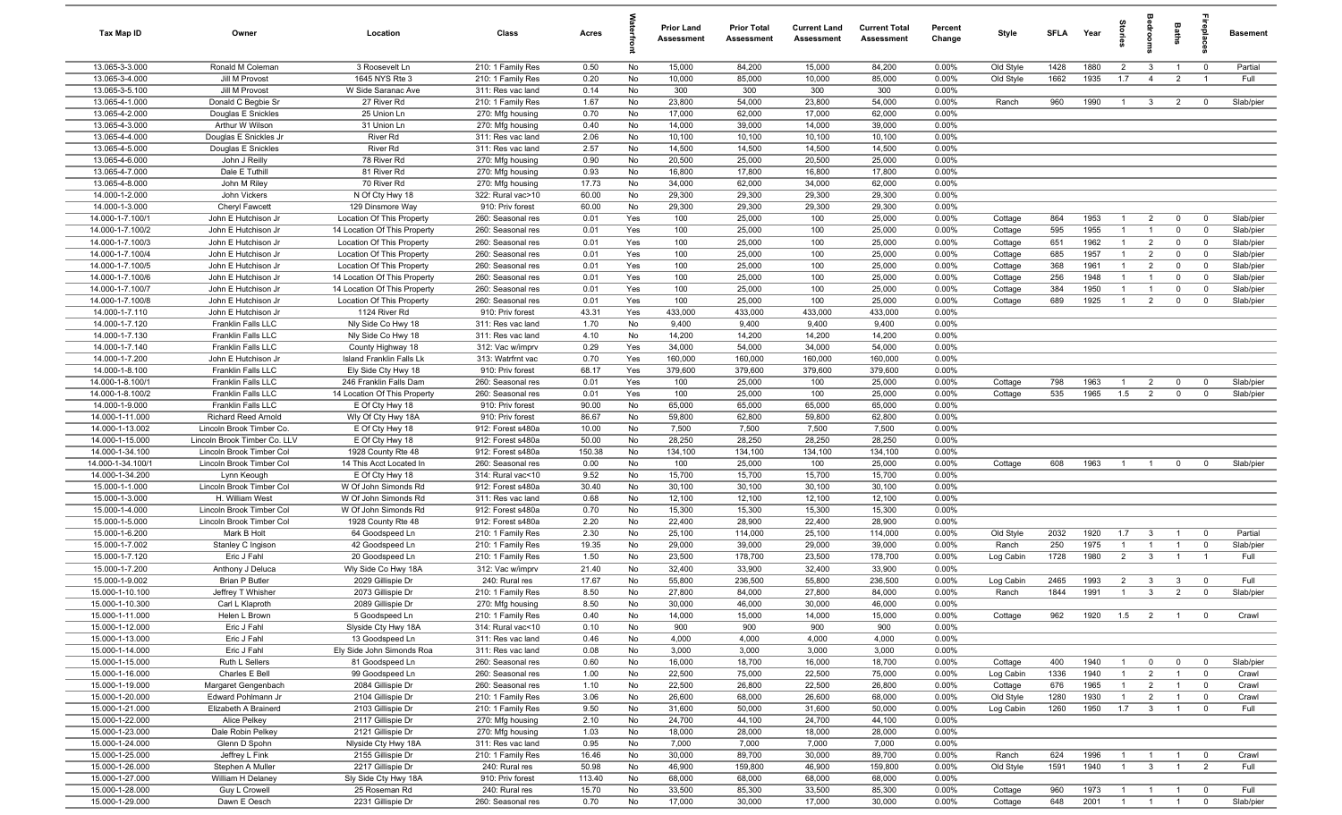| Tax Map ID | Owner | Location | Class | Acres | Waterfront | Prior Land Assessment | Prior Total Assessment | Current Land Assessment | Current Total Assessment | Percent Change | Style | SFLA | Year | Stories | Bedrooms | Baths | Fireplaces | Basement |
|---|---|---|---|---|---|---|---|---|---|---|---|---|---|---|---|---|---|---|
| 13.065-3-3.000 | Ronald M Coleman | 3 Roosevelt Ln | 210: 1 Family Res | 0.50 | No | 15,000 | 84,200 | 15,000 | 84,200 | 0.00% | Old Style | 1428 | 1880 | 2 | 3 | 1 | 0 | Partial |
| 13.065-3-4.000 | Jill M Provost | 1645 NYS Rte 3 | 210: 1 Family Res | 0.20 | No | 10,000 | 85,000 | 10,000 | 85,000 | 0.00% | Old Style | 1662 | 1935 | 1.7 | 4 | 2 | 1 | Full |
| 13.065-3-5.100 | Jill M Provost | W Side Saranac Ave | 311: Res vac land | 0.14 | No | 300 | 300 | 300 | 300 | 0.00% | | | | | | | | |
| 13.065-4-1.000 | Donald C Begbie Sr | 27 River Rd | 210: 1 Family Res | 1.67 | No | 23,800 | 54,000 | 23,800 | 54,000 | 0.00% | Ranch | 960 | 1990 | 1 | 3 | 2 | 0 | Slab/pier |
| 13.065-4-2.000 | Douglas E Snickles | 25 Union Ln | 270: Mfg housing | 0.70 | No | 17,000 | 62,000 | 17,000 | 62,000 | 0.00% | | | | | | | | |
| 13.065-4-3.000 | Arthur W Wilson | 31 Union Ln | 270: Mfg housing | 0.40 | No | 14,000 | 39,000 | 14,000 | 39,000 | 0.00% | | | | | | | | |
| 13.065-4-4.000 | Douglas E Snickles Jr | River Rd | 311: Res vac land | 2.06 | No | 10,100 | 10,100 | 10,100 | 10,100 | 0.00% | | | | | | | | |
| 13.065-4-5.000 | Douglas E Snickles | River Rd | 311: Res vac land | 2.57 | No | 14,500 | 14,500 | 14,500 | 14,500 | 0.00% | | | | | | | | |
| 13.065-4-6.000 | John J Reilly | 78 River Rd | 270: Mfg housing | 0.90 | No | 20,500 | 25,000 | 20,500 | 25,000 | 0.00% | | | | | | | | |
| 13.065-4-7.000 | Dale E Tuthill | 81 River Rd | 270: Mfg housing | 0.93 | No | 16,800 | 17,800 | 16,800 | 17,800 | 0.00% | | | | | | | | |
| 13.065-4-8.000 | John M Riley | 70 River Rd | 270: Mfg housing | 17.73 | No | 34,000 | 62,000 | 34,000 | 62,000 | 0.00% | | | | | | | | |
| 14.000-1-2.000 | John Vickers | N Of Cty Hwy 18 | 322: Rural vac>10 | 60.00 | No | 29,300 | 29,300 | 29,300 | 29,300 | 0.00% | | | | | | | | |
| 14.000-1-3.000 | Cheryl Fawcett | 129 Dinsmore Way | 910: Priv forest | 60.00 | No | 29,300 | 29,300 | 29,300 | 29,300 | 0.00% | | | | | | | | |
| 14.000-1-7.100/1 | John E Hutchison Jr | Location Of This Property | 260: Seasonal res | 0.01 | Yes | 100 | 25,000 | 100 | 25,000 | 0.00% | Cottage | 864 | 1953 | 1 | 2 | 0 | 0 | Slab/pier |
| 14.000-1-7.100/2 | John E Hutchison Jr | 14 Location Of This Property | 260: Seasonal res | 0.01 | Yes | 100 | 25,000 | 100 | 25,000 | 0.00% | Cottage | 595 | 1955 | 1 | 1 | 0 | 0 | Slab/pier |
| 14.000-1-7.100/3 | John E Hutchison Jr | Location Of This Property | 260: Seasonal res | 0.01 | Yes | 100 | 25,000 | 100 | 25,000 | 0.00% | Cottage | 651 | 1962 | 1 | 2 | 0 | 0 | Slab/pier |
| 14.000-1-7.100/4 | John E Hutchison Jr | Location Of This Property | 260: Seasonal res | 0.01 | Yes | 100 | 25,000 | 100 | 25,000 | 0.00% | Cottage | 685 | 1957 | 1 | 2 | 0 | 0 | Slab/pier |
| 14.000-1-7.100/5 | John E Hutchison Jr | Location Of This Property | 260: Seasonal res | 0.01 | Yes | 100 | 25,000 | 100 | 25,000 | 0.00% | Cottage | 368 | 1961 | 1 | 2 | 0 | 0 | Slab/pier |
| 14.000-1-7.100/6 | John E Hutchison Jr | 14 Location Of This Property | 260: Seasonal res | 0.01 | Yes | 100 | 25,000 | 100 | 25,000 | 0.00% | Cottage | 256 | 1948 | 1 | 1 | 0 | 0 | Slab/pier |
| 14.000-1-7.100/7 | John E Hutchison Jr | 14 Location Of This Property | 260: Seasonal res | 0.01 | Yes | 100 | 25,000 | 100 | 25,000 | 0.00% | Cottage | 384 | 1950 | 1 | 1 | 0 | 0 | Slab/pier |
| 14.000-1-7.100/8 | John E Hutchison Jr | Location Of This Property | 260: Seasonal res | 0.01 | Yes | 100 | 25,000 | 100 | 25,000 | 0.00% | Cottage | 689 | 1925 | 1 | 2 | 0 | 0 | Slab/pier |
| 14.000-1-7.110 | John E Hutchison Jr | 1124 River Rd | 910: Priv forest | 43.31 | Yes | 433,000 | 433,000 | 433,000 | 433,000 | 0.00% | | | | | | | | |
| 14.000-1-7.120 | Franklin Falls LLC | Nly Side Co Hwy 18 | 311: Res vac land | 1.70 | No | 9,400 | 9,400 | 9,400 | 9,400 | 0.00% | | | | | | | | |
| 14.000-1-7.130 | Franklin Falls LLC | Nly Side Co Hwy 18 | 311: Res vac land | 4.10 | No | 14,200 | 14,200 | 14,200 | 14,200 | 0.00% | | | | | | | | |
| 14.000-1-7.140 | Franklin Falls LLC | County Highway 18 | 312: Vac w/imprv | 0.29 | Yes | 34,000 | 54,000 | 34,000 | 54,000 | 0.00% | | | | | | | | |
| 14.000-1-7.200 | John E Hutchison Jr | Island Franklin Falls Lk | 313: Watrfrnt vac | 0.70 | Yes | 160,000 | 160,000 | 160,000 | 160,000 | 0.00% | | | | | | | | |
| 14.000-1-8.100 | Franklin Falls LLC | Ely Side Cty Hwy 18 | 910: Priv forest | 68.17 | Yes | 379,600 | 379,600 | 379,600 | 379,600 | 0.00% | | | | | | | | |
| 14.000-1-8.100/1 | Franklin Falls LLC | 246 Franklin Falls Dam | 260: Seasonal res | 0.01 | Yes | 100 | 25,000 | 100 | 25,000 | 0.00% | Cottage | 798 | 1963 | 1 | 2 | 0 | 0 | Slab/pier |
| 14.000-1-8.100/2 | Franklin Falls LLC | 14 Location Of This Property | 260: Seasonal res | 0.01 | Yes | 100 | 25,000 | 100 | 25,000 | 0.00% | Cottage | 535 | 1965 | 1.5 | 2 | 0 | 0 | Slab/pier |
| 14.000-1-9.000 | Franklin Falls LLC | E Of Cty Hwy 18 | 910: Priv forest | 90.00 | No | 65,000 | 65,000 | 65,000 | 65,000 | 0.00% | | | | | | | | |
| 14.000-1-11.000 | Richard Reed Arnold | Wly Of Cty Hwy 18A | 910: Priv forest | 86.67 | No | 59,800 | 62,800 | 59,800 | 62,800 | 0.00% | | | | | | | | |
| 14.000-1-13.002 | Lincoln Brook Timber Co. | E Of Cty Hwy 18 | 912: Forest s480a | 10.00 | No | 7,500 | 7,500 | 7,500 | 7,500 | 0.00% | | | | | | | | |
| 14.000-1-15.000 | Lincoln Brook Timber Co. LLV | E Of Cty Hwy 18 | 912: Forest s480a | 50.00 | No | 28,250 | 28,250 | 28,250 | 28,250 | 0.00% | | | | | | | | |
| 14.000-1-34.100 | Lincoln Brook Timber Col | 1928 County Rte 48 | 912: Forest s480a | 150.38 | No | 134,100 | 134,100 | 134,100 | 134,100 | 0.00% | | | | | | | | |
| 14.000-1-34.100/1 | Lincoln Brook Timber Col | 14 This Acct Located In | 260: Seasonal res | 0.00 | No | 100 | 25,000 | 100 | 25,000 | 0.00% | Cottage | 608 | 1963 | 1 | 1 | 0 | 0 | Slab/pier |
| 14.000-1-34.200 | Lynn Keough | E Of Cty Hwy 18 | 314: Rural vac<10 | 9.52 | No | 15,700 | 15,700 | 15,700 | 15,700 | 0.00% | | | | | | | | |
| 15.000-1-1.000 | Lincoln Brook Timber Col | W Of John Simonds Rd | 912: Forest s480a | 30.40 | No | 30,100 | 30,100 | 30,100 | 30,100 | 0.00% | | | | | | | | |
| 15.000-1-3.000 | H. William West | W Of John Simonds Rd | 311: Res vac land | 0.68 | No | 12,100 | 12,100 | 12,100 | 12,100 | 0.00% | | | | | | | | |
| 15.000-1-4.000 | Lincoln Brook Timber Col | W Of John Simonds Rd | 912: Forest s480a | 0.70 | No | 15,300 | 15,300 | 15,300 | 15,300 | 0.00% | | | | | | | | |
| 15.000-1-5.000 | Lincoln Brook Timber Col | 1928 County Rte 48 | 912: Forest s480a | 2.20 | No | 22,400 | 28,900 | 22,400 | 28,900 | 0.00% | | | | | | | | |
| 15.000-1-6.200 | Mark B Holt | 64 Goodspeed Ln | 210: 1 Family Res | 2.30 | No | 25,100 | 114,000 | 25,100 | 114,000 | 0.00% | Old Style | 2032 | 1920 | 1.7 | 3 | 1 | 0 | Partial |
| 15.000-1-7.002 | Stanley C Ingison | 42 Goodspeed Ln | 210: 1 Family Res | 19.35 | No | 29,000 | 39,000 | 29,000 | 39,000 | 0.00% | Ranch | 250 | 1975 | 1 | 1 | 1 | 0 | Slab/pier |
| 15.000-1-7.120 | Eric J Fahl | 20 Goodspeed Ln | 210: 1 Family Res | 1.50 | No | 23,500 | 178,700 | 23,500 | 178,700 | 0.00% | Log Cabin | 1728 | 1980 | 2 | 3 | 1 | 1 | Full |
| 15.000-1-7.200 | Anthony J Deluca | Wly Side Co Hwy 18A | 312: Vac w/imprv | 21.40 | No | 32,400 | 33,900 | 32,400 | 33,900 | 0.00% | | | | | | | | |
| 15.000-1-9.002 | Brian P Butler | 2029 Gillispie Dr | 240: Rural res | 17.67 | No | 55,800 | 236,500 | 55,800 | 236,500 | 0.00% | Log Cabin | 2465 | 1993 | 2 | 3 | 3 | 0 | Full |
| 15.000-1-10.100 | Jeffrey T Whisher | 2073 Gillispie Dr | 210: 1 Family Res | 8.50 | No | 27,800 | 84,000 | 27,800 | 84,000 | 0.00% | Ranch | 1844 | 1991 | 1 | 3 | 2 | 0 | Slab/pier |
| 15.000-1-10.300 | Carl L Klaproth | 2089 Gillispie Dr | 270: Mfg housing | 8.50 | No | 30,000 | 46,000 | 30,000 | 46,000 | 0.00% | | | | | | | | |
| 15.000-1-11.000 | Helen L Brown | 5 Goodspeed Ln | 210: 1 Family Res | 0.40 | No | 14,000 | 15,000 | 14,000 | 15,000 | 0.00% | Cottage | 962 | 1920 | 1.5 | 2 | 1 | 0 | Crawl |
| 15.000-1-12.000 | Eric J Fahl | Slyside Cty Hwy 18A | 314: Rural vac<10 | 0.10 | No | 900 | 900 | 900 | 900 | 0.00% | | | | | | | | |
| 15.000-1-13.000 | Eric J Fahl | 13 Goodspeed Ln | 311: Res vac land | 0.46 | No | 4,000 | 4,000 | 4,000 | 4,000 | 0.00% | | | | | | | | |
| 15.000-1-14.000 | Eric J Fahl | Ely Side John Simonds Roa | 311: Res vac land | 0.08 | No | 3,000 | 3,000 | 3,000 | 3,000 | 0.00% | | | | | | | | |
| 15.000-1-15.000 | Ruth L Sellers | 81 Goodspeed Ln | 260: Seasonal res | 0.60 | No | 16,000 | 18,700 | 16,000 | 18,700 | 0.00% | Cottage | 400 | 1940 | 1 | 0 | 0 | 0 | Slab/pier |
| 15.000-1-16.000 | Charles E Bell | 99 Goodspeed Ln | 260: Seasonal res | 1.00 | No | 22,500 | 75,000 | 22,500 | 75,000 | 0.00% | Log Cabin | 1336 | 1940 | 1 | 2 | 1 | 0 | Crawl |
| 15.000-1-19.000 | Margaret Gengenbach | 2084 Gillispie Dr | 260: Seasonal res | 1.10 | No | 22,500 | 26,800 | 22,500 | 26,800 | 0.00% | Cottage | 676 | 1965 | 1 | 2 | 1 | 0 | Crawl |
| 15.000-1-20.000 | Edward Pohlmann Jr | 2104 Gillispie Dr | 210: 1 Family Res | 3.06 | No | 26,600 | 68,000 | 26,600 | 68,000 | 0.00% | Old Style | 1280 | 1930 | 1 | 2 | 1 | 0 | Crawl |
| 15.000-1-21.000 | Elizabeth A Brainerd | 2103 Gillispie Dr | 210: 1 Family Res | 9.50 | No | 31,600 | 50,000 | 31,600 | 50,000 | 0.00% | Log Cabin | 1260 | 1950 | 1.7 | 3 | 1 | 0 | Full |
| 15.000-1-22.000 | Alice Pelkey | 2117 Gillispie Dr | 270: Mfg housing | 2.10 | No | 24,700 | 44,100 | 24,700 | 44,100 | 0.00% | | | | | | | | |
| 15.000-1-23.000 | Dale Robin Pelkey | 2121 Gillispie Dr | 270: Mfg housing | 1.03 | No | 18,000 | 28,000 | 18,000 | 28,000 | 0.00% | | | | | | | | |
| 15.000-1-24.000 | Glenn D Spohn | Nlyside Cty Hwy 18A | 311: Res vac land | 0.95 | No | 7,000 | 7,000 | 7,000 | 7,000 | 0.00% | | | | | | | | |
| 15.000-1-25.000 | Jeffrey L Fink | 2155 Gillispie Dr | 210: 1 Family Res | 16.46 | No | 30,000 | 89,700 | 30,000 | 89,700 | 0.00% | Ranch | 624 | 1996 | 1 | 1 | 1 | 0 | Crawl |
| 15.000-1-26.000 | Stephen A Muller | 2217 Gillispie Dr | 240: Rural res | 50.98 | No | 46,900 | 159,800 | 46,900 | 159,800 | 0.00% | Old Style | 1591 | 1940 | 1 | 3 | 1 | 2 | Full |
| 15.000-1-27.000 | William H Delaney | Sly Side Cty Hwy 18A | 910: Priv forest | 113.40 | No | 68,000 | 68,000 | 68,000 | 68,000 | 0.00% | | | | | | | | |
| 15.000-1-28.000 | Guy L Crowell | 25 Roseman Rd | 240: Rural res | 15.70 | No | 33,500 | 85,300 | 33,500 | 85,300 | 0.00% | Cottage | 960 | 1973 | 1 | 1 | 1 | 0 | Full |
| 15.000-1-29.000 | Dawn E Oesch | 2231 Gillispie Dr | 260: Seasonal res | 0.70 | No | 17,000 | 30,000 | 17,000 | 30,000 | 0.00% | Cottage | 648 | 2001 | 1 | 1 | 1 | 0 | Slab/pier |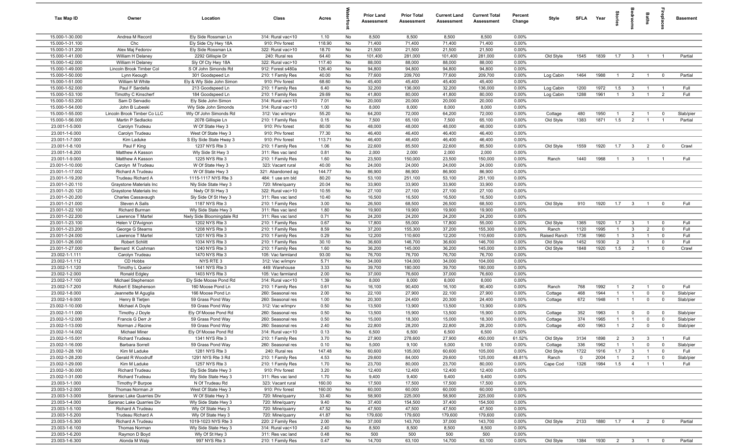| Tax Map ID | Owner | Location | Class | Acres | Waterfront | Prior Land Assessment | Prior Total Assessment | Current Land Assessment | Current Total Assessment | Percent Change | Style | SFLA | Year | Stories | Bedrooms | Baths | Fireplaces | Basement |
|---|---|---|---|---|---|---|---|---|---|---|---|---|---|---|---|---|---|---|
| 15.000-1-30.000 | Andrea M Record | Ely Side Rossman Ln | 314: Rural vac<10 | 1.10 | No | 8,500 | 8,500 | 8,500 | 8,500 | 0.00% | | | | | | | | |
| 15.000-1-31.100 | Chc | Ely Side Cty Hwy 18A | 910: Priv forest | 118.90 | No | 71,400 | 71,400 | 71,400 | 71,400 | 0.00% | | | | | | | | |
| 15.000-1-31.200 | Alex Maj Fedorov | Ely Side Rossman Lk | 322: Rural vac>10 | 18.70 | No | 21,500 | 21,500 | 21,500 | 21,500 | 0.00% | | | | | | | | |
| 15.000-1-41.000 | William H Delaney | 2292 Gillispie Dr | 240: Rural res | 64.40 | No | 101,400 | 281,000 | 101,400 | 281,000 | 0.00% | Old Style | 1545 | 1839 | 1.7 | 3 | 1 | 1 | Partial |
| 15.000-1-42.000 | William H Delaney | Sly Of Cty Hwy 18A | 322: Rural vac>10 | 117.40 | No | 88,000 | 88,000 | 88,000 | 88,000 | 0.00% | | | | | | | | |
| 15.000-1-49.000 | Lincoln Brook Timber Col | S Of John Simonds Rd | 912: Forest s480a | 126.40 | No | 94,800 | 94,800 | 94,800 | 94,800 | 0.00% | | | | | | | | |
| 15.000-1-50.000 | Lynn Keough | 301 Goodspeed Ln | 210: 1 Family Res | 40.00 | No | 77,600 | 209,700 | 77,600 | 209,700 | 0.00% | Log Cabin | 1464 | 1988 | 1 | 2 | 1 | 0 | Partial |
| 15.000-1-51.000 | William M White | Ely & Wly Side John Simon | 910: Priv forest | 68.60 | No | 45,400 | 45,400 | 45,400 | 45,400 | 0.00% | | | | | | | | |
| 15.000-1-52.000 | Paul F Sardella | 213 Goodspeed Ln | 210: 1 Family Res | 6.40 | No | 32,200 | 136,000 | 32,200 | 136,000 | 0.00% | Log Cabin | 1200 | 1972 | 1.5 | 3 | 1 | 1 | Full |
| 15.000-1-53.100 | Timothy C Kinscherf | 184 Goodspeed Ln | 210: 1 Family Res | 29.69 | No | 41,800 | 80,000 | 41,800 | 80,000 | 0.00% | Log Cabin | 1288 | 1961 | 1 | 3 | 1 | 2 | Full |
| 15.000-1-53.200 | Sam D Servadio | Ely Side John Simon | 314: Rural vac<10 | 7.01 | No | 20,000 | 20,000 | 20,000 | 20,000 | 0.00% | | | | | | | | |
| 15.000-1-54.000 | John B Lubeski | Wly Side John Simonds | 314: Rural vac<10 | 1.00 | No | 8,000 | 8,000 | 8,000 | 8,000 | 0.00% | | | | | | | | |
| 15.000-1-55.000 | Lincoln Brook Timber Co LLC | Wly Of John Simonds Rd | 312: Vac w/imprv | 55.20 | No | 64,200 | 72,000 | 64,200 | 72,000 | 0.00% | Cottage | 480 | 1950 | 1 | 2 | 1 | 0 | Slab/pier |
| 15.000-1-56.000 | Martin P Sedlacko | 2078 Gillispie Ln | 210: 1 Family Res | 0.15 | No | 7,500 | 65,100 | 7,500 | 65,100 | 0.00% | Old Style | 1383 | 1871 | 1.5 | 2 | 1 | 1 | Partial |
| 23.001-1-5.000 | Carolyn Trudeau | W Of State Hwy 3 | 910: Priv forest | 80.00 | No | 48,000 | 48,000 | 48,000 | 48,000 | 0.00% | | | | | | | | |
| 23.001-1-6.000 | Carolyn Trudeau | West Of State Hwy 3 | 910: Priv forest | 77.30 | No | 46,400 | 46,400 | 46,400 | 46,400 | 0.00% | | | | | | | | |
| 23.001-1-7.000 | Kim Laduke | S Ely Side State Hway 3 | 910: Priv forest | 113.71 | No | 46,400 | 46,400 | 46,400 | 46,400 | 0.00% | | | | | | | | |
| 23.001-1-8.100 | Paul F King | 1237 NYS Rte 3 | 210: 1 Family Res | 1.06 | No | 22,600 | 85,500 | 22,600 | 85,500 | 0.00% | Old Style | 1559 | 1920 | 1.7 | 3 | 2 | 0 | Crawl |
| 23.001-1-8.200 | Matthew A Kasson | Wly Side St Hwy 3 | 311: Res vac land | 0.81 | No | 2,000 | 2,000 | 2,000 | 2,000 | 0.00% | | | | | | | | |
| 23.001-1-9.000 | Matthew A Kasson | 1225 NYS Rte 3 | 210: 1 Family Res | 1.60 | No | 23,500 | 150,000 | 23,500 | 150,000 | 0.00% | Ranch | 1440 | 1968 | 1 | 3 | 1 | 1 | Full |
| 23.001-1-10.000 | Carolyn M Trudeau | W Of State Hwy 3 | 323: Vacant rural | 40.00 | No | 24,000 | 24,000 | 24,000 | 24,000 | 0.00% | | | | | | | | |
| 23.001-1-17.002 | Richard A Trudeau | W Of State Hwy 3 | 321: Abandoned ag | 144.77 | No | 86,900 | 86,900 | 86,900 | 86,900 | 0.00% | | | | | | | | |
| 23.001-1-19.200 | Trudeau Richard A | 1115-1117 NYS Rte 3 | 484: 1 use sm bld | 80.20 | No | 53,100 | 251,100 | 53,100 | 251,100 | 0.00% | | | | | | | | |
| 23.001-1-20.110 | Graystone Materials Inc | Nly Side State Hwy 3 | 720: Mine/quarry | 20.04 | No | 33,900 | 33,900 | 33,900 | 33,900 | 0.00% | | | | | | | | |
| 23.001-1-20.120 | Graystone Materials Inc | Nwly Of St Hwy 3 | 322: Rural vac>10 | 10.55 | No | 27,100 | 27,100 | 27,100 | 27,100 | 0.00% | | | | | | | | |
| 23.001-1-20.200 | Charles Cassavaugh | Sly Side Of St Hwy 3 | 311: Res vac land | 10.40 | No | 16,500 | 16,500 | 16,500 | 16,500 | 0.00% | | | | | | | | |
| 23.001-1-21.000 | Steven A Salls | 1187 NYS Rte 3 | 210: 1 Family Res | 3.00 | No | 26,500 | 68,500 | 26,500 | 68,500 | 0.00% | Old Style | 910 | 1920 | 1.7 | 3 | 1 | 0 | Full |
| 23.001-1-22.100 | Richard Burman | Wly Side State Hwy 3 | 311: Res vac land | 1.80 | No | 19,900 | 19,900 | 19,900 | 19,900 | 0.00% | | | | | | | | |
| 23.001-1-22.200 | Lawrence T Martel | Nwly Side Bloomingdale Rd | 311: Res vac land | 0.71 | No | 24,200 | 24,200 | 24,200 | 24,200 | 0.00% | | | | | | | | |
| 23.001-1-23.100 | Helen V D'Avignon | 1202 NYS Rte 3 | 210: 1 Family Res | 0.67 | No | 17,800 | 55,000 | 17,800 | 55,000 | 0.00% | Old Style | 1365 | 1920 | 1.7 | 3 | 1 | 0 | Full |
| 23.001-1-23.200 | George G Stearns | 1208 NYS Rte 3 | 210: 1 Family Res | 8.59 | No | 37,200 | 155,300 | 37,200 | 155,300 | 0.00% | Ranch | 1120 | 1995 | 1 | 3 | 2 | 0 | Full |
| 23.001-1-24.000 | Lawrence T Martel | 1201 NYS Rte 3 | 210: 1 Family Res | 0.29 | No | 12,200 | 110,600 | 12,200 | 110,600 | 0.00% | Raised Ranch | 1736 | 1960 | 1 | 3 | 1 | 0 | Full |
| 23.001-1-26.000 | Robert Schlitt | 1034 NYS Rte 3 | 210: 1 Family Res | 30.10 | No | 36,600 | 146,700 | 36,600 | 146,700 | 0.00% | Old Style | 1452 | 1930 | 2 | 3 | 1 | 0 | Full |
| 23.001-1-27.000 | Bernard K Cushman | 1240 NYS Rte 3 | 210: 1 Family Res | 1.60 | No | 36,200 | 145,000 | 36,200 | 145,000 | 0.00% | Old Style | 1848 | 1920 | 1.5 | 2 | 1 | 0 | Crawl |
| 23.002-1-1.111 | Carolyn Trudeau | 1470 NYS Rte 3 | 105: Vac farmland | 93.00 | No | 76,700 | 76,700 | 76,700 | 76,700 | 0.00% | | | | | | | | |
| 23.002-1-1.112 | CD Hobbs | NYS RTE 3 | 312: Vac w/imprv | 5.71 | No | 34,000 | 104,000 | 34,000 | 104,000 | 0.00% | | | | | | | | |
| 23.002-1-1.120 | Timothy L Queior | 1441 NYS Rte 3 | 449: Warehouse | 3.33 | No | 39,700 | 180,000 | 39,700 | 180,000 | 0.00% | | | | | | | | |
| 23.002-1-2.000 | Ronald Edgley | 1403 NYS Rte 3 | 105: Vac farmland | 2.00 | No | 37,000 | 76,600 | 37,000 | 76,600 | 0.00% | | | | | | | | |
| 23.002-1-7.100 | Michael Stephenson | Ely Side Moose Pond Rd | 314: Rural vac<10 | 1.39 | No | 8,000 | 8,000 | 8,000 | 8,000 | 0.00% | | | | | | | | |
| 23.002-1-7.200 | Robert E Stephenson | 160 Moose Pond Ln | 210: 1 Family Res | 0.61 | No | 16,100 | 90,400 | 16,100 | 90,400 | 0.00% | Ranch | 768 | 1992 | 1 | 2 | 1 | 0 | Full |
| 23.002-1-8.000 | Jeannette M Aguglia | 166 Moose Pond Ln | 260: Seasonal res | 2.00 | No | 22,100 | 27,900 | 22,100 | 27,900 | 0.00% | Cottage | 468 | 1944 | 1 | 1 | 0 | 0 | Slab/pier |
| 23.002-1-9.000 | Henry B Tietjen | 59 Grass Pond Way | 260: Seasonal res | 1.00 | No | 20,300 | 24,400 | 20,300 | 24,400 | 0.00% | Cottage | 672 | 1948 | 1 | 1 | 0 | 0 | Slab/pier |
| 23.002-1-10.000 | Michael A Doyle | 59 Grass Pond Way | 312: Vac w/imprv | 0.50 | No | 13,500 | 13,900 | 13,500 | 13,900 | 0.00% | | | | | | | | |
| 23.002-1-11.000 | Timothy J Doyle | Ely Of Moose Pond Rd | 260: Seasonal res | 0.50 | No | 13,500 | 15,900 | 13,500 | 15,900 | 0.00% | Cottage | 352 | 1963 | 1 | 0 | 0 | 0 | Slab/pier |
| 23.002-1-12.000 | Francis G Derr Jr | 59 Grass Pond Way | 260: Seasonal res | 0.50 | No | 15,000 | 18,300 | 15,000 | 18,300 | 0.00% | Cottage | 374 | 1965 | 1 | 1 | 0 | 0 | Slab/pier |
| 23.002-1-13.000 | Norman J Racine | 59 Grass Pond Way | 260: Seasonal res | 2.40 | No | 22,800 | 28,200 | 22,800 | 28,200 | 0.00% | Cottage | 400 | 1963 | 1 | 2 | 0 | 0 | Slab/pier |
| 23.002-1-14.002 | Michael Miner | Ely Of Moose Pond Rd | 314: Rural vac<10 | 0.13 | No | 6,500 | 6,500 | 6,500 | 6,500 | 0.00% | | | | | | | | |
| 23.002-1-15.001 | Richard Trudeau | 1341 NYS Rte 3 | 210: 1 Family Res | 3.70 | No | 27,900 | 278,600 | 27,900 | 450,000 | 61.52% | Old Style | 3134 | 1898 | 2 | 3 | 3 | 1 | Full |
| 23.002-1-16.000 | Barbara Sorrell | 59 Grass Pond Way | 260: Seasonal res | 0.10 | No | 5,000 | 9,100 | 5,000 | 9,100 | 0.00% | Cottage | 336 | 1962 | 1 | 1 | 0 | 0 | Slab/pier |
| 23.002-1-28.100 | Kim M Laduke | 1281 NYS Rte 3 | 240: Rural res | 147.48 | No | 60,600 | 105,000 | 60,600 | 105,000 | 0.00% | Old Style | 1722 | 1916 | 1.7 | 3 | 1 | 0 | Full |
| 23.002-1-28.200 | Gerald R Woodruff | 1291 NYS Rte 3 Rd | 210: 1 Family Res | 4.53 | No | 29,600 | 84,000 | 29,600 | 125,000 | 48.81% | Ranch | 0 | 2004 | 1 | 2 | 1 | 0 | Slab/pier |
| 23.002-1-29.000 | Kim M Laduke | 1257 NYS Rte 3 | 210: 1 Family Res | 1.70 | No | 23,700 | 80,000 | 23,700 | 80,000 | 0.00% | Cape Cod | 1326 | 1984 | 1.5 | 4 | 1 | 1 | Full |
| 23.002-1-30.000 | Richard Trudeau | Ely Side State Hwy 3 | 910: Priv forest | 3.20 | No | 12,400 | 12,400 | 12,400 | 12,400 | 0.00% | | | | | | | | |
| 23.002-1-31.000 | Richard Trudeau | Wly Side State Hwy 3 | 311: Res vac land | 1.70 | No | 9,400 | 9,400 | 9,400 | 9,400 | 0.00% | | | | | | | | |
| 23.003-1-1.000 | Timothy P Burpoe | N Of Trudeau Rd | 323: Vacant rural | 160.00 | No | 17,500 | 17,500 | 17,500 | 17,500 | 0.00% | | | | | | | | |
| 23.003-1-2.000 | Thomas Norman Jr | West Of State Hwy 3 | 910: Priv forest | 160.00 | No | 60,000 | 60,000 | 60,000 | 60,000 | 0.00% | | | | | | | | |
| 23.003-1-3.000 | Saranac Lake Quarries Div | W Of State Hwy 3 | 720: Mine/quarry | 33.40 | No | 58,900 | 225,000 | 58,900 | 225,000 | 0.00% | | | | | | | | |
| 23.003-1-4.000 | Saranac Lake Quarries Div | Wly Side State Hwy 3 | 720: Mine/quarry | 9.40 | No | 37,400 | 154,500 | 37,400 | 154,500 | 0.00% | | | | | | | | |
| 23.003-1-5.100 | Richard A Trudeau | Wly Of State Hwy 3 | 720: Mine/quarry | 47.52 | No | 47,500 | 47,500 | 47,500 | 47,500 | 0.00% | | | | | | | | |
| 23.003-1-5.200 | Trudeau Richard A | Wly Of State Hwy 3 | 720: Mine/quarry | 41.87 | No | 179,600 | 179,600 | 179,600 | 179,600 | 0.00% | | | | | | | | |
| 23.003-1-5.300 | Richard A Trudeau | 1019-1023 NYS Rte 3 | 220: 2 Family Res | 2.00 | No | 37,000 | 143,700 | 37,000 | 143,700 | 0.00% | Old Style | 2133 | 1880 | 1.7 | 4 | 2 | 0 | Partial |
| 23.003-1-6.100 | Thomas Norman | Wly Side State Hwy 3 | 314: Rural vac<10 | 2.40 | No | 8,500 | 8,500 | 8,500 | 8,500 | 0.00% | | | | | | | | |
| 23.003-1-6.200 | Raymon D Boyd | Wly Of St Hwy 3 | 311: Res vac land | 0.48 | No | 500 | 500 | 500 | 500 | 0.00% | | | | | | | | |
| 23.003-1-6.300 | Alonda M Walp | 997 NYS Rte 3 | 210: 1 Family Res | 0.47 | No | 14,700 | 63,100 | 14,700 | 63,100 | 0.00% | Old Style | 1384 | 1930 | 2 | 3 | 1 | 0 | Partial |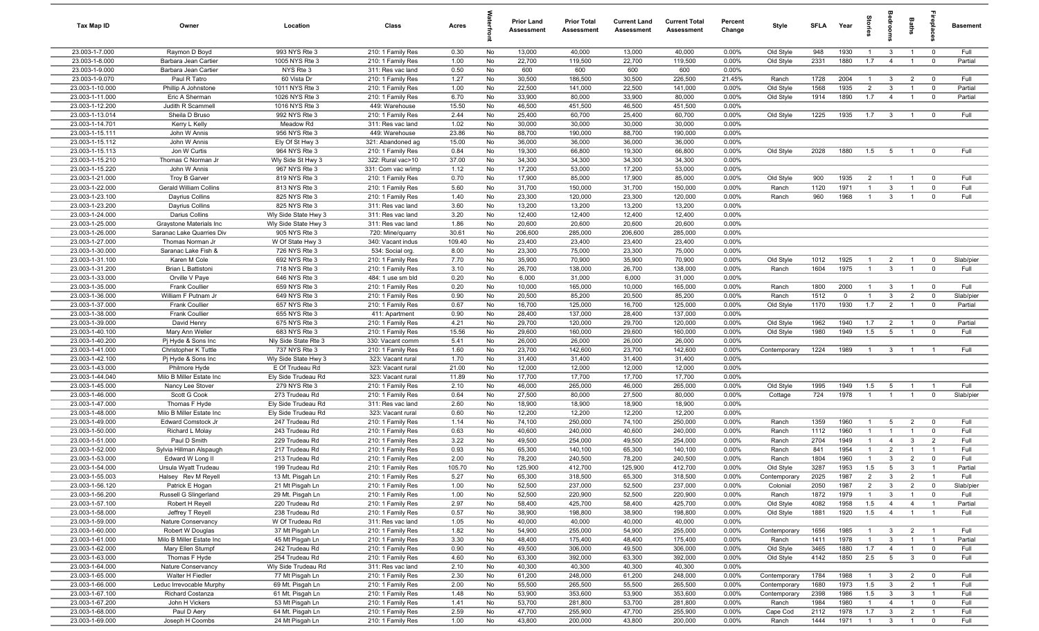| Tax Map ID | Owner | Location | Class | Acres | Waterfront | Prior Land Assessment | Prior Total Assessment | Current Land Assessment | Current Total Assessment | Percent Change | Style | SFLA | Year | Stories | Bedrooms | Baths | Fireplaces | Basement |
|---|---|---|---|---|---|---|---|---|---|---|---|---|---|---|---|---|---|---|
| 23.003-1-7.000 | Raymon D Boyd | 993 NYS Rte 3 | 210: 1 Family Res | 0.30 | No | 13,000 | 40,000 | 13,000 | 40,000 | 0.00% | Old Style | 948 | 1930 | 1 | 3 | 1 | 0 | Full |
| 23.003-1-8.000 | Barbara Jean Cartier | 1005 NYS Rte 3 | 210: 1 Family Res | 1.00 | No | 22,700 | 119,500 | 22,700 | 119,500 | 0.00% | Old Style | 2331 | 1880 | 1.7 | 4 | 1 | 0 | Partial |
| 23.003-1-9.000 | Barbara Jean Cartier | NYS Rte 3 | 311: Res vac land | 0.50 | No | 600 | 600 | 600 | 600 | 0.00% | | | | | | | | |
| 23.003-1-9.070 | Paul R Tatro | 60 Vista Dr | 210: 1 Family Res | 1.27 | No | 30,500 | 186,500 | 30,500 | 226,500 | 21.45% | Ranch | 1728 | 2004 | 1 | 3 | 2 | 0 | Full |
| 23.003-1-10.000 | Phillip A Johnstone | 1011 NYS Rte 3 | 210: 1 Family Res | 1.00 | No | 22,500 | 141,000 | 22,500 | 141,000 | 0.00% | Old Style | 1568 | 1935 | 2 | 3 | 1 | 0 | Partial |
| 23.003-1-11.000 | Eric A Sherman | 1026 NYS Rte 3 | 210: 1 Family Res | 6.70 | No | 33,900 | 80,000 | 33,900 | 80,000 | 0.00% | Old Style | 1914 | 1890 | 1.7 | 4 | 1 | 0 | Partial |
| 23.003-1-12.200 | Judith R Scammell | 1016 NYS Rte 3 | 449: Warehouse | 15.50 | No | 46,500 | 451,500 | 46,500 | 451,500 | 0.00% | | | | | | | | |
| 23.003-1-13.014 | Sheila D Bruso | 992 NYS Rte 3 | 210: 1 Family Res | 2.44 | No | 25,400 | 60,700 | 25,400 | 60,700 | 0.00% | Old Style | 1225 | 1935 | 1.7 | 3 | 1 | 0 | Full |
| 23.003-1-14.701 | Kerry L Kelly | Meadow Rd | 311: Res vac land | 1.02 | No | 30,000 | 30,000 | 30,000 | 30,000 | 0.00% | | | | | | | | |
| 23.003-1-15.111 | John W Annis | 956 NYS Rte 3 | 449: Warehouse | 23.86 | No | 88,700 | 190,000 | 88,700 | 190,000 | 0.00% | | | | | | | | |
| 23.003-1-15.112 | John W Annis | Ely Of St Hwy 3 | 321: Abandoned ag | 15.00 | No | 36,000 | 36,000 | 36,000 | 36,000 | 0.00% | | | | | | | | |
| 23.003-1-15.113 | Jon W Curtis | 964 NYS Rte 3 | 210: 1 Family Res | 0.84 | No | 19,300 | 66,800 | 19,300 | 66,800 | 0.00% | Old Style | 2028 | 1880 | 1.5 | 5 | 1 | 0 | Full |
| 23.003-1-15.210 | Thomas C Norman Jr | Wly Side St Hwy 3 | 322: Rural vac>10 | 37.00 | No | 34,300 | 34,300 | 34,300 | 34,300 | 0.00% | | | | | | | | |
| 23.003-1-15.220 | John W Annis | 967 NYS Rte 3 | 331: Com vac w/imp | 1.12 | No | 17,200 | 53,000 | 17,200 | 53,000 | 0.00% | | | | | | | | |
| 23.003-1-21.000 | Troy B Garver | 819 NYS Rte 3 | 210: 1 Family Res | 0.70 | No | 17,900 | 85,000 | 17,900 | 85,000 | 0.00% | Old Style | 900 | 1935 | 2 | 1 | 1 | 0 | Full |
| 23.003-1-22.000 | Gerald William Collins | 813 NYS Rte 3 | 210: 1 Family Res | 5.60 | No | 31,700 | 150,000 | 31,700 | 150,000 | 0.00% | Ranch | 1120 | 1971 | 1 | 3 | 1 | 0 | Full |
| 23.003-1-23.100 | Dayrius Collins | 825 NYS Rte 3 | 210: 1 Family Res | 1.40 | No | 23,300 | 120,000 | 23,300 | 120,000 | 0.00% | Ranch | 960 | 1968 | 1 | 3 | 1 | 0 | Full |
| 23.003-1-23.200 | Dayrius Collins | 825 NYS Rte 3 | 311: Res vac land | 3.60 | No | 13,200 | 13,200 | 13,200 | 13,200 | 0.00% | | | | | | | | |
| 23.003-1-24.000 | Darius Collins | Wly Side State Hwy 3 | 311: Res vac land | 3.20 | No | 12,400 | 12,400 | 12,400 | 12,400 | 0.00% | | | | | | | | |
| 23.003-1-25.000 | Graystone Materials Inc | Wly Side State Hwy 3 | 311: Res vac land | 1.86 | No | 20,600 | 20,600 | 20,600 | 20,600 | 0.00% | | | | | | | | |
| 23.003-1-26.000 | Saranac Lake Quarries Div | 905 NYS Rte 3 | 720: Mine/quarry | 30.61 | No | 206,600 | 285,000 | 206,600 | 285,000 | 0.00% | | | | | | | | |
| 23.003-1-27.000 | Thomas Norman Jr | W Of State Hwy 3 | 340: Vacant indus | 109.40 | No | 23,400 | 23,400 | 23,400 | 23,400 | 0.00% | | | | | | | | |
| 23.003-1-30.000 | Saranac Lake Fish & | 726 NYS Rte 3 | 534: Social org. | 8.00 | No | 23,300 | 75,000 | 23,300 | 75,000 | 0.00% | | | | | | | | |
| 23.003-1-31.100 | Karen M Cole | 692 NYS Rte 3 | 210: 1 Family Res | 7.70 | No | 35,900 | 70,900 | 35,900 | 70,900 | 0.00% | Old Style | 1012 | 1925 | 1 | 2 | 1 | 0 | Slab/pier |
| 23.003-1-31.200 | Brian L Battistoni | 718 NYS Rte 3 | 210: 1 Family Res | 3.10 | No | 26,700 | 138,000 | 26,700 | 138,000 | 0.00% | Ranch | 1604 | 1975 | 1 | 3 | 1 | 0 | Full |
| 23.003-1-33.000 | Orville V Paye | 646 NYS Rte 3 | 484: 1 use sm bld | 0.20 | No | 6,000 | 31,000 | 6,000 | 31,000 | 0.00% | | | | | | | | |
| 23.003-1-35.000 | Frank Coullier | 659 NYS Rte 3 | 210: 1 Family Res | 0.20 | No | 10,000 | 165,000 | 10,000 | 165,000 | 0.00% | Ranch | 1800 | 2000 | 1 | 3 | 1 | 0 | Full |
| 23.003-1-36.000 | William F Putnam Jr | 649 NYS Rte 3 | 210: 1 Family Res | 0.90 | No | 20,500 | 85,200 | 20,500 | 85,200 | 0.00% | Ranch | 1512 | 0 | 1 | 3 | 2 | 0 | Slab/pier |
| 23.003-1-37.000 | Frank Coullier | 657 NYS Rte 3 | 210: 1 Family Res | 0.67 | No | 16,700 | 125,000 | 16,700 | 125,000 | 0.00% | Old Style | 1170 | 1930 | 1.7 | 2 | 1 | 0 | Partial |
| 23.003-1-38.000 | Frank Coullier | 655 NYS Rte 3 | 411: Apartment | 0.90 | No | 28,400 | 137,000 | 28,400 | 137,000 | 0.00% | | | | | | | | |
| 23.003-1-39.000 | David Henry | 675 NYS Rte 3 | 210: 1 Family Res | 4.21 | No | 29,700 | 120,000 | 29,700 | 120,000 | 0.00% | Old Style | 1962 | 1940 | 1.7 | 2 | 1 | 0 | Partial |
| 23.003-1-40.100 | Mary Ann Weller | 683 NYS Rte 3 | 210: 1 Family Res | 15.56 | No | 29,600 | 160,000 | 29,600 | 160,000 | 0.00% | Old Style | 1980 | 1949 | 1.5 | 5 | 1 | 0 | Full |
| 23.003-1-40.200 | Pj Hyde & Sons Inc | Nly Side State Rte 3 | 330: Vacant comm | 5.41 | No | 26,000 | 26,000 | 26,000 | 26,000 | 0.00% | | | | | | | | |
| 23.003-1-41.000 | Christopher K Tuttle | 737 NYS Rte 3 | 210: 1 Family Res | 1.60 | No | 23,700 | 142,600 | 23,700 | 142,600 | 0.00% | Contemporary | 1224 | 1989 | 1 | 3 | 1 | 1 | Full |
| 23.003-1-42.100 | Pj Hyde & Sons Inc | Wly Side State Hwy 3 | 323: Vacant rural | 1.70 | No | 31,400 | 31,400 | 31,400 | 31,400 | 0.00% | | | | | | | | |
| 23.003-1-43.000 | Philmore Hyde | E Of Trudeau Rd | 323: Vacant rural | 21.00 | No | 12,000 | 12,000 | 12,000 | 12,000 | 0.00% | | | | | | | | |
| 23.003-1-44.040 | Milo B Miller Estate Inc | Ely Side Trudeau Rd | 323: Vacant rural | 11.89 | No | 17,700 | 17,700 | 17,700 | 17,700 | 0.00% | | | | | | | | |
| 23.003-1-45.000 | Nancy Lee Stover | 279 NYS Rte 3 | 210: 1 Family Res | 2.10 | No | 46,000 | 265,000 | 46,000 | 265,000 | 0.00% | Old Style | 1995 | 1949 | 1.5 | 5 | 1 | 1 | Full |
| 23.003-1-46.000 | Scott G Cook | 273 Trudeau Rd | 210: 1 Family Res | 0.64 | No | 27,500 | 80,000 | 27,500 | 80,000 | 0.00% | Cottage | 724 | 1978 | 1 | 1 | 1 | 0 | Slab/pier |
| 23.003-1-47.000 | Thomas F Hyde | Ely Side Trudeau Rd | 311: Res vac land | 2.60 | No | 18,900 | 18,900 | 18,900 | 18,900 | 0.00% | | | | | | | | |
| 23.003-1-48.000 | Milo B Miller Estate Inc | Ely Side Trudeau Rd | 323: Vacant rural | 0.60 | No | 12,200 | 12,200 | 12,200 | 12,200 | 0.00% | | | | | | | | |
| 23.003-1-49.000 | Edward Comstock Jr | 247 Trudeau Rd | 210: 1 Family Res | 1.14 | No | 74,100 | 250,000 | 74,100 | 250,000 | 0.00% | Ranch | 1359 | 1960 | 1 | 5 | 2 | 0 | Full |
| 23.003-1-50.000 | Richard L Molay | 243 Trudeau Rd | 210: 1 Family Res | 0.63 | No | 40,600 | 240,000 | 40,600 | 240,000 | 0.00% | Ranch | 1112 | 1960 | 1 | 1 | 1 | 0 | Full |
| 23.003-1-51.000 | Paul D Smith | 229 Trudeau Rd | 210: 1 Family Res | 3.22 | No | 49,500 | 254,000 | 49,500 | 254,000 | 0.00% | Ranch | 2704 | 1949 | 1 | 4 | 3 | 2 | Full |
| 23.003-1-52.000 | Sylvia Hillman Alspaugh | 217 Trudeau Rd | 210: 1 Family Res | 0.93 | No | 65,300 | 140,100 | 65,300 | 140,100 | 0.00% | Ranch | 841 | 1954 | 1 | 2 | 1 | 1 | Full |
| 23.003-1-53.000 | Edward W Long II | 213 Trudeau Rd | 210: 1 Family Res | 2.00 | No | 78,200 | 240,500 | 78,200 | 240,500 | 0.00% | Ranch | 1804 | 1960 | 1 | 3 | 2 | 0 | Full |
| 23.003-1-54.000 | Ursula Wyatt Trudeau | 199 Trudeau Rd | 210: 1 Family Res | 105.70 | No | 125,900 | 412,700 | 125,900 | 412,700 | 0.00% | Old Style | 3287 | 1953 | 1.5 | 5 | 3 | 1 | Partial |
| 23.003-1-55.003 | Halsey Rev M Reyell | 13 Mt. Pisgah Ln | 210: 1 Family Res | 5.27 | No | 65,300 | 318,500 | 65,300 | 318,500 | 0.00% | Contemporary | 2025 | 1987 | 2 | 3 | 2 | 1 | Full |
| 23.003-1-56.120 | Patrick E Hogan | 21 Mt Pisgah Ln | 210: 1 Family Res | 1.00 | No | 52,500 | 237,000 | 52,500 | 237,000 | 0.00% | Colonial | 2050 | 1987 | 2 | 3 | 2 | 0 | Slab/pier |
| 23.003-1-56.200 | Russell G Slingerland | 29 Mt. Pisgah Ln | 210: 1 Family Res | 1.00 | No | 52,500 | 220,900 | 52,500 | 220,900 | 0.00% | Ranch | 1872 | 1979 | 1 | 3 | 1 | 0 | Full |
| 23.003-1-57.100 | Robert H Reyell | 220 Trudeau Rd | 210: 1 Family Res | 2.97 | No | 58,400 | 425,700 | 58,400 | 425,700 | 0.00% | Old Style | 4082 | 1958 | 1.5 | 4 | 1 | 1 | Partial |
| 23.003-1-58.000 | Jeffrey T Reyell | 238 Trudeau Rd | 210: 1 Family Res | 0.57 | No | 38,900 | 198,800 | 38,900 | 198,800 | 0.00% | Old Style | 1881 | 1920 | 1.5 | 4 | 1 | 1 | Full |
| 23.003-1-59.000 | Nature Conservancy | W Of Trudeau Rd | 311: Res vac land | 1.05 | No | 40,000 | 40,000 | 40,000 | 40,000 | 0.00% | | | | | | | | |
| 23.003-1-60.000 | Robert W Douglas | 37 Mt Pisgah Ln | 210: 1 Family Res | 1.82 | No | 54,900 | 255,000 | 54,900 | 255,000 | 0.00% | Contemporary | 1656 | 1985 | 1 | 3 | 2 | 1 | Full |
| 23.003-1-61.000 | Milo B Miller Estate Inc | 45 Mt Pisgah Ln | 210: 1 Family Res | 3.30 | No | 48,400 | 175,400 | 48,400 | 175,400 | 0.00% | Ranch | 1411 | 1978 | 1 | 3 | 1 | 1 | Partial |
| 23.003-1-62.000 | Mary Ellen Stumpf | 242 Trudeau Rd | 210: 1 Family Res | 0.90 | No | 49,500 | 306,000 | 49,500 | 306,000 | 0.00% | Old Style | 3465 | 1880 | 1.7 | 4 | 1 | 0 | Full |
| 23.003-1-63.000 | Thomas F Hyde | 254 Trudeau Rd | 210: 1 Family Res | 4.60 | No | 63,300 | 392,000 | 63,300 | 392,000 | 0.00% | Old Style | 4142 | 1850 | 2.5 | 5 | 3 | 0 | Full |
| 23.003-1-64.000 | Nature Conservancy | Wly Side Trudeau Rd | 311: Res vac land | 2.10 | No | 40,300 | 40,300 | 40,300 | 40,300 | 0.00% | | | | | | | | |
| 23.003-1-65.000 | Walter H Fiedler | 77 Mt Pisgah Ln | 210: 1 Family Res | 2.30 | No | 61,200 | 248,000 | 61,200 | 248,000 | 0.00% | Contemporary | 1784 | 1988 | 1 | 3 | 2 | 0 | Full |
| 23.003-1-66.000 | Leduc Irrevocable Murphy | 69 Mt. Pisgah Ln | 210: 1 Family Res | 2.00 | No | 55,500 | 265,500 | 55,500 | 265,500 | 0.00% | Contemporary | 1680 | 1973 | 1.5 | 3 | 2 | 1 | Full |
| 23.003-1-67.100 | Richard Costanza | 61 Mt. Pisgah Ln | 210: 1 Family Res | 1.48 | No | 53,900 | 353,600 | 53,900 | 353,600 | 0.00% | Contemporary | 2398 | 1986 | 1.5 | 3 | 3 | 1 | Full |
| 23.003-1-67.200 | John H Vickers | 53 Mt Pisgah Ln | 210: 1 Family Res | 1.41 | No | 53,700 | 281,800 | 53,700 | 281,800 | 0.00% | Ranch | 1984 | 1980 | 1 | 4 | 1 | 0 | Full |
| 23.003-1-68.000 | Paul D Aery | 64 Mt. Pisgah Ln | 210: 1 Family Res | 2.59 | No | 47,700 | 255,900 | 47,700 | 255,900 | 0.00% | Cape Cod | 2112 | 1978 | 1.7 | 3 | 2 | 1 | Full |
| 23.003-1-69.000 | Joseph H Coombs | 24 Mt Pisgah Ln | 210: 1 Family Res | 1.00 | No | 43,800 | 200,000 | 43,800 | 200,000 | 0.00% | Ranch | 1444 | 1971 | 1 | 3 | 1 | 0 | Full |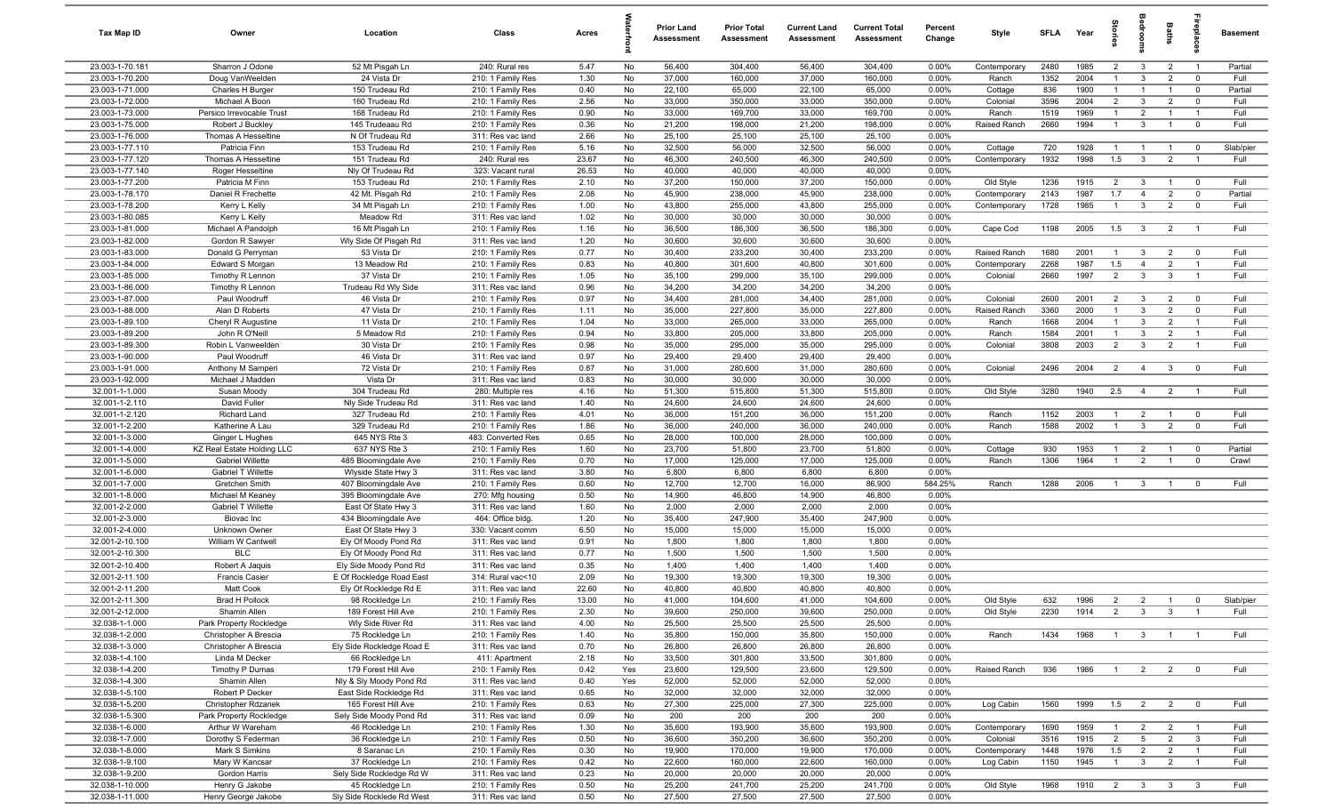| Tax Map ID | Owner | Location | Class | Acres | Waterfront | Prior Land Assessment | Prior Total Assessment | Current Land Assessment | Current Total Assessment | Percent Change | Style | SFLA | Year | Stories | Bedrooms | Baths | Fireplaces | Basement |
|---|---|---|---|---|---|---|---|---|---|---|---|---|---|---|---|---|---|---|
| 23.003-1-70.181 | Sharron J Odone | 52 Mt Pisgah Ln | 240: Rural res | 5.47 | No | 56,400 | 304,400 | 56,400 | 304,400 | 0.00% | Contemporary | 2480 | 1985 | 2 | 3 | 2 | 1 | Partial |
| 23.003-1-70.200 | Doug VanWeelden | 24 Vista Dr | 210: 1 Family Res | 1.30 | No | 37,000 | 160,000 | 37,000 | 160,000 | 0.00% | Ranch | 1352 | 2004 | 1 | 3 | 2 | 0 | Full |
| 23.003-1-71.000 | Charles H Burger | 150 Trudeau Rd | 210: 1 Family Res | 0.40 | No | 22,100 | 65,000 | 22,100 | 65,000 | 0.00% | Cottage | 836 | 1900 | 1 | 1 | 1 | 0 | Partial |
| 23.003-1-72.000 | Michael A Boon | 160 Trudeau Rd | 210: 1 Family Res | 2.56 | No | 33,000 | 350,000 | 33,000 | 350,000 | 0.00% | Colonial | 3596 | 2004 | 2 | 3 | 2 | 0 | Full |
| 23.003-1-73.000 | Persico Irrevocable Trust | 168 Trudeau Rd | 210: 1 Family Res | 0.90 | No | 33,000 | 169,700 | 33,000 | 169,700 | 0.00% | Ranch | 1519 | 1969 | 1 | 2 | 1 | 1 | Full |
| 23.003-1-75.000 | Robert J Buckley | 145 Trudeaau Rd | 210: 1 Family Res | 0.36 | No | 21,200 | 198,000 | 21,200 | 198,000 | 0.00% | Raised Ranch | 2660 | 1994 | 1 | 3 | 1 | 0 | Full |
| 23.003-1-76.000 | Thomas A Hesseltine | N Of Trudeau Rd | 311: Res vac land | 2.66 | No | 25,100 | 25,100 | 25,100 | 25,100 | 0.00% | | | | | | | | |
| 23.003-1-77.110 | Patricia Finn | 153 Trudeau Rd | 210: 1 Family Res | 5.16 | No | 32,500 | 56,000 | 32,500 | 56,000 | 0.00% | Cottage | 720 | 1928 | 1 | 1 | 1 | 0 | Slab/pier |
| 23.003-1-77.120 | Thomas A Hesseltine | 151 Trudeau Rd | 240: Rural res | 23.67 | No | 46,300 | 240,500 | 46,300 | 240,500 | 0.00% | Contemporary | 1932 | 1998 | 1.5 | 3 | 2 | 1 | Full |
| 23.003-1-77.140 | Roger Hesseltine | Nly Of Trudeau Rd | 323: Vacant rural | 26.53 | No | 40,000 | 40,000 | 40,000 | 40,000 | 0.00% | | | | | | | | |
| 23.003-1-77.200 | Patricia M Finn | 153 Trudeau Rd | 210: 1 Family Res | 2.10 | No | 37,200 | 150,000 | 37,200 | 150,000 | 0.00% | Old Style | 1236 | 1915 | 2 | 3 | 1 | 0 | Full |
| 23.003-1-78.170 | Daniel R Frechette | 42 Mt. Pisgah Rd | 210: 1 Family Res | 2.08 | No | 45,900 | 238,000 | 45,900 | 238,000 | 0.00% | Contemporary | 2143 | 1987 | 1.7 | 4 | 2 | 0 | Partial |
| 23.003-1-78.200 | Kerry L Kelly | 34 Mt Pisgah Ln | 210: 1 Family Res | 1.00 | No | 43,800 | 255,000 | 43,800 | 255,000 | 0.00% | Contemporary | 1728 | 1985 | 1 | 3 | 2 | 0 | Full |
| 23.003-1-80.085 | Kerry L Kelly | Meadow Rd | 311: Res vac land | 1.02 | No | 30,000 | 30,000 | 30,000 | 30,000 | 0.00% | | | | | | | | |
| 23.003-1-81.000 | Michael A Pandolph | 16 Mt Pisgah Ln | 210: 1 Family Res | 1.16 | No | 36,500 | 186,300 | 36,500 | 186,300 | 0.00% | Cape Cod | 1198 | 2005 | 1.5 | 3 | 2 | 1 | Full |
| 23.003-1-82.000 | Gordon R Sawyer | Wly Side Of Pisgah Rd | 311: Res vac land | 1.20 | No | 30,600 | 30,600 | 30,600 | 30,600 | 0.00% | | | | | | | | |
| 23.003-1-83.000 | Donald G Perryman | 53 Vista Dr | 210: 1 Family Res | 0.77 | No | 30,400 | 233,200 | 30,400 | 233,200 | 0.00% | Raised Ranch | 1680 | 2001 | 1 | 3 | 2 | 0 | Full |
| 23.003-1-84.000 | Edward S Morgan | 13 Meadow Rd | 210: 1 Family Res | 0.83 | No | 40,800 | 301,600 | 40,800 | 301,600 | 0.00% | Contemporary | 2268 | 1987 | 1.5 | 4 | 2 | 1 | Full |
| 23.003-1-85.000 | Timothy R Lennon | 37 Vista Dr | 210: 1 Family Res | 1.05 | No | 35,100 | 299,000 | 35,100 | 299,000 | 0.00% | Colonial | 2660 | 1997 | 2 | 3 | 3 | 1 | Full |
| 23.003-1-86.000 | Timothy R Lennon | Trudeau Rd Wly Side | 311: Res vac land | 0.96 | No | 34,200 | 34,200 | 34,200 | 34,200 | 0.00% | | | | | | | | |
| 23.003-1-87.000 | Paul Woodruff | 46 Vista Dr | 210: 1 Family Res | 0.97 | No | 34,400 | 281,000 | 34,400 | 281,000 | 0.00% | Colonial | 2600 | 2001 | 2 | 3 | 2 | 0 | Full |
| 23.003-1-88.000 | Alan D Roberts | 47 Vista Dr | 210: 1 Family Res | 1.11 | No | 35,000 | 227,800 | 35,000 | 227,800 | 0.00% | Raised Ranch | 3360 | 2000 | 1 | 3 | 2 | 0 | Full |
| 23.003-1-89.100 | Cheryl R Augustine | 11 Vista Dr | 210: 1 Family Res | 1.04 | No | 33,000 | 265,000 | 33,000 | 265,000 | 0.00% | Ranch | 1668 | 2004 | 1 | 3 | 2 | 1 | Full |
| 23.003-1-89.200 | John R O'Neill | 5 Meadow Rd | 210: 1 Family Res | 0.94 | No | 33,800 | 205,000 | 33,800 | 205,000 | 0.00% | Ranch | 1584 | 2001 | 1 | 3 | 2 | 1 | Full |
| 23.003-1-89.300 | Robin L Vanweelden | 30 Vista Dr | 210: 1 Family Res | 0.98 | No | 35,000 | 295,000 | 35,000 | 295,000 | 0.00% | Colonial | 3808 | 2003 | 2 | 3 | 2 | 1 | Full |
| 23.003-1-90.000 | Paul Woodruff | 46 Vista Dr | 311: Res vac land | 0.97 | No | 29,400 | 29,400 | 29,400 | 29,400 | 0.00% | | | | | | | | |
| 23.003-1-91.000 | Anthony M Samperi | 72 Vista Dr | 210: 1 Family Res | 0.87 | No | 31,000 | 280,600 | 31,000 | 280,600 | 0.00% | Colonial | 2496 | 2004 | 2 | 4 | 3 | 0 | Full |
| 23.003-1-92.000 | Michael J Madden | Vista Dr | 311: Res vac land | 0.83 | No | 30,000 | 30,000 | 30,000 | 30,000 | 0.00% | | | | | | | | |
| 32.001-1-1.000 | Susan Moody | 304 Trudeau Rd | 280: Multiple res | 4.16 | No | 51,300 | 515,800 | 51,300 | 515,800 | 0.00% | Old Style | 3280 | 1940 | 2.5 | 4 | 2 | 1 | Full |
| 32.001-1-2.110 | David Fuller | Nly Side Trudeau Rd | 311: Res vac land | 1.40 | No | 24,600 | 24,600 | 24,600 | 24,600 | 0.00% | | | | | | | | |
| 32.001-1-2.120 | Richard Land | 327 Trudeau Rd | 210: 1 Family Res | 4.01 | No | 36,000 | 151,200 | 36,000 | 151,200 | 0.00% | Ranch | 1152 | 2003 | 1 | 2 | 1 | 0 | Full |
| 32.001-1-2.200 | Katherine A Lau | 329 Trudeau Rd | 210: 1 Family Res | 1.86 | No | 36,000 | 240,000 | 36,000 | 240,000 | 0.00% | Ranch | 1588 | 2002 | 1 | 3 | 2 | 0 | Full |
| 32.001-1-3.000 | Ginger L Hughes | 645 NYS Rte 3 | 483: Converted Res | 0.65 | No | 28,000 | 100,000 | 28,000 | 100,000 | 0.00% | | | | | | | | |
| 32.001-1-4.000 | KZ Real Estate Holding LLC | 637 NYS Rte 3 | 210: 1 Family Res | 1.60 | No | 23,700 | 51,800 | 23,700 | 51,800 | 0.00% | Cottage | 930 | 1953 | 1 | 2 | 1 | 0 | Partial |
| 32.001-1-5.000 | Gabriel Willette | 485 Bloomingdale Ave | 210: 1 Family Res | 0.70 | No | 17,000 | 125,000 | 17,000 | 125,000 | 0.00% | Ranch | 1306 | 1964 | 1 | 2 | 1 | 0 | Crawl |
| 32.001-1-6.000 | Gabriel T Willette | Wlyside State Hwy 3 | 311: Res vac land | 3.80 | No | 6,800 | 6,800 | 6,800 | 6,800 | 0.00% | | | | | | | | |
| 32.001-1-7.000 | Gretchen Smith | 407 Bloomingdale Ave | 210: 1 Family Res | 0.60 | No | 12,700 | 12,700 | 16,000 | 86,900 | 584.25% | Ranch | 1288 | 2006 | 1 | 3 | 1 | 0 | Full |
| 32.001-1-8.000 | Michael M Keaney | 395 Bloomingdale Ave | 270: Mfg housing | 0.50 | No | 14,900 | 46,800 | 14,900 | 46,800 | 0.00% | | | | | | | | |
| 32.001-2-2.000 | Gabriel T Willette | East Of State Hwy 3 | 311: Res vac land | 1.60 | No | 2,000 | 2,000 | 2,000 | 2,000 | 0.00% | | | | | | | | |
| 32.001-2-3.000 | Biovac Inc | 434 Bloomingdale Ave | 464: Office bldg. | 1.20 | No | 35,400 | 247,900 | 35,400 | 247,900 | 0.00% | | | | | | | | |
| 32.001-2-4.000 | Unknown Owner | East Of State Hwy 3 | 330: Vacant comm | 6.50 | No | 15,000 | 15,000 | 15,000 | 15,000 | 0.00% | | | | | | | | |
| 32.001-2-10.100 | William W Cantwell | Ely Of Moody Pond Rd | 311: Res vac land | 0.91 | No | 1,800 | 1,800 | 1,800 | 1,800 | 0.00% | | | | | | | | |
| 32.001-2-10.300 | BLC | Ely Of Moody Pond Rd | 311: Res vac land | 0.77 | No | 1,500 | 1,500 | 1,500 | 1,500 | 0.00% | | | | | | | | |
| 32.001-2-10.400 | Robert A Jaquis | Ely Side Moody Pond Rd | 311: Res vac land | 0.35 | No | 1,400 | 1,400 | 1,400 | 1,400 | 0.00% | | | | | | | | |
| 32.001-2-11.100 | Francis Casier | E Of Rockledge Road East | 314: Rural vac<10 | 2.09 | No | 19,300 | 19,300 | 19,300 | 19,300 | 0.00% | | | | | | | | |
| 32.001-2-11.200 | Matt Cook | Ely Of Rockledge Rd E | 311: Res vac land | 22.60 | No | 40,800 | 40,800 | 40,800 | 40,800 | 0.00% | | | | | | | | |
| 32.001-2-11.300 | Brad H Pollock | 98 Rockledge Ln | 210: 1 Family Res | 13.00 | No | 41,000 | 104,600 | 41,000 | 104,600 | 0.00% | Old Style | 632 | 1996 | 2 | 2 | 1 | 0 | Slab/pier |
| 32.001-2-12.000 | Shamin Allen | 189 Forest Hill Ave | 210: 1 Family Res | 2.30 | No | 39,600 | 250,000 | 39,600 | 250,000 | 0.00% | Old Style | 2230 | 1914 | 2 | 3 | 3 | 1 | Full |
| 32.038-1-1.000 | Park Property Rockledge | Wly Side River Rd | 311: Res vac land | 4.00 | No | 25,500 | 25,500 | 25,500 | 25,500 | 0.00% | | | | | | | | |
| 32.038-1-2.000 | Christopher A Brescia | 75 Rockledge Ln | 210: 1 Family Res | 1.40 | No | 35,800 | 150,000 | 35,800 | 150,000 | 0.00% | Ranch | 1434 | 1968 | 1 | 3 | 1 | 1 | Full |
| 32.038-1-3.000 | Christopher A Brescia | Ely Side Rockledge Road E | 311: Res vac land | 0.70 | No | 26,800 | 26,800 | 26,800 | 26,800 | 0.00% | | | | | | | | |
| 32.038-1-4.100 | Linda M Decker | 66 Rockledge Ln | 411: Apartment | 2.18 | No | 33,500 | 301,800 | 33,500 | 301,800 | 0.00% | | | | | | | | |
| 32.038-1-4.200 | Timothy P Dumas | 179 Forest Hill Ave | 210: 1 Family Res | 0.42 | Yes | 23,600 | 129,500 | 23,600 | 129,500 | 0.00% | Raised Ranch | 936 | 1986 | 1 | 2 | 2 | 0 | Full |
| 32.038-1-4.300 | Shamin Allen | Nly & Sly Moody Pond Rd | 311: Res vac land | 0.40 | Yes | 52,000 | 52,000 | 52,000 | 52,000 | 0.00% | | | | | | | | |
| 32.038-1-5.100 | Robert P Decker | East Side Rockledge Rd | 311: Res vac land | 0.65 | No | 32,000 | 32,000 | 32,000 | 32,000 | 0.00% | | | | | | | | |
| 32.038-1-5.200 | Christopher Rdzanek | 165 Forest Hill Ave | 210: 1 Family Res | 0.63 | No | 27,300 | 225,000 | 27,300 | 225,000 | 0.00% | Log Cabin | 1560 | 1999 | 1.5 | 2 | 2 | 0 | Full |
| 32.038-1-5.300 | Park Property Rockledge | Sely Side Moody Pond Rd | 311: Res vac land | 0.09 | No | 200 | 200 | 200 | 200 | 0.00% | | | | | | | | |
| 32.038-1-6.000 | Arthur W Wareham | 46 Rockledge Ln | 210: 1 Family Res | 1.30 | No | 35,600 | 193,900 | 35,600 | 193,900 | 0.00% | Contemporary | 1690 | 1959 | 1 | 2 | 2 | 1 | Full |
| 32.038-1-7.000 | Dorothy S Federman | 36 Rockledge Ln | 210: 1 Family Res | 0.50 | No | 36,600 | 350,200 | 36,600 | 350,200 | 0.00% | Colonial | 3516 | 1915 | 2 | 5 | 2 | 3 | Full |
| 32.038-1-8.000 | Mark S Simkins | 8 Saranac Ln | 210: 1 Family Res | 0.30 | No | 19,900 | 170,000 | 19,900 | 170,000 | 0.00% | Contemporary | 1448 | 1976 | 1.5 | 2 | 2 | 1 | Full |
| 32.038-1-9.100 | Mary W Kancsar | 37 Rockledge Ln | 210: 1 Family Res | 0.42 | No | 22,600 | 160,000 | 22,600 | 160,000 | 0.00% | Log Cabin | 1150 | 1945 | 1 | 3 | 2 | 1 | Full |
| 32.038-1-9.200 | Gordon Harris | Sely Side Rockledge Rd W | 311: Res vac land | 0.23 | No | 20,000 | 20,000 | 20,000 | 20,000 | 0.00% | | | | | | | | |
| 32.038-1-10.000 | Henry G Jakobe | 45 Rockledge Ln | 210: 1 Family Res | 0.50 | No | 25,200 | 241,700 | 25,200 | 241,700 | 0.00% | Old Style | 1968 | 1910 | 2 | 3 | 3 | 3 | Full |
| 32.038-1-11.000 | Henry George Jakobe | Sly Side Rocklede Rd West | 311: Res vac land | 0.50 | No | 27,500 | 27,500 | 27,500 | 27,500 | 0.00% | | | | | | | | |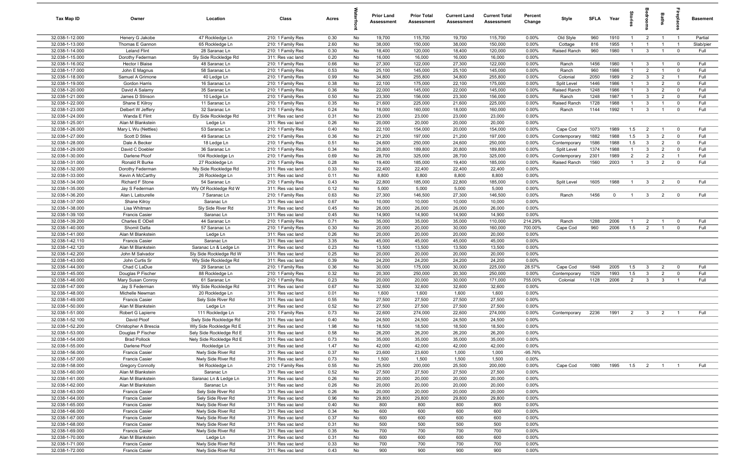| Tax Map ID | Owner | Location | Class | Acres | Waterfront | Prior Land Assessment | Prior Total Assessment | Current Land Assessment | Current Total Assessment | Percent Change | Style | SFLA | Year | Stories | Bedrooms | Baths | Fireplaces | Basement |
|---|---|---|---|---|---|---|---|---|---|---|---|---|---|---|---|---|---|---|
| 32.038-1-12.000 | Henery G Jakobe | 47 Rockledge Ln | 210: 1 Family Res | 0.30 | No | 19,700 | 115,700 | 19,700 | 115,700 | 0.00% | Old Style | 960 | 1910 | 1 | 2 | 1 | 1 | Partial |
| 32.038-1-13.000 | Thomas E Gannon | 65 Rockledge Ln | 210: 1 Family Res | 2.60 | No | 38,000 | 150,000 | 38,000 | 150,000 | 0.00% | Cottage | 816 | 1955 | 1 | 1 | 1 | 1 | Slab/pier |
| 32.038-1-14.000 | Leland Flint | 28 Saranac Ln | 210: 1 Family Res | 0.30 | No | 18,400 | 120,000 | 18,400 | 120,000 | 0.00% | Raised Ranch | 960 | 1980 | 1 | 3 | 1 | 0 | Full |
| 32.038-1-15.000 | Dorothy Federman | Sly Side Rockledge Rd | 311: Res vac land | 0.20 | No | 16,000 | 16,000 | 16,000 | 16,000 | 0.00% | | | | | | | | |
| 32.038-1-16.002 | Hector I Blaise | 48 Saranac Ln | 210: 1 Family Res | 0.66 | No | 27,300 | 122,000 | 27,300 | 122,000 | 0.00% | Ranch | 1456 | 1980 | 1 | 3 | 1 | 0 | Full |
| 32.038-1-17.000 | John E Magnus | 58 Saranac Ln | 210: 1 Family Res | 0.53 | No | 25,100 | 145,000 | 25,100 | 145,000 | 0.00% | Ranch | 960 | 1986 | 1 | 2 | 1 | 0 | Full |
| 32.038-1-18.000 | Samuel A Grimone | 40 Ledge Ln | 210: 1 Family Res | 0.99 | No | 34,800 | 255,800 | 34,800 | 255,800 | 0.00% | Colonial | 2050 | 1989 | 2 | 3 | 2 | 1 | Full |
| 32.038-1-19.000 | Gordon Harris | 16 Saranac Ln | 210: 1 Family Res | 0.38 | No | 22,100 | 175,000 | 22,100 | 175,000 | 0.00% | Split Level | 1446 | 1986 | 1 | 3 | 2 | 0 | Full |
| 32.038-1-20.000 | David A Salamy | 35 Saranac Ln | 210: 1 Family Res | 0.36 | No | 22,000 | 145,000 | 22,000 | 145,000 | 0.00% | Raised Ranch | 1248 | 1986 | 1 | 3 | 2 | 0 | Full |
| 32.038-1-21.000 | James D Stinson | 10 Ledge Ln | 210: 1 Family Res | 0.50 | No | 23,300 | 156,000 | 23,300 | 156,000 | 0.00% | Ranch | 1248 | 1987 | 1 | 3 | 2 | 0 | Full |
| 32.038-1-22.000 | Shane E Kilroy | 11 Saranac Ln | 210: 1 Family Res | 0.35 | No | 21,600 | 225,000 | 21,600 | 225,000 | 0.00% | Raised Ranch | 1728 | 1988 | 1 | 3 | 1 | 0 | Full |
| 32.038-1-23.000 | Delbert W Jeffery | 32 Saranac Ln | 210: 1 Family Res | 0.24 | No | 18,000 | 160,000 | 18,000 | 160,000 | 0.00% | Ranch | 1144 | 1992 | 1 | 3 | 1 | 0 | Full |
| 32.038-1-24.000 | Wanda E Flint | Ely Side Rockledge Rd | 311: Res vac land | 0.31 | No | 23,000 | 23,000 | 23,000 | 23,000 | 0.00% | | | | | | | | |
| 32.038-1-25.001 | Alan M Blankstein | Ledge Ln | 311: Res vac land | 0.26 | No | 20,000 | 20,000 | 20,000 | 20,000 | 0.00% | | | | | | | | |
| 32.038-1-26.000 | Mary L Wu (Nettles) | 53 Saranac Ln | 210: 1 Family Res | 0.40 | No | 22,100 | 154,000 | 20,000 | 154,000 | 0.00% | Cape Cod | 1073 | 1989 | 1.5 | 2 | 1 | 0 | Full |
| 32.038-1-27.000 | Scott D Stiles | 49 Saranac Ln | 210: 1 Family Res | 0.36 | No | 21,200 | 197,000 | 21,200 | 197,000 | 0.00% | Contemporary | 1882 | 1988 | 1.5 | 3 | 2 | 0 | Full |
| 32.038-1-28.000 | Dale A Becker | 18 Ledge Ln | 210: 1 Family Res | 0.51 | No | 24,600 | 250,000 | 24,600 | 250,000 | 0.00% | Contemporary | 1586 | 1988 | 1.5 | 3 | 2 | 0 | Full |
| 32.038-1-29.000 | David C Doebler | 36 Saranac Ln | 210: 1 Family Res | 0.34 | No | 20,800 | 189,800 | 20,800 | 189,800 | 0.00% | Split Level | 1374 | 1988 | 1 | 3 | 2 | 0 | Full |
| 32.038-1-30.000 | Darlene Ploof | 104 Rockledge Ln | 210: 1 Family Res | 0.69 | No | 28,700 | 325,000 | 28,700 | 325,000 | 0.00% | Contemporary | 2301 | 1989 | 2 | 2 | 2 | 1 | Full |
| 32.038-1-31.000 | Ronald R Burke | 27 Rockledge Ln | 210: 1 Family Res | 0.28 | No | 19,400 | 185,000 | 19,400 | 185,000 | 0.00% | Raised Ranch | 1560 | 2003 | 1 | 3 | 2 | 0 | Full |
| 32.038-1-32.000 | Dorothy Federman | Nly Side Rockledge Rd | 311: Res vac land | 0.33 | No | 22,400 | 22,400 | 22,400 | 22,400 | 0.00% | | | | | | | | |
| 32.038-1-33.000 | Kevin A McCarthy | 26 Rockledge Ln | 311: Res vac land | 0.11 | No | 8,800 | 8,800 | 8,800 | 8,800 | 0.00% | | | | | | | | |
| 32.038-1-34.000 | Richard F Stone | 54 Saranac Ln | 210: 1 Family Res | 0.43 | No | 22,800 | 185,000 | 22,800 | 185,000 | 0.00% | Split Level | 1605 | 1988 | 1 | 3 | 2 | 0 | Full |
| 32.038-1-35.000 | Jay S Federman | Wly Of Rockledge Rd W | 311: Res vac land | 0.12 | No | 5,000 | 5,000 | 5,000 | 5,000 | 0.00% | | | | | | | | |
| 32.038-1-36.200 | Alan L Latourelle | 7 Saranac Ln | 210: 1 Family Res | 0.63 | No | 27,300 | 146,500 | 27,300 | 146,500 | 0.00% | Ranch | 1456 | 0 | 1 | 3 | 2 | 0 | Full |
| 32.038-1-37.000 | Shane Kilroy | Saranac Ln | 311: Res vac land | 0.67 | No | 10,000 | 10,000 | 10,000 | 10,000 | 0.00% | | | | | | | | |
| 32.038-1-38.000 | Lisa Whitman | Sly Side River Rd | 311: Res vac land | 0.45 | No | 26,000 | 26,000 | 26,000 | 26,000 | 0.00% | | | | | | | | |
| 32.038-1-39.100 | Francis Casier | Saranac Ln | 311: Res vac land | 0.45 | No | 14,900 | 14,900 | 14,900 | 14,900 | 0.00% | | | | | | | | |
| 32.038-1-39.200 | Charles E ODell | 44 Saranac Ln | 210: 1 Family Res | 0.71 | No | 35,000 | 35,000 | 35,000 | 110,000 | 214.29% | Ranch | 1288 | 2006 | 1 | 2 | 1 | 0 | Full |
| 32.038-1-40.000 | Shomit Datta | 57 Saranac Ln | 210: 1 Family Res | 0.30 | No | 20,000 | 20,000 | 30,000 | 160,000 | 700.00% | Cape Cod | 960 | 2006 | 1.5 | 2 | 1 | 0 | Full |
| 32.038-1-41.000 | Alan M Blankstein | Ledge Ln | 311: Res vac land | 0.26 | No | 20,000 | 20,000 | 20,000 | 20,000 | 0.00% | | | | | | | | |
| 32.038-1-42.110 | Francis Casier | Saranac Ln | 311: Res vac land | 3.35 | No | 45,000 | 45,000 | 45,000 | 45,000 | 0.00% | | | | | | | | |
| 32.038-1-42.120 | Alan M Blankstein | Saranac Ln & Ledge Ln | 311: Res vac land | 0.23 | No | 13,500 | 13,500 | 13,500 | 13,500 | 0.00% | | | | | | | | |
| 32.038-1-42.200 | John M Salvador | Sly Side Rockledge Rd W | 311: Res vac land | 0.25 | No | 20,000 | 20,000 | 20,000 | 20,000 | 0.00% | | | | | | | | |
| 32.038-1-43.000 | John Curtis Sr | Wly Side Rockledge Rd | 311: Res vac land | 0.39 | No | 24,200 | 24,200 | 24,200 | 24,200 | 0.00% | | | | | | | | |
| 32.038-1-44.000 | Chad C LaDue | 29 Saranac Ln | 210: 1 Family Res | 0.36 | No | 30,000 | 175,000 | 30,000 | 225,000 | 28.57% | Cape Cod | 1848 | 2005 | 1.5 | 3 | 2 | 0 | Full |
| 32.038-1-45.000 | Douglas P Fischer | 88 Rockledge Ln | 210: 1 Family Res | 0.32 | No | 20,300 | 250,000 | 20,300 | 250,000 | 0.00% | Contemporary | 1529 | 1993 | 1.5 | 3 | 2 | 0 | Full |
| 32.038-1-46.000 | Mary Susan Conroy | 61 Saranac Ln | 210: 1 Family Res | 0.23 | No | 20,000 | 20,000 | 30,000 | 171,000 | 755.00% | Colonial | 1128 | 2006 | 2 | 3 | 3 | 1 | Full |
| 32.038-1-47.000 | Jay S Federman | Wly Side Rockledge Rd | 311: Res vac land | 0.67 | No | 32,600 | 32,600 | 32,600 | 32,600 | 0.00% | | | | | | | | |
| 32.038-1-48.000 | Michelle Newman | 20 Rockledge Ln | 311: Res vac land | 0.01 | No | 1,600 | 1,600 | 1,600 | 1,600 | 0.00% | | | | | | | | |
| 32.038-1-49.000 | Francis Casier | Sely Side River Rd | 311: Res vac land | 0.55 | No | 27,500 | 27,500 | 27,500 | 27,500 | 0.00% | | | | | | | | |
| 32.038-1-50.000 | Alan M Blankstein | Ledge Ln | 311: Res vac land | 0.52 | No | 27,500 | 27,500 | 27,500 | 27,500 | 0.00% | | | | | | | | |
| 32.038-1-51.000 | Robert G Lapierre | 111 Rockledge Ln | 210: 1 Family Res | 0.73 | No | 22,600 | 274,000 | 22,600 | 274,000 | 0.00% | Contemporary | 2236 | 1991 | 2 | 3 | 2 | 1 | Full |
| 32.038-1-52.100 | David Ploof | Swly Side Rockledge Rd | 311: Res vac land | 0.40 | No | 24,500 | 24,500 | 24,500 | 24,500 | 0.00% | | | | | | | | |
| 32.038-1-52.200 | Christopher A Brescia | Wly Side Rockledge Rd E | 311: Res vac land | 1.98 | No | 18,500 | 18,500 | 18,500 | 18,500 | 0.00% | | | | | | | | |
| 32.038-1-53.000 | Douglas P Fischer | Sely Side Rockledge Rd E | 311: Res vac land | 0.58 | No | 26,200 | 26,200 | 26,200 | 26,200 | 0.00% | | | | | | | | |
| 32.038-1-54.000 | Brad Pollock | Nely Side Rockledge Rd E | 311: Res vac land | 0.73 | No | 35,000 | 35,000 | 35,000 | 35,000 | 0.00% | | | | | | | | |
| 32.038-1-55.000 | Darlene Ploof | Rockledge Ln | 311: Res vac land | 1.47 | No | 42,000 | 42,000 | 42,000 | 42,000 | 0.00% | | | | | | | | |
| 32.038-1-56.000 | Francis Casier | Nwly Side River Rd | 311: Res vac land | 0.37 | No | 23,600 | 23,600 | 1,000 | 1,000 | -95.76% | | | | | | | | |
| 32.038-1-57.000 | Francis Casier | Nwly Side River Rd | 311: Res vac land | 0.73 | No | 1,500 | 1,500 | 1,500 | 1,500 | 0.00% | | | | | | | | |
| 32.038-1-58.000 | Gregory Connolly | 94 Rockledge Ln | 210: 1 Family Res | 0.55 | No | 25,500 | 200,000 | 25,500 | 200,000 | 0.00% | Cape Cod | 1080 | 1995 | 1.5 | 2 | 1 | 1 | Full |
| 32.038-1-60.000 | Alan M Blankstein | Saranac Ln | 311: Res vac land | 0.52 | No | 27,500 | 27,500 | 27,500 | 27,500 | 0.00% | | | | | | | | |
| 32.038-1-61.000 | Alan M Blankstein | Saranac Ln & Ledge Ln | 311: Res vac land | 0.26 | No | 20,000 | 20,000 | 20,000 | 20,000 | 0.00% | | | | | | | | |
| 32.038-1-62.000 | Alan M Blankstein | Saranac Ln | 311: Res vac land | 0.26 | No | 20,000 | 20,000 | 20,000 | 20,000 | 0.00% | | | | | | | | |
| 32.038-1-63.000 | Francis Casier | Sely Side River Rd | 311: Res vac land | 0.26 | No | 20,000 | 20,000 | 20,000 | 20,000 | 0.00% | | | | | | | | |
| 32.038-1-64.000 | Francis Casier | Sely Side River Rd | 311: Res vac land | 0.96 | No | 29,800 | 29,800 | 29,800 | 29,800 | 0.00% | | | | | | | | |
| 32.038-1-65.000 | Francis Casier | Nwly Side River Rd | 311: Res vac land | 0.40 | No | 800 | 800 | 800 | 800 | 0.00% | | | | | | | | |
| 32.038-1-66.000 | Francis Casier | Nwly Side River Rd | 311: Res vac land | 0.34 | No | 600 | 600 | 600 | 600 | 0.00% | | | | | | | | |
| 32.038-1-67.000 | Francis Casier | Nwly Side River Rd | 311: Res vac land | 0.37 | No | 600 | 600 | 600 | 600 | 0.00% | | | | | | | | |
| 32.038-1-68.000 | Francis Casier | Nwly Side River Rd | 311: Res vac land | 0.31 | No | 500 | 500 | 500 | 500 | 0.00% | | | | | | | | |
| 32.038-1-69.000 | Francis Casier | Nwly Side River Rd | 311: Res vac land | 0.35 | No | 700 | 700 | 700 | 700 | 0.00% | | | | | | | | |
| 32.038-1-70.000 | Alan M Blankstein | Ledge Ln | 311: Res vac land | 0.31 | No | 600 | 600 | 600 | 600 | 0.00% | | | | | | | | |
| 32.038-1-71.000 | Francis Casier | Nwly Side River Rd | 311: Res vac land | 0.33 | No | 700 | 700 | 700 | 700 | 0.00% | | | | | | | | |
| 32.038-1-72.000 | Francis Casier | Nwly Side River Rd | 311: Res vac land | 0.43 | No | 900 | 900 | 900 | 900 | 0.00% | | | | | | | | |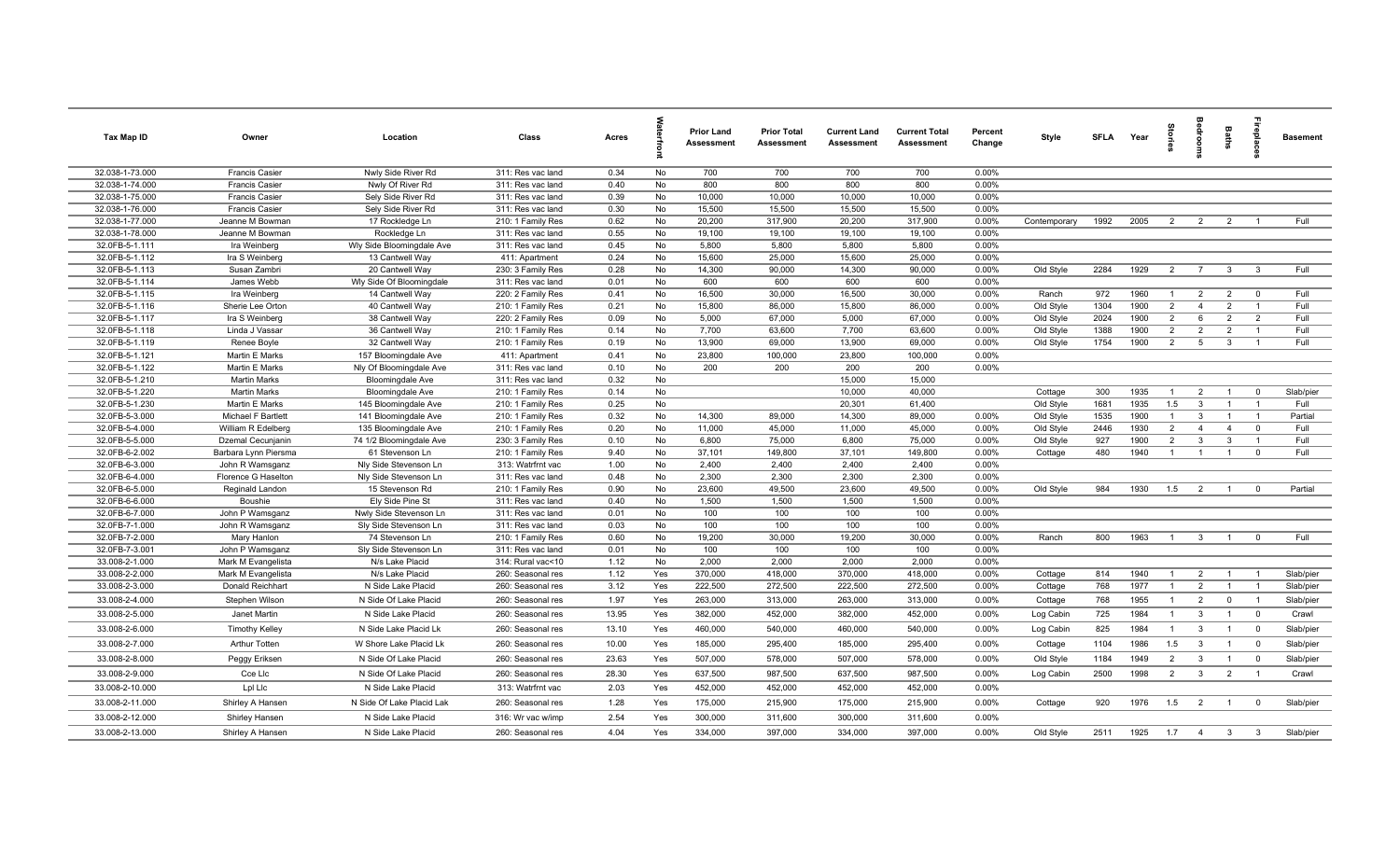| Tax Map ID | Owner | Location | Class | Acres | Waterfront | Prior Land Assessment | Prior Total Assessment | Current Land Assessment | Current Total Assessment | Percent Change | Style | SFLA | Year | Stories | Bedrooms | Baths | Fireplaces | Basement |
|---|---|---|---|---|---|---|---|---|---|---|---|---|---|---|---|---|---|---|
| 32.038-1-73.000 | Francis Casier | Nwly Side River Rd | 311: Res vac land | 0.34 | No | 700 | 700 | 700 | 700 | 0.00% | | | | | | | | |
| 32.038-1-74.000 | Francis Casier | Nwly Of River Rd | 311: Res vac land | 0.40 | No | 800 | 800 | 800 | 800 | 0.00% | | | | | | | | |
| 32.038-1-75.000 | Francis Casier | Sely Side River Rd | 311: Res vac land | 0.39 | No | 10,000 | 10,000 | 10,000 | 10,000 | 0.00% | | | | | | | | |
| 32.038-1-76.000 | Francis Casier | Sely Side River Rd | 311: Res vac land | 0.30 | No | 15,500 | 15,500 | 15,500 | 15,500 | 0.00% | | | | | | | | |
| 32.038-1-77.000 | Jeanne M Bowman | 17 Rockledge Ln | 210: 1 Family Res | 0.62 | No | 20,200 | 317,900 | 20,200 | 317,900 | 0.00% | Contemporary | 1992 | 2005 | 2 | 2 | 2 | 1 | Full |
| 32.038-1-78.000 | Jeanne M Bowman | Rockledge Ln | 311: Res vac land | 0.55 | No | 19,100 | 19,100 | 19,100 | 19,100 | 0.00% | | | | | | | | |
| 32.0FB-5-1.111 | Ira Weinberg | Wly Side Bloomingdale Ave | 311: Res vac land | 0.45 | No | 5,800 | 5,800 | 5,800 | 5,800 | 0.00% | | | | | | | | |
| 32.0FB-5-1.112 | Ira S Weinberg | 13 Cantwell Way | 411: Apartment | 0.24 | No | 15,600 | 25,000 | 15,600 | 25,000 | 0.00% | | | | | | | | |
| 32.0FB-5-1.113 | Susan Zambri | 20 Cantwell Way | 230: 3 Family Res | 0.28 | No | 14,300 | 90,000 | 14,300 | 90,000 | 0.00% | Old Style | 2284 | 1929 | 2 | 7 | 3 | 3 | Full |
| 32.0FB-5-1.114 | James Webb | Wly Side Of Bloomingdale | 311: Res vac land | 0.01 | No | 600 | 600 | 600 | 600 | 0.00% | | | | | | | | |
| 32.0FB-5-1.115 | Ira Weinberg | 14 Cantwell Way | 220: 2 Family Res | 0.41 | No | 16,500 | 30,000 | 16,500 | 30,000 | 0.00% | Ranch | 972 | 1960 | 1 | 2 | 2 | 0 | Full |
| 32.0FB-5-1.116 | Sherie Lee Orton | 40 Cantwell Way | 210: 1 Family Res | 0.21 | No | 15,800 | 86,000 | 15,800 | 86,000 | 0.00% | Old Style | 1304 | 1900 | 2 | 4 | 2 | 1 | Full |
| 32.0FB-5-1.117 | Ira S Weinberg | 38 Cantwell Way | 220: 2 Family Res | 0.09 | No | 5,000 | 67,000 | 5,000 | 67,000 | 0.00% | Old Style | 2024 | 1900 | 2 | 6 | 2 | 2 | Full |
| 32.0FB-5-1.118 | Linda J Vassar | 36 Cantwell Way | 210: 1 Family Res | 0.14 | No | 7,700 | 63,600 | 7,700 | 63,600 | 0.00% | Old Style | 1388 | 1900 | 2 | 2 | 2 | 1 | Full |
| 32.0FB-5-1.119 | Renee Boyle | 32 Cantwell Way | 210: 1 Family Res | 0.19 | No | 13,900 | 69,000 | 13,900 | 69,000 | 0.00% | Old Style | 1754 | 1900 | 2 | 5 | 3 | 1 | Full |
| 32.0FB-5-1.121 | Martin E Marks | 157 Bloomingdale Ave | 411: Apartment | 0.41 | No | 23,800 | 100,000 | 23,800 | 100,000 | 0.00% | | | | | | | | |
| 32.0FB-5-1.122 | Martin E Marks | Nly Of Bloomingdale Ave | 311: Res vac land | 0.10 | No | 200 | 200 | 200 | 200 | 0.00% | | | | | | | | |
| 32.0FB-5-1.210 | Martin Marks | Bloomingdale Ave | 311: Res vac land | 0.32 | No | | | 15,000 | 15,000 | | | | | | | | | |
| 32.0FB-5-1.220 | Martin Marks | Bloomingdale Ave | 210: 1 Family Res | 0.14 | No | | | 10,000 | 40,000 | | Cottage | 300 | 1935 | 1 | 2 | 1 | 0 | Slab/pier |
| 32.0FB-5-1.230 | Martin E Marks | 145 Bloomingdale Ave | 210: 1 Family Res | 0.25 | No | | | 20,301 | 61,400 | | Old Style | 1681 | 1935 | 1.5 | 3 | 1 | 1 | Full |
| 32.0FB-5-3.000 | Michael F Bartlett | 141 Bloomingdale Ave | 210: 1 Family Res | 0.32 | No | 14,300 | 89,000 | 14,300 | 89,000 | 0.00% | Old Style | 1535 | 1900 | 1 | 3 | 1 | 1 | Partial |
| 32.0FB-5-4.000 | William R Edelberg | 135 Bloomingdale Ave | 210: 1 Family Res | 0.20 | No | 11,000 | 45,000 | 11,000 | 45,000 | 0.00% | Old Style | 2446 | 1930 | 2 | 4 | 4 | 0 | Full |
| 32.0FB-5-5.000 | Dzemal Cecunjanin | 74 1/2 Bloomingdale Ave | 230: 3 Family Res | 0.10 | No | 6,800 | 75,000 | 6,800 | 75,000 | 0.00% | Old Style | 927 | 1900 | 2 | 3 | 3 | 1 | Full |
| 32.0FB-6-2.002 | Barbara Lynn Piersma | 61 Stevenson Ln | 210: 1 Family Res | 9.40 | No | 37,101 | 149,800 | 37,101 | 149,800 | 0.00% | Cottage | 480 | 1940 | 1 | 1 | 1 | 0 | Full |
| 32.0FB-6-3.000 | John R Wamsganz | Nly Side Stevenson Ln | 313: Watrfrnt vac | 1.00 | No | 2,400 | 2,400 | 2,400 | 2,400 | 0.00% | | | | | | | | |
| 32.0FB-6-4.000 | Florence G Haselton | Nly Side Stevenson Ln | 311: Res vac land | 0.48 | No | 2,300 | 2,300 | 2,300 | 2,300 | 0.00% | | | | | | | | |
| 32.0FB-6-5.000 | Reginald Landon | 15 Stevenson Rd | 210: 1 Family Res | 0.90 | No | 23,600 | 49,500 | 23,600 | 49,500 | 0.00% | Old Style | 984 | 1930 | 1.5 | 2 | 1 | 0 | Partial |
| 32.0FB-6-6.000 | Boushie | Ely Side Pine St | 311: Res vac land | 0.40 | No | 1,500 | 1,500 | 1,500 | 1,500 | 0.00% | | | | | | | | |
| 32.0FB-6-7.000 | John P Wamsganz | Nwly Side Stevenson Ln | 311: Res vac land | 0.01 | No | 100 | 100 | 100 | 100 | 0.00% | | | | | | | | |
| 32.0FB-7-1.000 | John R Wamsganz | Sly Side Stevenson Ln | 311: Res vac land | 0.03 | No | 100 | 100 | 100 | 100 | 0.00% | | | | | | | | |
| 32.0FB-7-2.000 | Mary Hanlon | 74 Stevenson Ln | 210: 1 Family Res | 0.60 | No | 19,200 | 30,000 | 19,200 | 30,000 | 0.00% | Ranch | 800 | 1963 | 1 | 3 | 1 | 0 | Full |
| 32.0FB-7-3.001 | John P Wamsganz | Sly Side Stevenson Ln | 311: Res vac land | 0.01 | No | 100 | 100 | 100 | 100 | 0.00% | | | | | | | | |
| 33.008-2-1.000 | Mark M Evangelista | N/s Lake Placid | 314: Rural vac<10 | 1.12 | No | 2,000 | 2,000 | 2,000 | 2,000 | 0.00% | | | | | | | | |
| 33.008-2-2.000 | Mark M Evangelista | N/s Lake Placid | 260: Seasonal res | 1.12 | Yes | 370,000 | 418,000 | 370,000 | 418,000 | 0.00% | Cottage | 814 | 1940 | 1 | 2 | 1 | 1 | Slab/pier |
| 33.008-2-3.000 | Donald Reichhart | N Side Lake Placid | 260: Seasonal res | 3.12 | Yes | 222,500 | 272,500 | 222,500 | 272,500 | 0.00% | Cottage | 768 | 1977 | 1 | 2 | 1 | 1 | Slab/pier |
| 33.008-2-4.000 | Stephen Wilson | N Side Of Lake Placid | 260: Seasonal res | 1.97 | Yes | 263,000 | 313,000 | 263,000 | 313,000 | 0.00% | Cottage | 768 | 1955 | 1 | 2 | 0 | 1 | Slab/pier |
| 33.008-2-5.000 | Janet Martin | N Side Lake Placid | 260: Seasonal res | 13.95 | Yes | 382,000 | 452,000 | 382,000 | 452,000 | 0.00% | Log Cabin | 725 | 1984 | 1 | 3 | 1 | 0 | Crawl |
| 33.008-2-6.000 | Timothy Kelley | N Side Lake Placid Lk | 260: Seasonal res | 13.10 | Yes | 460,000 | 540,000 | 460,000 | 540,000 | 0.00% | Log Cabin | 825 | 1984 | 1 | 3 | 1 | 0 | Slab/pier |
| 33.008-2-7.000 | Arthur Totten | W Shore Lake Placid Lk | 260: Seasonal res | 10.00 | Yes | 185,000 | 295,400 | 185,000 | 295,400 | 0.00% | Cottage | 1104 | 1986 | 1.5 | 3 | 1 | 0 | Slab/pier |
| 33.008-2-8.000 | Peggy Eriksen | N Side Of Lake Placid | 260: Seasonal res | 23.63 | Yes | 507,000 | 578,000 | 507,000 | 578,000 | 0.00% | Old Style | 1184 | 1949 | 2 | 3 | 1 | 0 | Slab/pier |
| 33.008-2-9.000 | Coe Llc | N Side Of Lake Placid | 260: Seasonal res | 28.30 | Yes | 637,500 | 987,500 | 637,500 | 987,500 | 0.00% | Log Cabin | 2500 | 1998 | 2 | 3 | 2 | 1 | Crawl |
| 33.008-2-10.000 | Lpl Llc | N Side Lake Placid | 313: Watrfrnt vac | 2.03 | Yes | 452,000 | 452,000 | 452,000 | 452,000 | 0.00% | | | | | | | | |
| 33.008-2-11.000 | Shirley A Hansen | N Side Of Lake Placid Lak | 260: Seasonal res | 1.28 | Yes | 175,000 | 215,900 | 175,000 | 215,900 | 0.00% | Cottage | 920 | 1976 | 1.5 | 2 | 1 | 0 | Slab/pier |
| 33.008-2-12.000 | Shirley Hansen | N Side Lake Placid | 316: Wr vac w/imp | 2.54 | Yes | 300,000 | 311,600 | 300,000 | 311,600 | 0.00% | | | | | | | | |
| 33.008-2-13.000 | Shirley A Hansen | N Side Lake Placid | 260: Seasonal res | 4.04 | Yes | 334,000 | 397,000 | 334,000 | 397,000 | 0.00% | Old Style | 2511 | 1925 | 1.7 | 4 | 3 | 3 | Slab/pier |